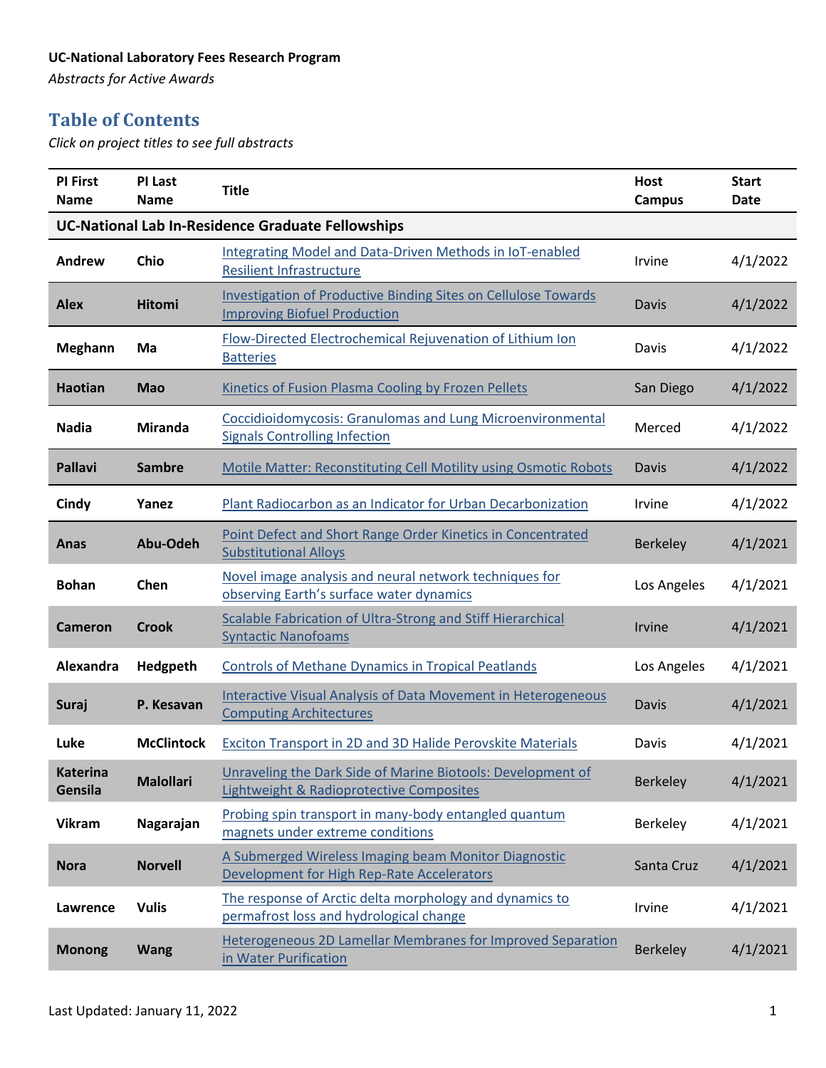**UC-National Laboratory Fees Research Program**

*Abstracts for Active Awards*

# Table of Contents

*Click on project titles to see full abstracts*

| PI First Name | PI Last Name | Title | Host Campus | Start Date |
|---|---|---|---|---|
| **UC-National Lab In-Residence Graduate Fellowships** | | | | |
| **Andrew** | **Chio** | Integrating Model and Data-Driven Methods in IoT-enabled Resilient Infrastructure | Irvine | 4/1/2022 |
| **Alex** | **Hitomi** | Investigation of Productive Binding Sites on Cellulose Towards Improving Biofuel Production | Davis | 4/1/2022 |
| **Meghann** | **Ma** | Flow-Directed Electrochemical Rejuvenation of Lithium Ion Batteries | Davis | 4/1/2022 |
| **Haotian** | **Mao** | Kinetics of Fusion Plasma Cooling by Frozen Pellets | San Diego | 4/1/2022 |
| **Nadia** | **Miranda** | Coccidioidomycosis: Granulomas and Lung Microenvironmental Signals Controlling Infection | Merced | 4/1/2022 |
| **Pallavi** | **Sambre** | Motile Matter: Reconstituting Cell Motility using Osmotic Robots | Davis | 4/1/2022 |
| **Cindy** | **Yanez** | Plant Radiocarbon as an Indicator for Urban Decarbonization | Irvine | 4/1/2022 |
| **Anas** | **Abu-Odeh** | Point Defect and Short Range Order Kinetics in Concentrated Substitutional Alloys | Berkeley | 4/1/2021 |
| **Bohan** | **Chen** | Novel image analysis and neural network techniques for observing Earth's surface water dynamics | Los Angeles | 4/1/2021 |
| **Cameron** | **Crook** | Scalable Fabrication of Ultra-Strong and Stiff Hierarchical Syntactic Nanofoams | Irvine | 4/1/2021 |
| **Alexandra** | **Hedgpeth** | Controls of Methane Dynamics in Tropical Peatlands | Los Angeles | 4/1/2021 |
| **Suraj** | **P. Kesavan** | Interactive Visual Analysis of Data Movement in Heterogeneous Computing Architectures | Davis | 4/1/2021 |
| **Luke** | **McClintock** | Exciton Transport in 2D and 3D Halide Perovskite Materials | Davis | 4/1/2021 |
| **Katerina Gensila** | **Malollari** | Unraveling the Dark Side of Marine Biotools: Development of Lightweight & Radioprotective Composites | Berkeley | 4/1/2021 |
| **Vikram** | **Nagarajan** | Probing spin transport in many-body entangled quantum magnets under extreme conditions | Berkeley | 4/1/2021 |
| **Nora** | **Norvell** | A Submerged Wireless Imaging beam Monitor Diagnostic Development for High Rep-Rate Accelerators | Santa Cruz | 4/1/2021 |
| **Lawrence** | **Vulis** | The response of Arctic delta morphology and dynamics to permafrost loss and hydrological change | Irvine | 4/1/2021 |
| **Monong** | **Wang** | Heterogeneous 2D Lamellar Membranes for Improved Separation in Water Purification | Berkeley | 4/1/2021 |

Last Updated: January 11, 2022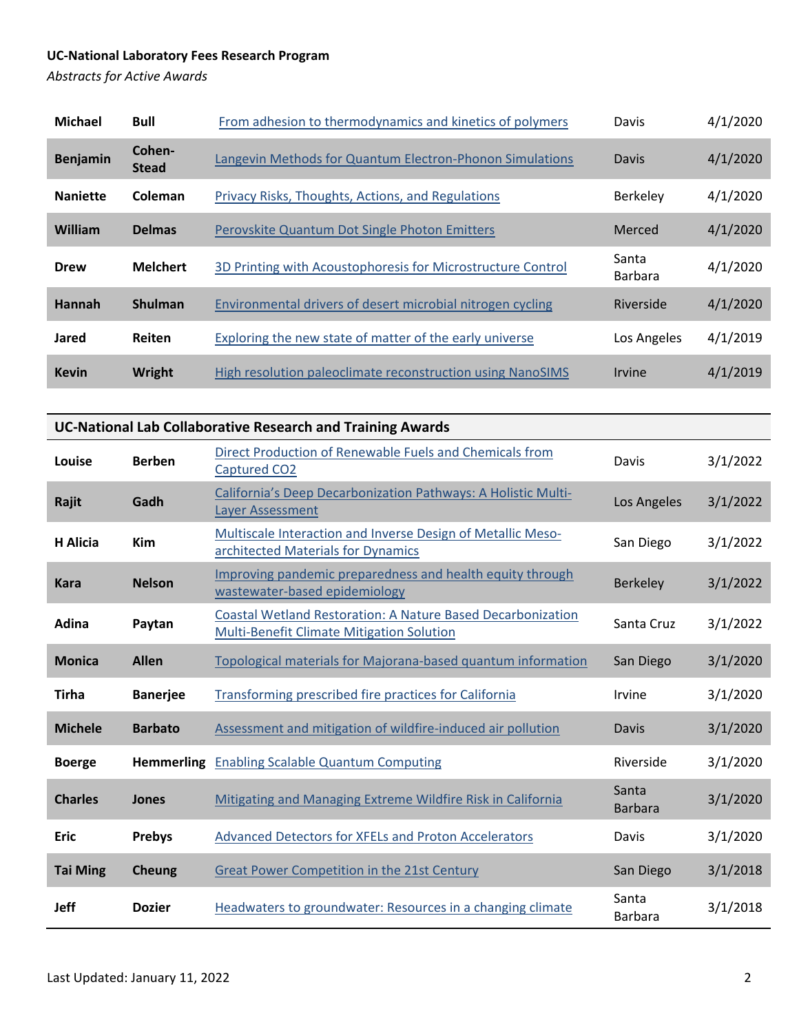**UC-National Laboratory Fees Research Program**

*Abstracts for Active Awards*

| | | | | |
|---|---|---|---|---|
| **Michael** | **Bull** | From adhesion to thermodynamics and kinetics of polymers | Davis | 4/1/2020 |
| **Benjamin** | **Cohen-Stead** | Langevin Methods for Quantum Electron-Phonon Simulations | Davis | 4/1/2020 |
| **Naniette** | **Coleman** | Privacy Risks, Thoughts, Actions, and Regulations | Berkeley | 4/1/2020 |
| **William** | **Delmas** | Perovskite Quantum Dot Single Photon Emitters | Merced | 4/1/2020 |
| **Drew** | **Melchert** | 3D Printing with Acoustophoresis for Microstructure Control | Santa Barbara | 4/1/2020 |
| **Hannah** | **Shulman** | Environmental drivers of desert microbial nitrogen cycling | Riverside | 4/1/2020 |
| **Jared** | **Reiten** | Exploring the new state of matter of the early universe | Los Angeles | 4/1/2019 |
| **Kevin** | **Wright** | High resolution paleoclimate reconstruction using NanoSIMS | Irvine | 4/1/2019 |

| **UC-National Lab Collaborative Research and Training Awards** | | | | |
|---|---|---|---|---|
| **Louise** | **Berben** | Direct Production of Renewable Fuels and Chemicals from Captured CO2 | Davis | 3/1/2022 |
| **Rajit** | **Gadh** | California's Deep Decarbonization Pathways: A Holistic Multi-Layer Assessment | Los Angeles | 3/1/2022 |
| **H Alicia** | **Kim** | Multiscale Interaction and Inverse Design of Metallic Meso-architected Materials for Dynamics | San Diego | 3/1/2022 |
| **Kara** | **Nelson** | Improving pandemic preparedness and health equity through wastewater-based epidemiology | Berkeley | 3/1/2022 |
| **Adina** | **Paytan** | Coastal Wetland Restoration: A Nature Based Decarbonization Multi-Benefit Climate Mitigation Solution | Santa Cruz | 3/1/2022 |
| **Monica** | **Allen** | Topological materials for Majorana-based quantum information | San Diego | 3/1/2020 |
| **Tirha** | **Banerjee** | Transforming prescribed fire practices for California | Irvine | 3/1/2020 |
| **Michele** | **Barbato** | Assessment and mitigation of wildfire-induced air pollution | Davis | 3/1/2020 |
| **Boerge** | **Hemmerling** | Enabling Scalable Quantum Computing | Riverside | 3/1/2020 |
| **Charles** | **Jones** | Mitigating and Managing Extreme Wildfire Risk in California | Santa Barbara | 3/1/2020 |
| **Eric** | **Prebys** | Advanced Detectors for XFELs and Proton Accelerators | Davis | 3/1/2020 |
| **Tai Ming** | **Cheung** | Great Power Competition in the 21st Century | San Diego | 3/1/2018 |
| **Jeff** | **Dozier** | Headwaters to groundwater: Resources in a changing climate | Santa Barbara | 3/1/2018 |

Last Updated: January 11, 2022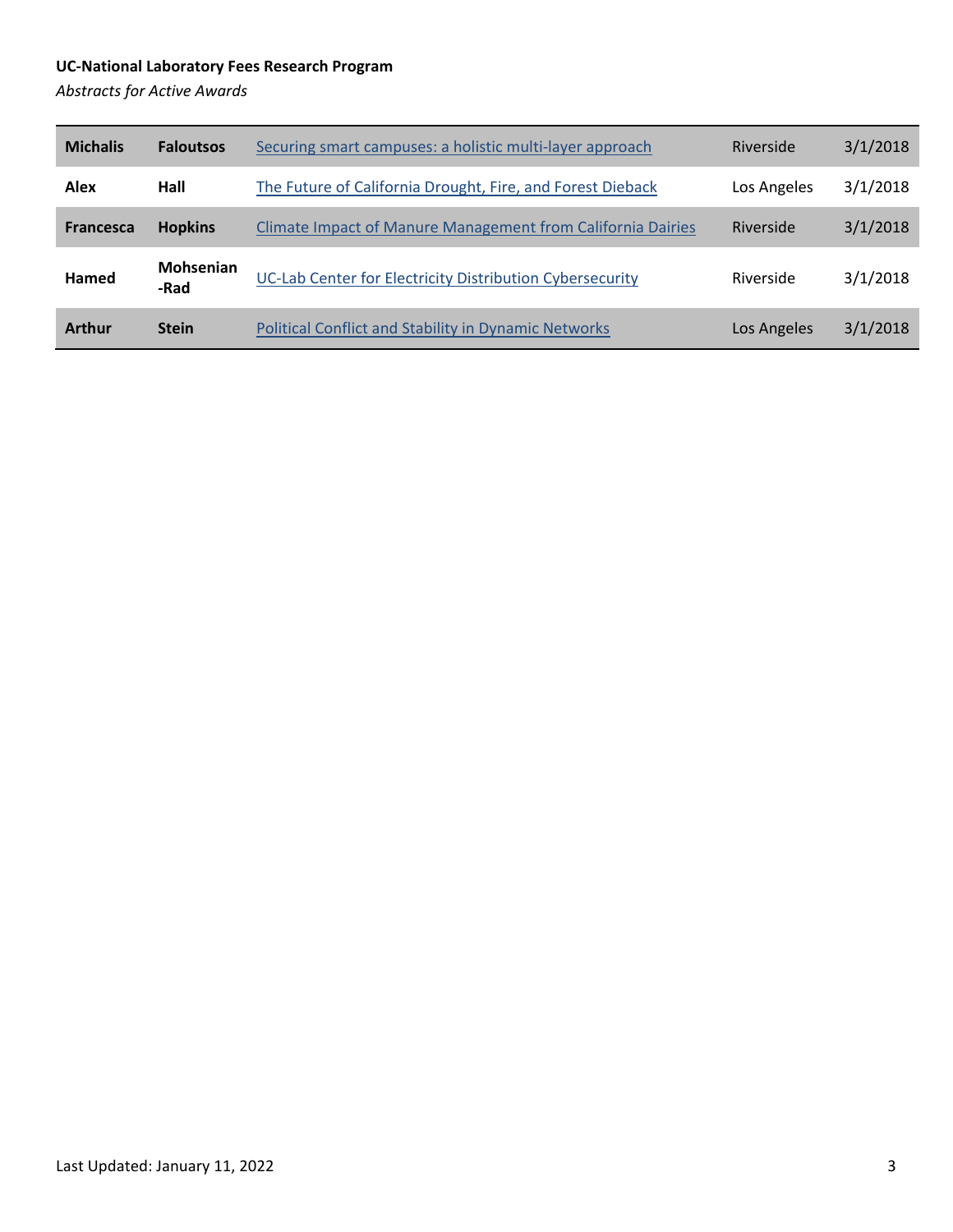**UC-National Laboratory Fees Research Program**

*Abstracts for Active Awards*

| | | | | |
|---|---|---|---|---|
| **Michalis** | **Faloutsos** | Securing smart campuses: a holistic multi-layer approach | Riverside | 3/1/2018 |
| **Alex** | **Hall** | The Future of California Drought, Fire, and Forest Dieback | Los Angeles | 3/1/2018 |
| **Francesca** | **Hopkins** | Climate Impact of Manure Management from California Dairies | Riverside | 3/1/2018 |
| **Hamed** | **Mohsenian-Rad** | UC-Lab Center for Electricity Distribution Cybersecurity | Riverside | 3/1/2018 |
| **Arthur** | **Stein** | Political Conflict and Stability in Dynamic Networks | Los Angeles | 3/1/2018 |

Last Updated: January 11, 2022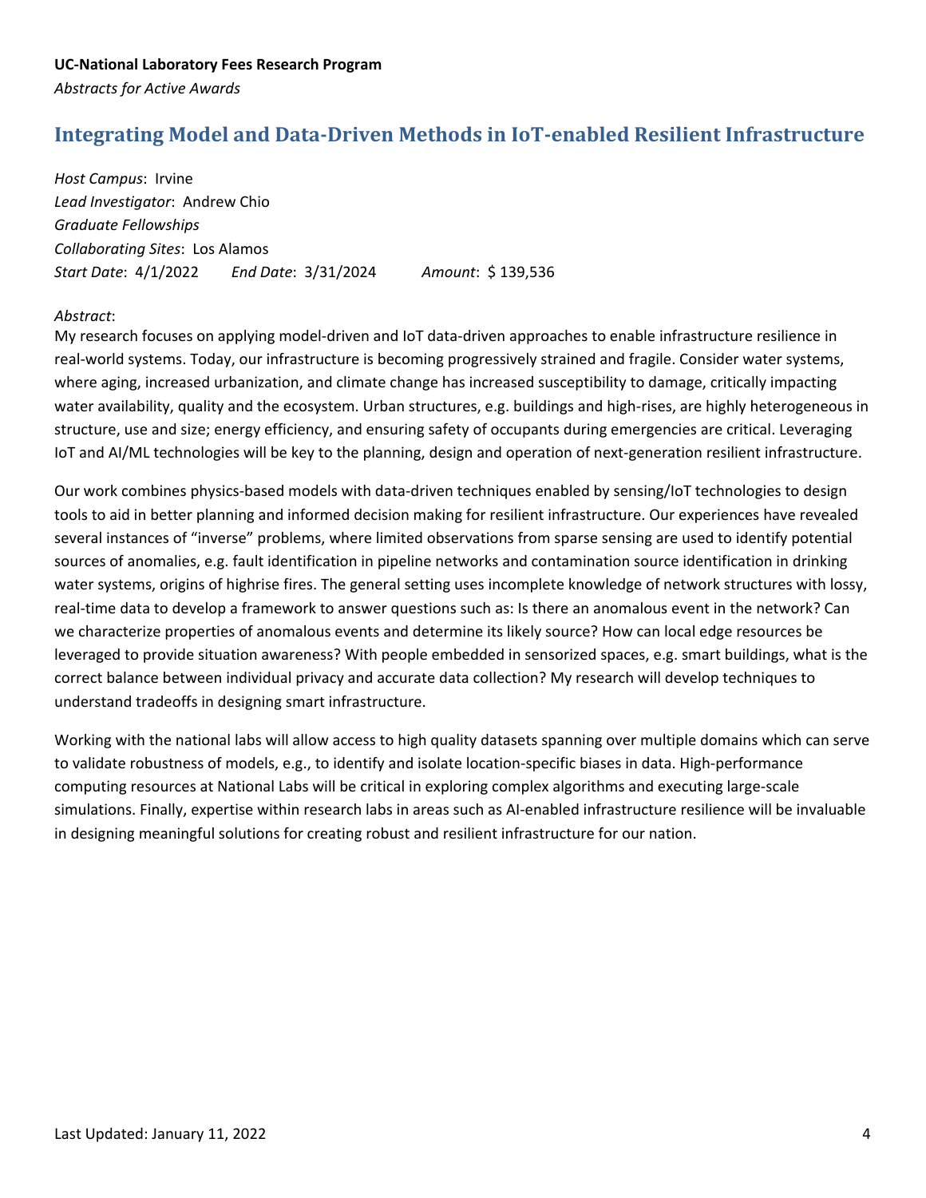## Integrating Model and Data-Driven Methods in IoT-enabled Resilient Infrastructure

*Host Campus*: Irvine
*Lead Investigator*: Andrew Chio
*Graduate Fellowships*
*Collaborating Sites*: Los Alamos
*Start Date*: 4/1/2022 *End Date*: 3/31/2024 *Amount*: $ 139,536

*Abstract*:

My research focuses on applying model-driven and IoT data-driven approaches to enable infrastructure resilience in real-world systems. Today, our infrastructure is becoming progressively strained and fragile. Consider water systems, where aging, increased urbanization, and climate change has increased susceptibility to damage, critically impacting water availability, quality and the ecosystem. Urban structures, e.g. buildings and high-rises, are highly heterogeneous in structure, use and size; energy efficiency, and ensuring safety of occupants during emergencies are critical. Leveraging IoT and AI/ML technologies will be key to the planning, design and operation of next-generation resilient infrastructure.

Our work combines physics-based models with data-driven techniques enabled by sensing/IoT technologies to design tools to aid in better planning and informed decision making for resilient infrastructure. Our experiences have revealed several instances of “inverse” problems, where limited observations from sparse sensing are used to identify potential sources of anomalies, e.g. fault identification in pipeline networks and contamination source identification in drinking water systems, origins of highrise fires. The general setting uses incomplete knowledge of network structures with lossy, real-time data to develop a framework to answer questions such as: Is there an anomalous event in the network? Can we characterize properties of anomalous events and determine its likely source? How can local edge resources be leveraged to provide situation awareness? With people embedded in sensorized spaces, e.g. smart buildings, what is the correct balance between individual privacy and accurate data collection? My research will develop techniques to understand tradeoffs in designing smart infrastructure.

Working with the national labs will allow access to high quality datasets spanning over multiple domains which can serve to validate robustness of models, e.g., to identify and isolate location-specific biases in data. High-performance computing resources at National Labs will be critical in exploring complex algorithms and executing large-scale simulations. Finally, expertise within research labs in areas such as AI-enabled infrastructure resilience will be invaluable in designing meaningful solutions for creating robust and resilient infrastructure for our nation.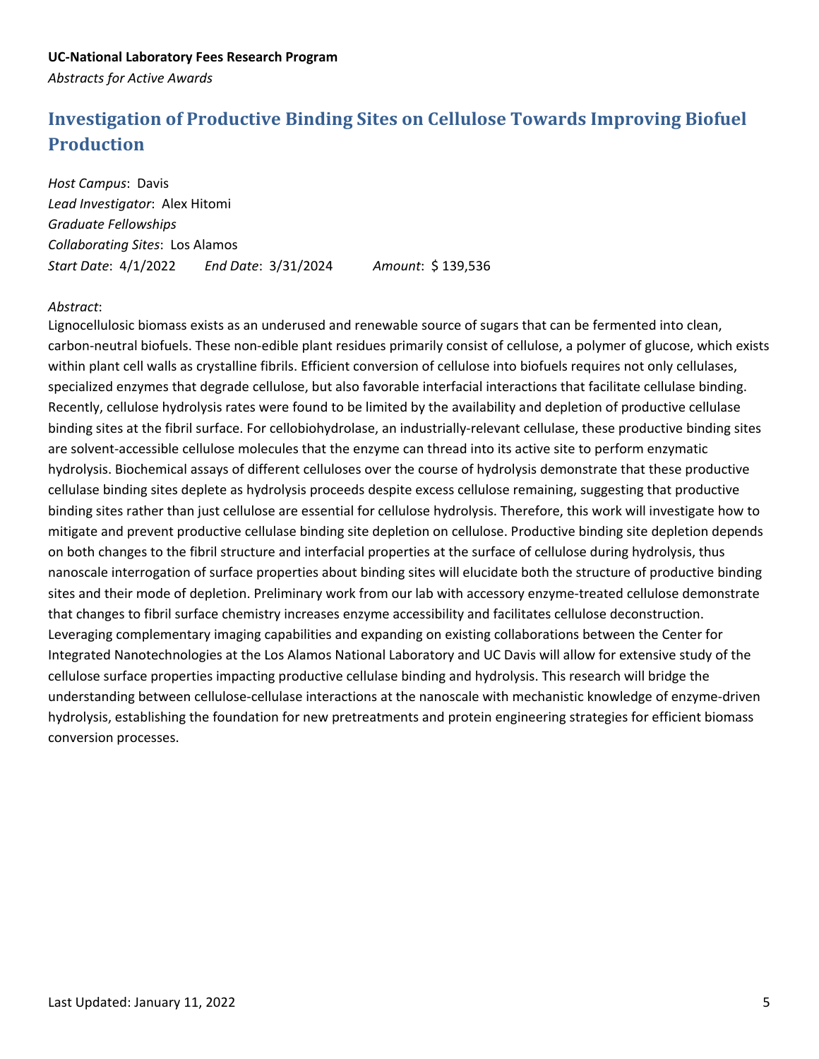# Investigation of Productive Binding Sites on Cellulose Towards Improving Biofuel Production

*Host Campus*: Davis
*Lead Investigator*: Alex Hitomi
*Graduate Fellowships*
*Collaborating Sites*: Los Alamos
*Start Date*: 4/1/2022 *End Date*: 3/31/2024 *Amount*: $ 139,536

*Abstract*:
Lignocellulosic biomass exists as an underused and renewable source of sugars that can be fermented into clean, carbon-neutral biofuels. These non-edible plant residues primarily consist of cellulose, a polymer of glucose, which exists within plant cell walls as crystalline fibrils. Efficient conversion of cellulose into biofuels requires not only cellulases, specialized enzymes that degrade cellulose, but also favorable interfacial interactions that facilitate cellulase binding. Recently, cellulose hydrolysis rates were found to be limited by the availability and depletion of productive cellulase binding sites at the fibril surface. For cellobiohydrolase, an industrially-relevant cellulase, these productive binding sites are solvent-accessible cellulose molecules that the enzyme can thread into its active site to perform enzymatic hydrolysis. Biochemical assays of different celluloses over the course of hydrolysis demonstrate that these productive cellulase binding sites deplete as hydrolysis proceeds despite excess cellulose remaining, suggesting that productive binding sites rather than just cellulose are essential for cellulose hydrolysis. Therefore, this work will investigate how to mitigate and prevent productive cellulase binding site depletion on cellulose. Productive binding site depletion depends on both changes to the fibril structure and interfacial properties at the surface of cellulose during hydrolysis, thus nanoscale interrogation of surface properties about binding sites will elucidate both the structure of productive binding sites and their mode of depletion. Preliminary work from our lab with accessory enzyme-treated cellulose demonstrate that changes to fibril surface chemistry increases enzyme accessibility and facilitates cellulose deconstruction. Leveraging complementary imaging capabilities and expanding on existing collaborations between the Center for Integrated Nanotechnologies at the Los Alamos National Laboratory and UC Davis will allow for extensive study of the cellulose surface properties impacting productive cellulase binding and hydrolysis. This research will bridge the understanding between cellulose-cellulase interactions at the nanoscale with mechanistic knowledge of enzyme-driven hydrolysis, establishing the foundation for new pretreatments and protein engineering strategies for efficient biomass conversion processes.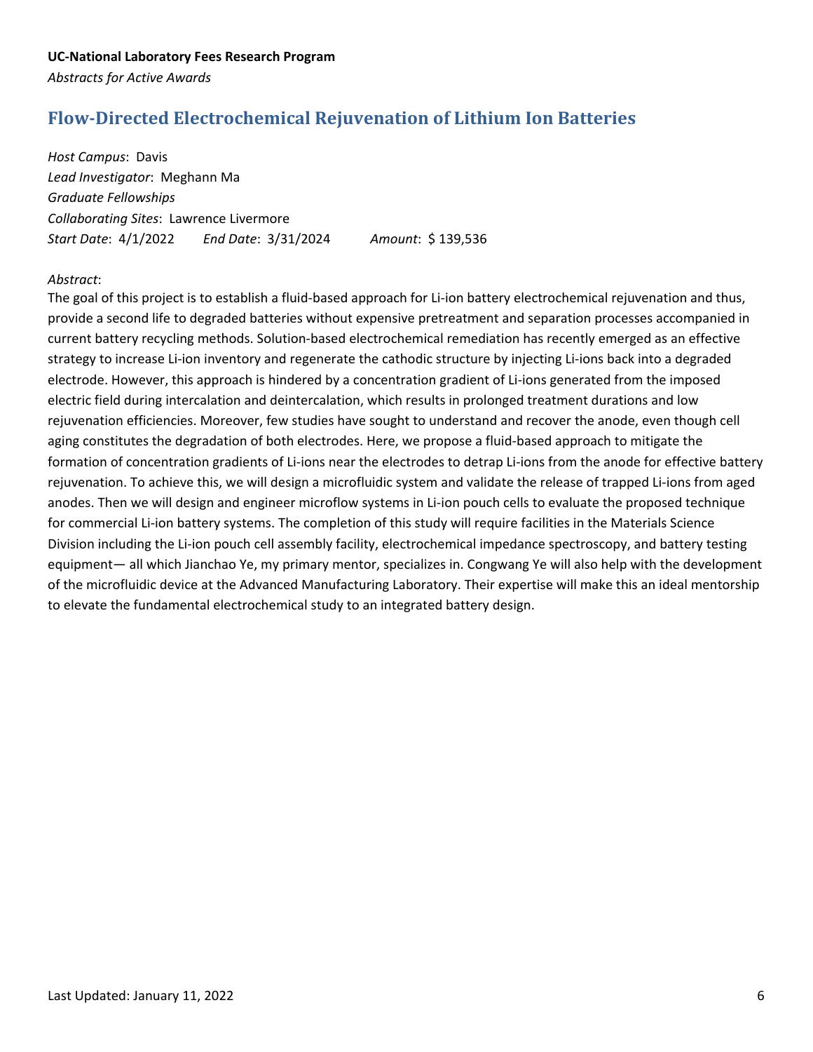## Flow-Directed Electrochemical Rejuvenation of Lithium Ion Batteries

*Host Campus*: Davis
*Lead Investigator*: Meghann Ma
*Graduate Fellowships*
*Collaborating Sites*: Lawrence Livermore
*Start Date*: 4/1/2022 *End Date*: 3/31/2024 *Amount*: $ 139,536

*Abstract*:
The goal of this project is to establish a fluid-based approach for Li-ion battery electrochemical rejuvenation and thus, provide a second life to degraded batteries without expensive pretreatment and separation processes accompanied in current battery recycling methods. Solution-based electrochemical remediation has recently emerged as an effective strategy to increase Li-ion inventory and regenerate the cathodic structure by injecting Li-ions back into a degraded electrode. However, this approach is hindered by a concentration gradient of Li-ions generated from the imposed electric field during intercalation and deintercalation, which results in prolonged treatment durations and low rejuvenation efficiencies. Moreover, few studies have sought to understand and recover the anode, even though cell aging constitutes the degradation of both electrodes. Here, we propose a fluid-based approach to mitigate the formation of concentration gradients of Li-ions near the electrodes to detrap Li-ions from the anode for effective battery rejuvenation. To achieve this, we will design a microfluidic system and validate the release of trapped Li-ions from aged anodes. Then we will design and engineer microflow systems in Li-ion pouch cells to evaluate the proposed technique for commercial Li-ion battery systems. The completion of this study will require facilities in the Materials Science Division including the Li-ion pouch cell assembly facility, electrochemical impedance spectroscopy, and battery testing equipment— all which Jianchao Ye, my primary mentor, specializes in. Congwang Ye will also help with the development of the microfluidic device at the Advanced Manufacturing Laboratory. Their expertise will make this an ideal mentorship to elevate the fundamental electrochemical study to an integrated battery design.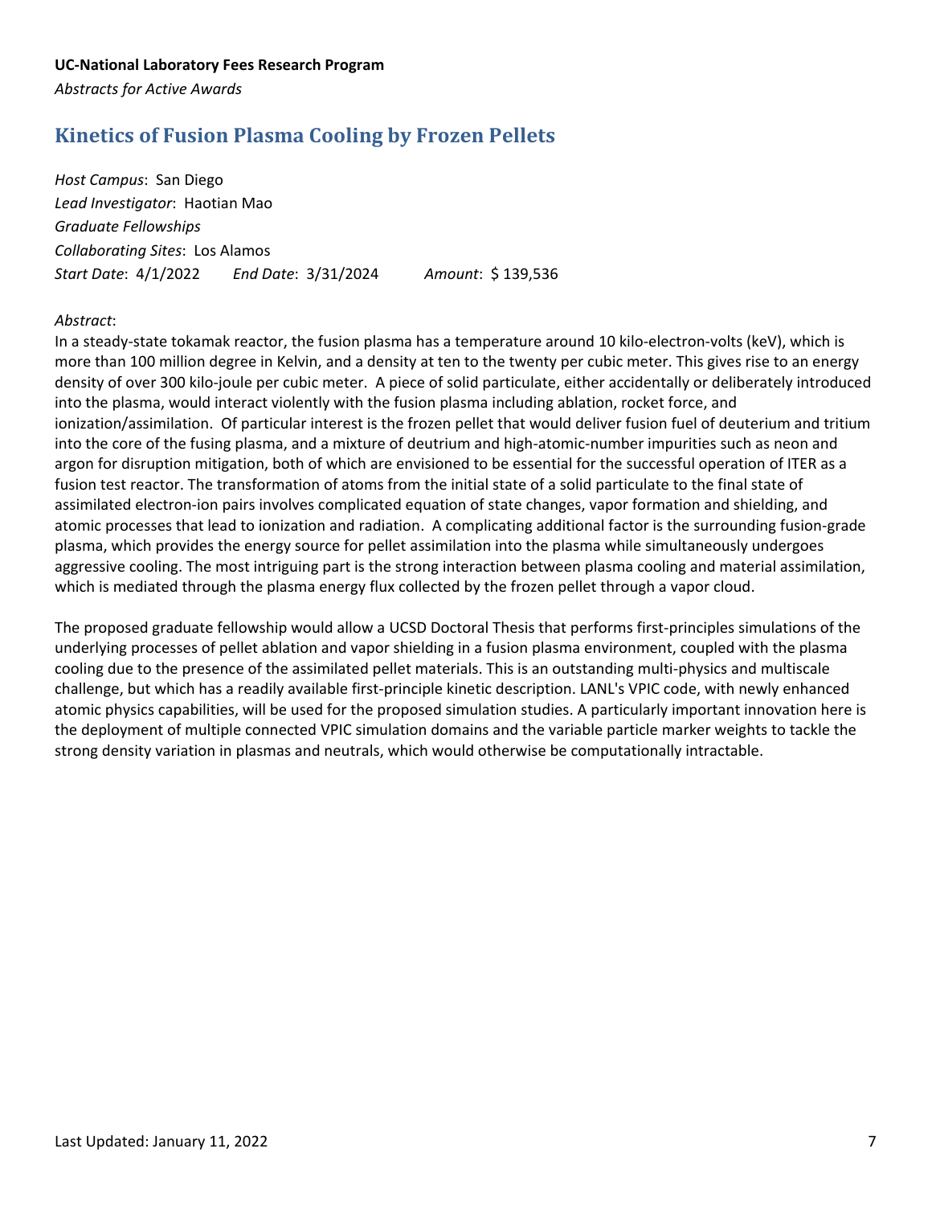**UC-National Laboratory Fees Research Program**

*Abstracts for Active Awards*

## Kinetics of Fusion Plasma Cooling by Frozen Pellets

*Host Campus*: San Diego
*Lead Investigator*: Haotian Mao
*Graduate Fellowships*
*Collaborating Sites*: Los Alamos
*Start Date*: 4/1/2022 *End Date*: 3/31/2024 *Amount*: $ 139,536

*Abstract*:
In a steady-state tokamak reactor, the fusion plasma has a temperature around 10 kilo-electron-volts (keV), which is more than 100 million degree in Kelvin, and a density at ten to the twenty per cubic meter. This gives rise to an energy density of over 300 kilo-joule per cubic meter. A piece of solid particulate, either accidentally or deliberately introduced into the plasma, would interact violently with the fusion plasma including ablation, rocket force, and ionization/assimilation. Of particular interest is the frozen pellet that would deliver fusion fuel of deuterium and tritium into the core of the fusing plasma, and a mixture of deutrium and high-atomic-number impurities such as neon and argon for disruption mitigation, both of which are envisioned to be essential for the successful operation of ITER as a fusion test reactor. The transformation of atoms from the initial state of a solid particulate to the final state of assimilated electron-ion pairs involves complicated equation of state changes, vapor formation and shielding, and atomic processes that lead to ionization and radiation. A complicating additional factor is the surrounding fusion-grade plasma, which provides the energy source for pellet assimilation into the plasma while simultaneously undergoes aggressive cooling. The most intriguing part is the strong interaction between plasma cooling and material assimilation, which is mediated through the plasma energy flux collected by the frozen pellet through a vapor cloud.

The proposed graduate fellowship would allow a UCSD Doctoral Thesis that performs first-principles simulations of the underlying processes of pellet ablation and vapor shielding in a fusion plasma environment, coupled with the plasma cooling due to the presence of the assimilated pellet materials. This is an outstanding multi-physics and multiscale challenge, but which has a readily available first-principle kinetic description. LANL's VPIC code, with newly enhanced atomic physics capabilities, will be used for the proposed simulation studies. A particularly important innovation here is the deployment of multiple connected VPIC simulation domains and the variable particle marker weights to tackle the strong density variation in plasmas and neutrals, which would otherwise be computationally intractable.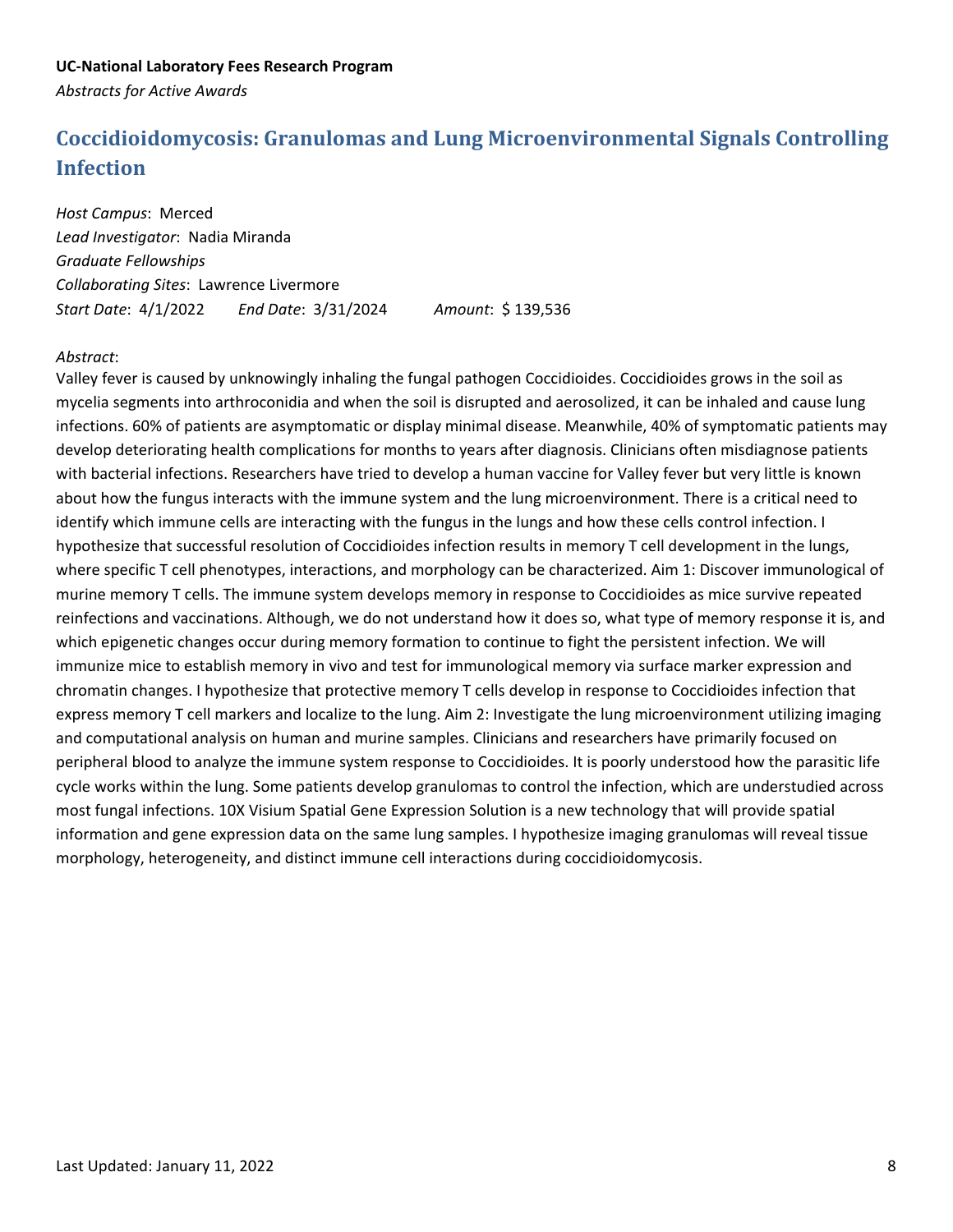**UC-National Laboratory Fees Research Program**

*Abstracts for Active Awards*

## Coccidioidomycosis: Granulomas and Lung Microenvironmental Signals Controlling Infection

*Host Campus*: Merced
*Lead Investigator*: Nadia Miranda
*Graduate Fellowships*
*Collaborating Sites*: Lawrence Livermore
*Start Date*: 4/1/2022 *End Date*: 3/31/2024 *Amount*: $ 139,536

*Abstract*:

Valley fever is caused by unknowingly inhaling the fungal pathogen Coccidioides. Coccidioides grows in the soil as mycelia segments into arthroconidia and when the soil is disrupted and aerosolized, it can be inhaled and cause lung infections. 60% of patients are asymptomatic or display minimal disease. Meanwhile, 40% of symptomatic patients may develop deteriorating health complications for months to years after diagnosis. Clinicians often misdiagnose patients with bacterial infections. Researchers have tried to develop a human vaccine for Valley fever but very little is known about how the fungus interacts with the immune system and the lung microenvironment. There is a critical need to identify which immune cells are interacting with the fungus in the lungs and how these cells control infection. I hypothesize that successful resolution of Coccidioides infection results in memory T cell development in the lungs, where specific T cell phenotypes, interactions, and morphology can be characterized. Aim 1: Discover immunological of murine memory T cells. The immune system develops memory in response to Coccidioides as mice survive repeated reinfections and vaccinations. Although, we do not understand how it does so, what type of memory response it is, and which epigenetic changes occur during memory formation to continue to fight the persistent infection. We will immunize mice to establish memory in vivo and test for immunological memory via surface marker expression and chromatin changes. I hypothesize that protective memory T cells develop in response to Coccidioides infection that express memory T cell markers and localize to the lung. Aim 2: Investigate the lung microenvironment utilizing imaging and computational analysis on human and murine samples. Clinicians and researchers have primarily focused on peripheral blood to analyze the immune system response to Coccidioides. It is poorly understood how the parasitic life cycle works within the lung. Some patients develop granulomas to control the infection, which are understudied across most fungal infections. 10X Visium Spatial Gene Expression Solution is a new technology that will provide spatial information and gene expression data on the same lung samples. I hypothesize imaging granulomas will reveal tissue morphology, heterogeneity, and distinct immune cell interactions during coccidioidomycosis.

Last Updated: January 11, 2022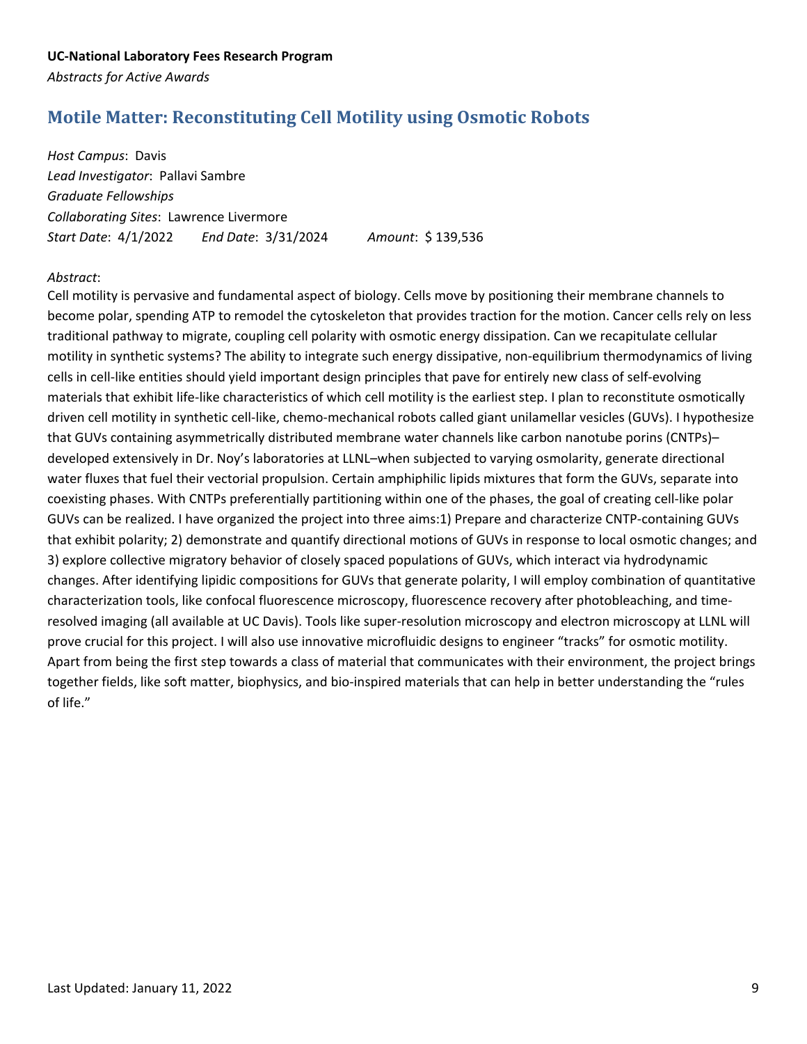**UC-National Laboratory Fees Research Program**

*Abstracts for Active Awards*

## Motile Matter: Reconstituting Cell Motility using Osmotic Robots

*Host Campus*: Davis
*Lead Investigator*: Pallavi Sambre
*Graduate Fellowships*
*Collaborating Sites*: Lawrence Livermore
*Start Date*: 4/1/2022 *End Date*: 3/31/2024 *Amount*: $ 139,536

*Abstract*:

Cell motility is pervasive and fundamental aspect of biology. Cells move by positioning their membrane channels to become polar, spending ATP to remodel the cytoskeleton that provides traction for the motion. Cancer cells rely on less traditional pathway to migrate, coupling cell polarity with osmotic energy dissipation. Can we recapitulate cellular motility in synthetic systems? The ability to integrate such energy dissipative, non-equilibrium thermodynamics of living cells in cell-like entities should yield important design principles that pave for entirely new class of self-evolving materials that exhibit life-like characteristics of which cell motility is the earliest step. I plan to reconstitute osmotically driven cell motility in synthetic cell-like, chemo-mechanical robots called giant unilamellar vesicles (GUVs). I hypothesize that GUVs containing asymmetrically distributed membrane water channels like carbon nanotube porins (CNTPs)–developed extensively in Dr. Noy's laboratories at LLNL–when subjected to varying osmolarity, generate directional water fluxes that fuel their vectorial propulsion. Certain amphiphilic lipids mixtures that form the GUVs, separate into coexisting phases. With CNTPs preferentially partitioning within one of the phases, the goal of creating cell-like polar GUVs can be realized. I have organized the project into three aims:1) Prepare and characterize CNTP-containing GUVs that exhibit polarity; 2) demonstrate and quantify directional motions of GUVs in response to local osmotic changes; and 3) explore collective migratory behavior of closely spaced populations of GUVs, which interact via hydrodynamic changes. After identifying lipidic compositions for GUVs that generate polarity, I will employ combination of quantitative characterization tools, like confocal fluorescence microscopy, fluorescence recovery after photobleaching, and time-resolved imaging (all available at UC Davis). Tools like super-resolution microscopy and electron microscopy at LLNL will prove crucial for this project. I will also use innovative microfluidic designs to engineer "tracks" for osmotic motility. Apart from being the first step towards a class of material that communicates with their environment, the project brings together fields, like soft matter, biophysics, and bio-inspired materials that can help in better understanding the "rules of life."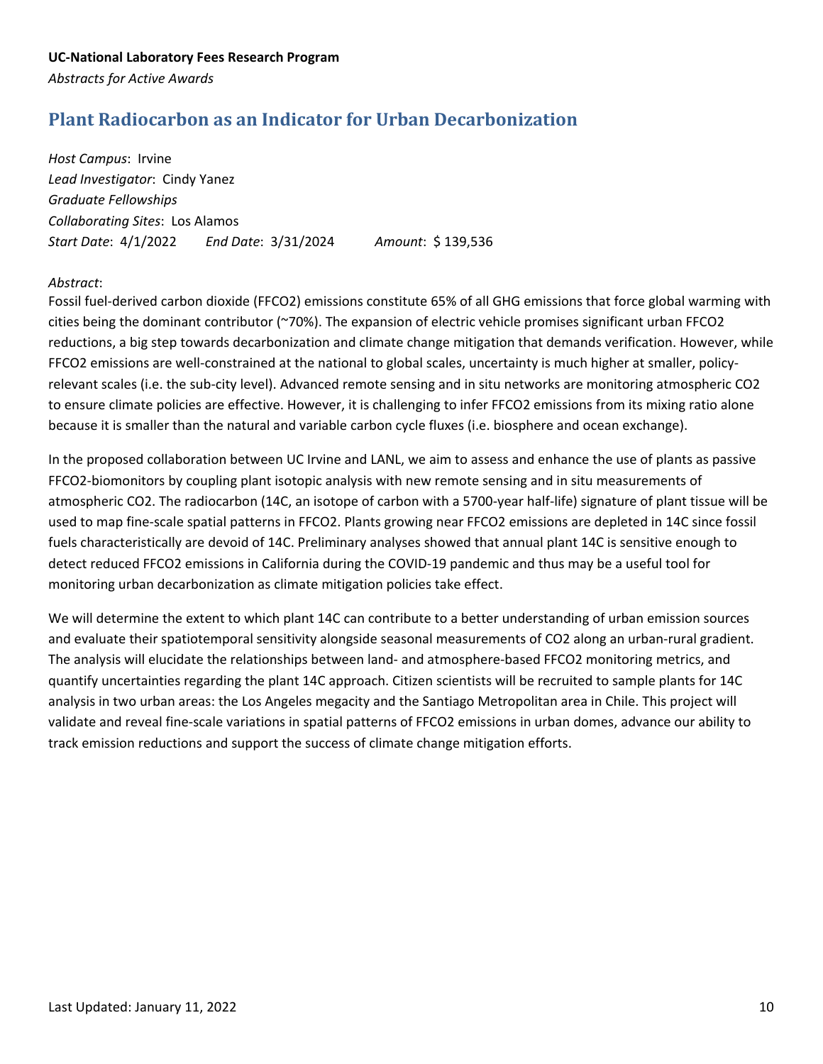**UC-National Laboratory Fees Research Program**

*Abstracts for Active Awards*

## Plant Radiocarbon as an Indicator for Urban Decarbonization

*Host Campus*: Irvine
*Lead Investigator*: Cindy Yanez
*Graduate Fellowships*
*Collaborating Sites*: Los Alamos
*Start Date*: 4/1/2022 *End Date*: 3/31/2024 *Amount*: $ 139,536

*Abstract*:
Fossil fuel-derived carbon dioxide (FFCO2) emissions constitute 65% of all GHG emissions that force global warming with cities being the dominant contributor (~70%). The expansion of electric vehicle promises significant urban FFCO2 reductions, a big step towards decarbonization and climate change mitigation that demands verification. However, while FFCO2 emissions are well-constrained at the national to global scales, uncertainty is much higher at smaller, policy-relevant scales (i.e. the sub-city level). Advanced remote sensing and in situ networks are monitoring atmospheric CO2 to ensure climate policies are effective. However, it is challenging to infer FFCO2 emissions from its mixing ratio alone because it is smaller than the natural and variable carbon cycle fluxes (i.e. biosphere and ocean exchange).

In the proposed collaboration between UC Irvine and LANL, we aim to assess and enhance the use of plants as passive FFCO2-biomonitors by coupling plant isotopic analysis with new remote sensing and in situ measurements of atmospheric CO2. The radiocarbon (14C, an isotope of carbon with a 5700-year half-life) signature of plant tissue will be used to map fine-scale spatial patterns in FFCO2. Plants growing near FFCO2 emissions are depleted in 14C since fossil fuels characteristically are devoid of 14C. Preliminary analyses showed that annual plant 14C is sensitive enough to detect reduced FFCO2 emissions in California during the COVID-19 pandemic and thus may be a useful tool for monitoring urban decarbonization as climate mitigation policies take effect.

We will determine the extent to which plant 14C can contribute to a better understanding of urban emission sources and evaluate their spatiotemporal sensitivity alongside seasonal measurements of CO2 along an urban-rural gradient. The analysis will elucidate the relationships between land- and atmosphere-based FFCO2 monitoring metrics, and quantify uncertainties regarding the plant 14C approach. Citizen scientists will be recruited to sample plants for 14C analysis in two urban areas: the Los Angeles megacity and the Santiago Metropolitan area in Chile. This project will validate and reveal fine-scale variations in spatial patterns of FFCO2 emissions in urban domes, advance our ability to track emission reductions and support the success of climate change mitigation efforts.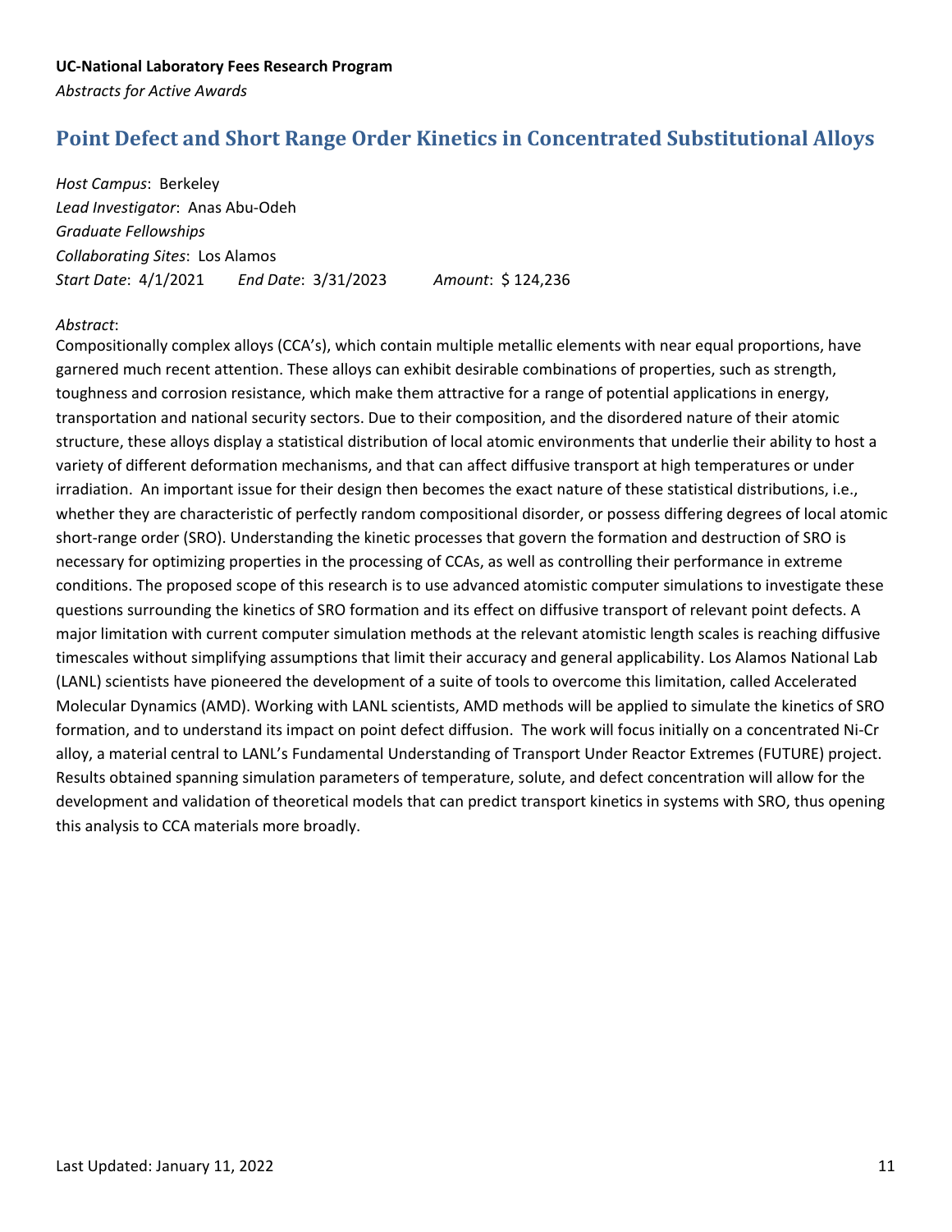**UC-National Laboratory Fees Research Program**

*Abstracts for Active Awards*

## Point Defect and Short Range Order Kinetics in Concentrated Substitutional Alloys

*Host Campus*: Berkeley
*Lead Investigator*: Anas Abu-Odeh
*Graduate Fellowships*
*Collaborating Sites*: Los Alamos
*Start Date*: 4/1/2021 *End Date*: 3/31/2023 *Amount*: $ 124,236

*Abstract*:
Compositionally complex alloys (CCA's), which contain multiple metallic elements with near equal proportions, have garnered much recent attention. These alloys can exhibit desirable combinations of properties, such as strength, toughness and corrosion resistance, which make them attractive for a range of potential applications in energy, transportation and national security sectors. Due to their composition, and the disordered nature of their atomic structure, these alloys display a statistical distribution of local atomic environments that underlie their ability to host a variety of different deformation mechanisms, and that can affect diffusive transport at high temperatures or under irradiation. An important issue for their design then becomes the exact nature of these statistical distributions, i.e., whether they are characteristic of perfectly random compositional disorder, or possess differing degrees of local atomic short-range order (SRO). Understanding the kinetic processes that govern the formation and destruction of SRO is necessary for optimizing properties in the processing of CCAs, as well as controlling their performance in extreme conditions. The proposed scope of this research is to use advanced atomistic computer simulations to investigate these questions surrounding the kinetics of SRO formation and its effect on diffusive transport of relevant point defects. A major limitation with current computer simulation methods at the relevant atomistic length scales is reaching diffusive timescales without simplifying assumptions that limit their accuracy and general applicability. Los Alamos National Lab (LANL) scientists have pioneered the development of a suite of tools to overcome this limitation, called Accelerated Molecular Dynamics (AMD). Working with LANL scientists, AMD methods will be applied to simulate the kinetics of SRO formation, and to understand its impact on point defect diffusion. The work will focus initially on a concentrated Ni-Cr alloy, a material central to LANL's Fundamental Understanding of Transport Under Reactor Extremes (FUTURE) project. Results obtained spanning simulation parameters of temperature, solute, and defect concentration will allow for the development and validation of theoretical models that can predict transport kinetics in systems with SRO, thus opening this analysis to CCA materials more broadly.

Last Updated: January 11, 2022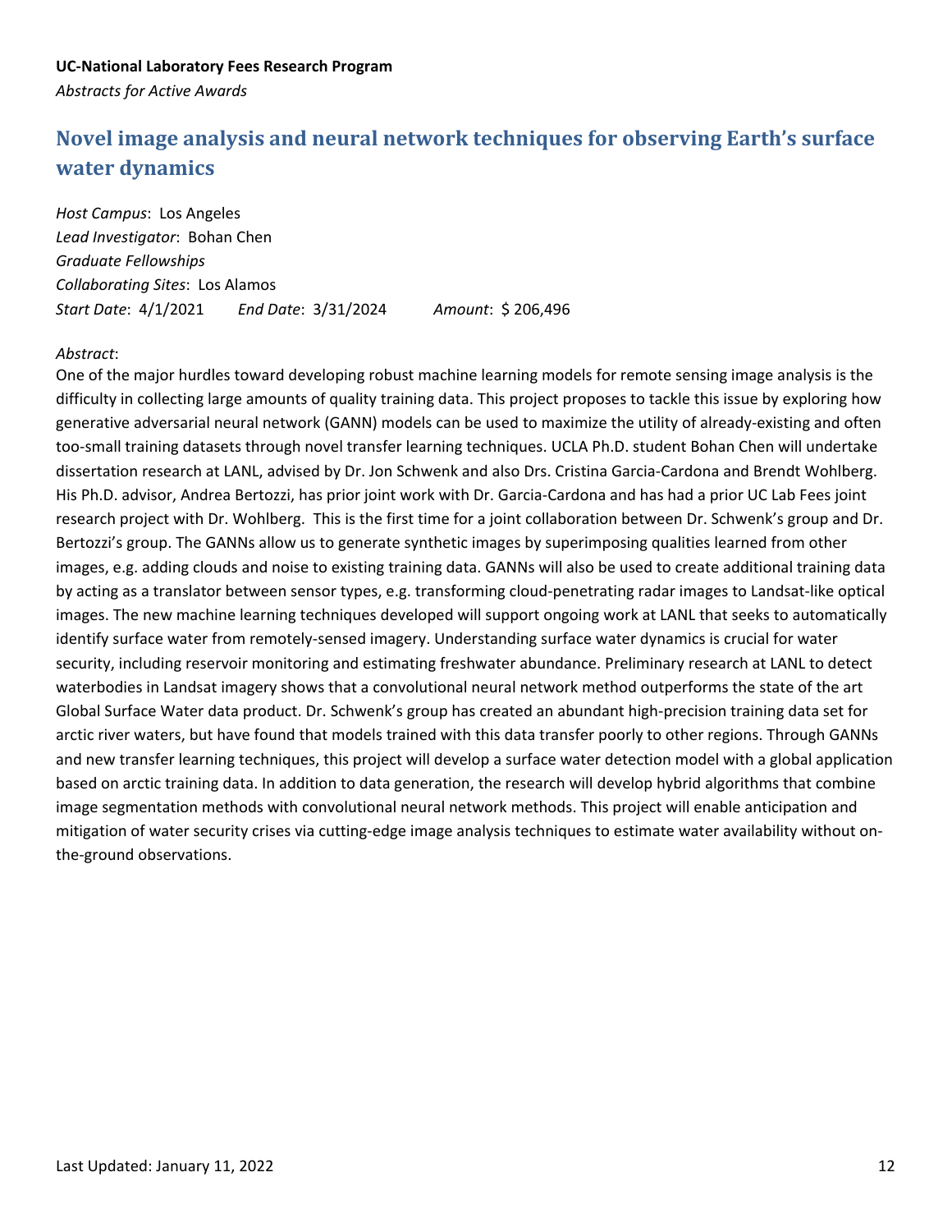**UC-National Laboratory Fees Research Program**
*Abstracts for Active Awards*

## Novel image analysis and neural network techniques for observing Earth's surface water dynamics

*Host Campus*: Los Angeles
*Lead Investigator*: Bohan Chen
*Graduate Fellowships*
*Collaborating Sites*: Los Alamos
*Start Date*: 4/1/2021 *End Date*: 3/31/2024 *Amount*: $ 206,496

*Abstract*:
One of the major hurdles toward developing robust machine learning models for remote sensing image analysis is the difficulty in collecting large amounts of quality training data. This project proposes to tackle this issue by exploring how generative adversarial neural network (GANN) models can be used to maximize the utility of already-existing and often too-small training datasets through novel transfer learning techniques. UCLA Ph.D. student Bohan Chen will undertake dissertation research at LANL, advised by Dr. Jon Schwenk and also Drs. Cristina Garcia-Cardona and Brendt Wohlberg. His Ph.D. advisor, Andrea Bertozzi, has prior joint work with Dr. Garcia-Cardona and has had a prior UC Lab Fees joint research project with Dr. Wohlberg. This is the first time for a joint collaboration between Dr. Schwenk's group and Dr. Bertozzi's group. The GANNs allow us to generate synthetic images by superimposing qualities learned from other images, e.g. adding clouds and noise to existing training data. GANNs will also be used to create additional training data by acting as a translator between sensor types, e.g. transforming cloud-penetrating radar images to Landsat-like optical images. The new machine learning techniques developed will support ongoing work at LANL that seeks to automatically identify surface water from remotely-sensed imagery. Understanding surface water dynamics is crucial for water security, including reservoir monitoring and estimating freshwater abundance. Preliminary research at LANL to detect waterbodies in Landsat imagery shows that a convolutional neural network method outperforms the state of the art Global Surface Water data product. Dr. Schwenk's group has created an abundant high-precision training data set for arctic river waters, but have found that models trained with this data transfer poorly to other regions. Through GANNs and new transfer learning techniques, this project will develop a surface water detection model with a global application based on arctic training data. In addition to data generation, the research will develop hybrid algorithms that combine image segmentation methods with convolutional neural network methods. This project will enable anticipation and mitigation of water security crises via cutting-edge image analysis techniques to estimate water availability without on-the-ground observations.

Last Updated: January 11, 2022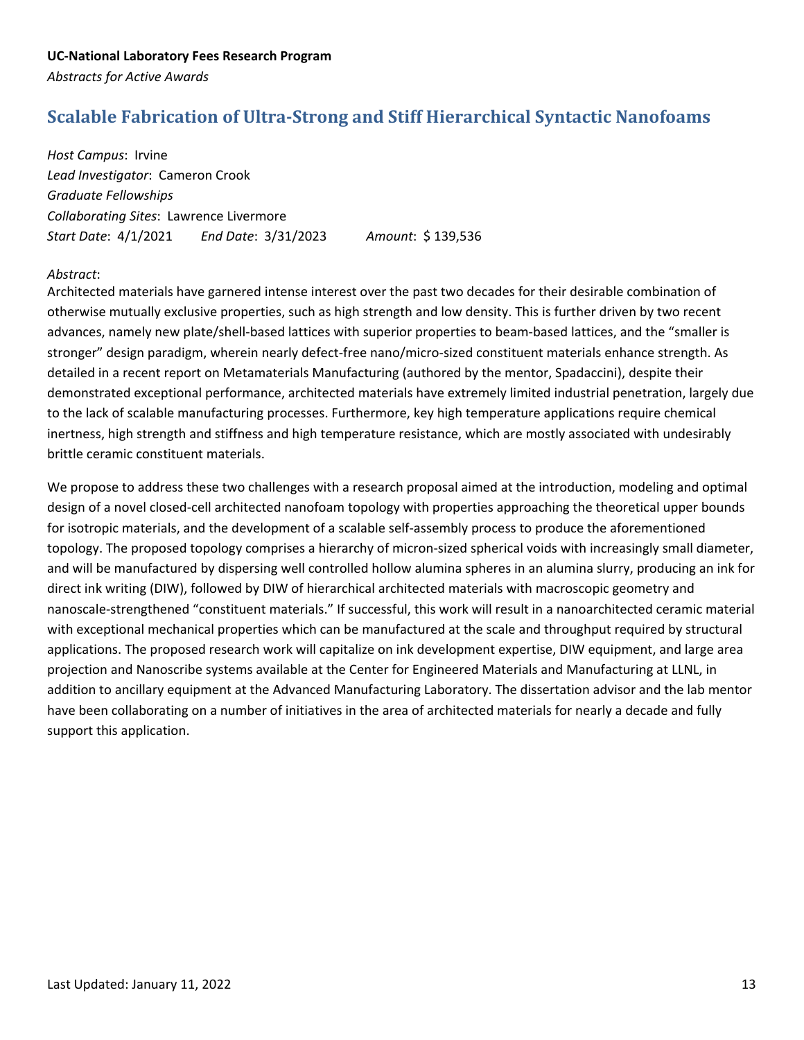# Scalable Fabrication of Ultra-Strong and Stiff Hierarchical Syntactic Nanofoams

*Host Campus*: Irvine
*Lead Investigator*: Cameron Crook
*Graduate Fellowships*
*Collaborating Sites*: Lawrence Livermore
*Start Date*: 4/1/2021 *End Date*: 3/31/2023 *Amount*: $ 139,536

*Abstract*:
Architected materials have garnered intense interest over the past two decades for their desirable combination of otherwise mutually exclusive properties, such as high strength and low density. This is further driven by two recent advances, namely new plate/shell-based lattices with superior properties to beam-based lattices, and the "smaller is stronger" design paradigm, wherein nearly defect-free nano/micro-sized constituent materials enhance strength. As detailed in a recent report on Metamaterials Manufacturing (authored by the mentor, Spadaccini), despite their demonstrated exceptional performance, architected materials have extremely limited industrial penetration, largely due to the lack of scalable manufacturing processes. Furthermore, key high temperature applications require chemical inertness, high strength and stiffness and high temperature resistance, which are mostly associated with undesirably brittle ceramic constituent materials.

We propose to address these two challenges with a research proposal aimed at the introduction, modeling and optimal design of a novel closed-cell architected nanofoam topology with properties approaching the theoretical upper bounds for isotropic materials, and the development of a scalable self-assembly process to produce the aforementioned topology. The proposed topology comprises a hierarchy of micron-sized spherical voids with increasingly small diameter, and will be manufactured by dispersing well controlled hollow alumina spheres in an alumina slurry, producing an ink for direct ink writing (DIW), followed by DIW of hierarchical architected materials with macroscopic geometry and nanoscale-strengthened "constituent materials." If successful, this work will result in a nanoarchitected ceramic material with exceptional mechanical properties which can be manufactured at the scale and throughput required by structural applications. The proposed research work will capitalize on ink development expertise, DIW equipment, and large area projection and Nanoscribe systems available at the Center for Engineered Materials and Manufacturing at LLNL, in addition to ancillary equipment at the Advanced Manufacturing Laboratory. The dissertation advisor and the lab mentor have been collaborating on a number of initiatives in the area of architected materials for nearly a decade and fully support this application.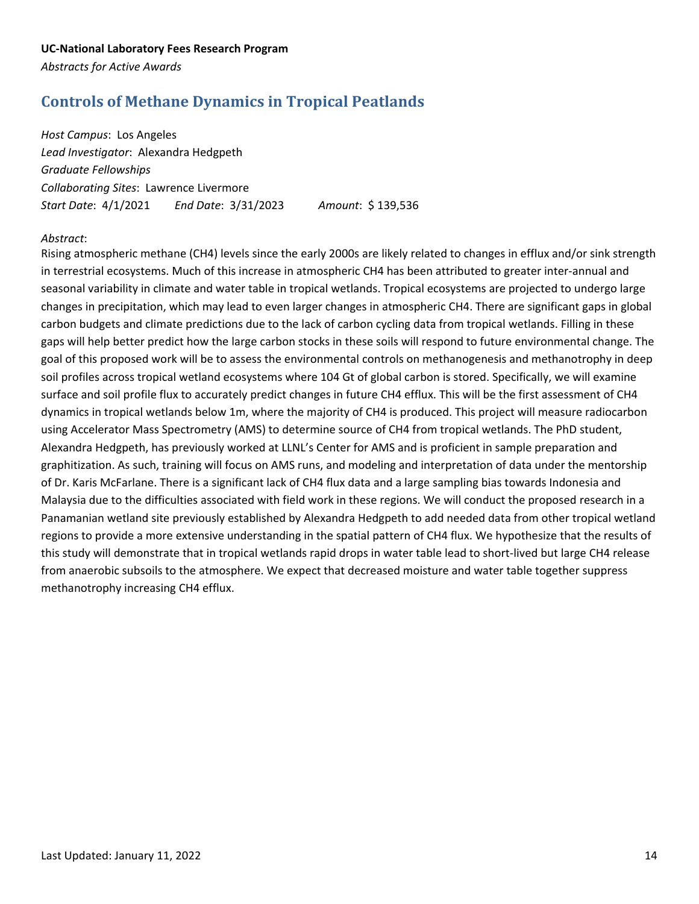## Controls of Methane Dynamics in Tropical Peatlands

*Host Campus*: Los Angeles
*Lead Investigator*: Alexandra Hedgpeth
*Graduate Fellowships*
*Collaborating Sites*: Lawrence Livermore
*Start Date*: 4/1/2021 *End Date*: 3/31/2023 *Amount*: $ 139,536

*Abstract*:
Rising atmospheric methane (CH4) levels since the early 2000s are likely related to changes in efflux and/or sink strength in terrestrial ecosystems. Much of this increase in atmospheric CH4 has been attributed to greater inter-annual and seasonal variability in climate and water table in tropical wetlands. Tropical ecosystems are projected to undergo large changes in precipitation, which may lead to even larger changes in atmospheric CH4. There are significant gaps in global carbon budgets and climate predictions due to the lack of carbon cycling data from tropical wetlands. Filling in these gaps will help better predict how the large carbon stocks in these soils will respond to future environmental change. The goal of this proposed work will be to assess the environmental controls on methanogenesis and methanotrophy in deep soil profiles across tropical wetland ecosystems where 104 Gt of global carbon is stored. Specifically, we will examine surface and soil profile flux to accurately predict changes in future CH4 efflux. This will be the first assessment of CH4 dynamics in tropical wetlands below 1m, where the majority of CH4 is produced. This project will measure radiocarbon using Accelerator Mass Spectrometry (AMS) to determine source of CH4 from tropical wetlands. The PhD student, Alexandra Hedgpeth, has previously worked at LLNL's Center for AMS and is proficient in sample preparation and graphitization. As such, training will focus on AMS runs, and modeling and interpretation of data under the mentorship of Dr. Karis McFarlane. There is a significant lack of CH4 flux data and a large sampling bias towards Indonesia and Malaysia due to the difficulties associated with field work in these regions. We will conduct the proposed research in a Panamanian wetland site previously established by Alexandra Hedgpeth to add needed data from other tropical wetland regions to provide a more extensive understanding in the spatial pattern of CH4 flux. We hypothesize that the results of this study will demonstrate that in tropical wetlands rapid drops in water table lead to short-lived but large CH4 release from anaerobic subsoils to the atmosphere. We expect that decreased moisture and water table together suppress methanotrophy increasing CH4 efflux.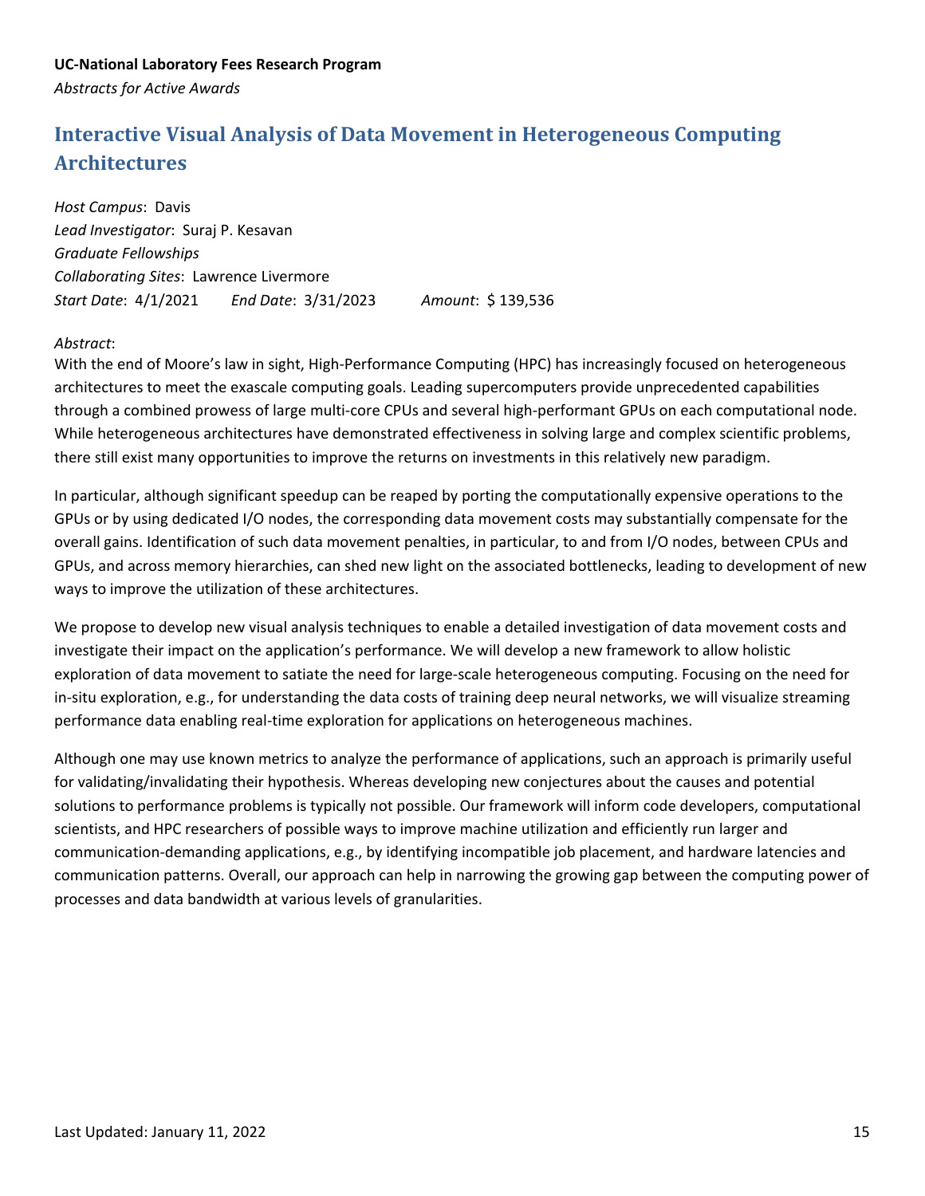**UC-National Laboratory Fees Research Program**

*Abstracts for Active Awards*

# Interactive Visual Analysis of Data Movement in Heterogeneous Computing Architectures

*Host Campus*: Davis
*Lead Investigator*: Suraj P. Kesavan
*Graduate Fellowships*
*Collaborating Sites*: Lawrence Livermore
*Start Date*: 4/1/2021 *End Date*: 3/31/2023 *Amount*: $ 139,536

*Abstract*:

With the end of Moore's law in sight, High-Performance Computing (HPC) has increasingly focused on heterogeneous architectures to meet the exascale computing goals. Leading supercomputers provide unprecedented capabilities through a combined prowess of large multi-core CPUs and several high-performant GPUs on each computational node. While heterogeneous architectures have demonstrated effectiveness in solving large and complex scientific problems, there still exist many opportunities to improve the returns on investments in this relatively new paradigm.

In particular, although significant speedup can be reaped by porting the computationally expensive operations to the GPUs or by using dedicated I/O nodes, the corresponding data movement costs may substantially compensate for the overall gains. Identification of such data movement penalties, in particular, to and from I/O nodes, between CPUs and GPUs, and across memory hierarchies, can shed new light on the associated bottlenecks, leading to development of new ways to improve the utilization of these architectures.

We propose to develop new visual analysis techniques to enable a detailed investigation of data movement costs and investigate their impact on the application's performance. We will develop a new framework to allow holistic exploration of data movement to satiate the need for large-scale heterogeneous computing. Focusing on the need for in-situ exploration, e.g., for understanding the data costs of training deep neural networks, we will visualize streaming performance data enabling real-time exploration for applications on heterogeneous machines.

Although one may use known metrics to analyze the performance of applications, such an approach is primarily useful for validating/invalidating their hypothesis. Whereas developing new conjectures about the causes and potential solutions to performance problems is typically not possible. Our framework will inform code developers, computational scientists, and HPC researchers of possible ways to improve machine utilization and efficiently run larger and communication-demanding applications, e.g., by identifying incompatible job placement, and hardware latencies and communication patterns. Overall, our approach can help in narrowing the growing gap between the computing power of processes and data bandwidth at various levels of granularities.

Last Updated: January 11, 2022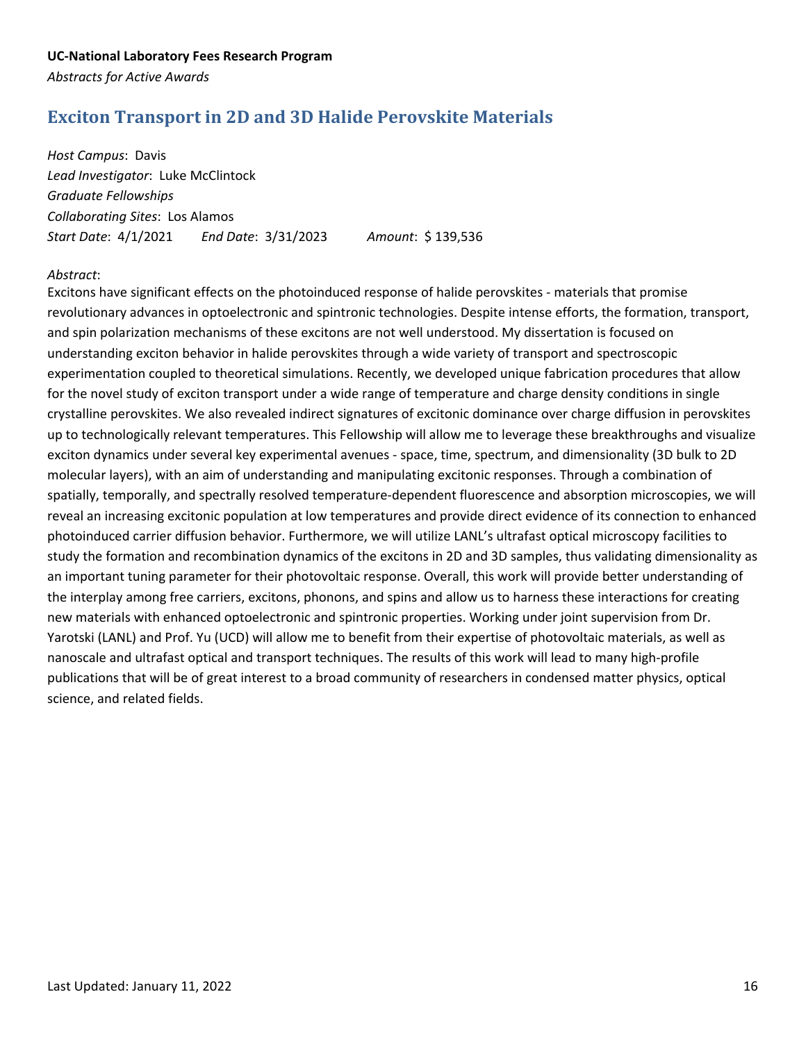## Exciton Transport in 2D and 3D Halide Perovskite Materials

*Host Campus*: Davis
*Lead Investigator*: Luke McClintock
*Graduate Fellowships*
*Collaborating Sites*: Los Alamos
*Start Date*: 4/1/2021 *End Date*: 3/31/2023 *Amount*: $ 139,536

*Abstract*:
Excitons have significant effects on the photoinduced response of halide perovskites - materials that promise revolutionary advances in optoelectronic and spintronic technologies. Despite intense efforts, the formation, transport, and spin polarization mechanisms of these excitons are not well understood. My dissertation is focused on understanding exciton behavior in halide perovskites through a wide variety of transport and spectroscopic experimentation coupled to theoretical simulations. Recently, we developed unique fabrication procedures that allow for the novel study of exciton transport under a wide range of temperature and charge density conditions in single crystalline perovskites. We also revealed indirect signatures of excitonic dominance over charge diffusion in perovskites up to technologically relevant temperatures. This Fellowship will allow me to leverage these breakthroughs and visualize exciton dynamics under several key experimental avenues - space, time, spectrum, and dimensionality (3D bulk to 2D molecular layers), with an aim of understanding and manipulating excitonic responses. Through a combination of spatially, temporally, and spectrally resolved temperature-dependent fluorescence and absorption microscopies, we will reveal an increasing excitonic population at low temperatures and provide direct evidence of its connection to enhanced photoinduced carrier diffusion behavior. Furthermore, we will utilize LANL's ultrafast optical microscopy facilities to study the formation and recombination dynamics of the excitons in 2D and 3D samples, thus validating dimensionality as an important tuning parameter for their photovoltaic response. Overall, this work will provide better understanding of the interplay among free carriers, excitons, phonons, and spins and allow us to harness these interactions for creating new materials with enhanced optoelectronic and spintronic properties. Working under joint supervision from Dr. Yarotski (LANL) and Prof. Yu (UCD) will allow me to benefit from their expertise of photovoltaic materials, as well as nanoscale and ultrafast optical and transport techniques. The results of this work will lead to many high-profile publications that will be of great interest to a broad community of researchers in condensed matter physics, optical science, and related fields.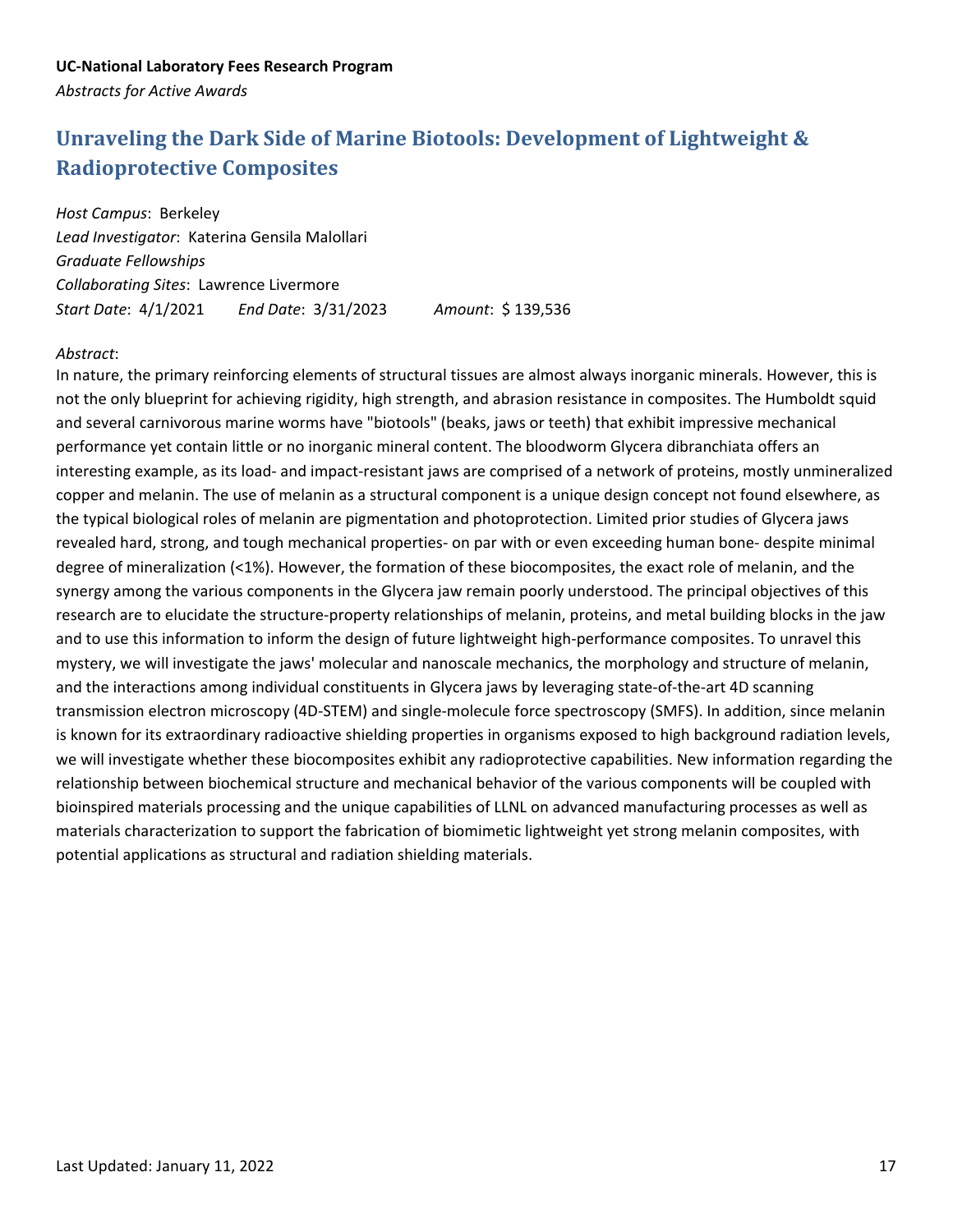**UC-National Laboratory Fees Research Program**

*Abstracts for Active Awards*

# Unraveling the Dark Side of Marine Biotools: Development of Lightweight & Radioprotective Composites

*Host Campus*: Berkeley
*Lead Investigator*: Katerina Gensila Malollari
*Graduate Fellowships*
*Collaborating Sites*: Lawrence Livermore
*Start Date*: 4/1/2021 *End Date*: 3/31/2023 *Amount*: $ 139,536

*Abstract*:

In nature, the primary reinforcing elements of structural tissues are almost always inorganic minerals. However, this is not the only blueprint for achieving rigidity, high strength, and abrasion resistance in composites. The Humboldt squid and several carnivorous marine worms have "biotools" (beaks, jaws or teeth) that exhibit impressive mechanical performance yet contain little or no inorganic mineral content. The bloodworm Glycera dibranchiata offers an interesting example, as its load- and impact-resistant jaws are comprised of a network of proteins, mostly unmineralized copper and melanin. The use of melanin as a structural component is a unique design concept not found elsewhere, as the typical biological roles of melanin are pigmentation and photoprotection. Limited prior studies of Glycera jaws revealed hard, strong, and tough mechanical properties- on par with or even exceeding human bone- despite minimal degree of mineralization (<1%). However, the formation of these biocomposites, the exact role of melanin, and the synergy among the various components in the Glycera jaw remain poorly understood. The principal objectives of this research are to elucidate the structure-property relationships of melanin, proteins, and metal building blocks in the jaw and to use this information to inform the design of future lightweight high-performance composites. To unravel this mystery, we will investigate the jaws' molecular and nanoscale mechanics, the morphology and structure of melanin, and the interactions among individual constituents in Glycera jaws by leveraging state-of-the-art 4D scanning transmission electron microscopy (4D-STEM) and single-molecule force spectroscopy (SMFS). In addition, since melanin is known for its extraordinary radioactive shielding properties in organisms exposed to high background radiation levels, we will investigate whether these biocomposites exhibit any radioprotective capabilities. New information regarding the relationship between biochemical structure and mechanical behavior of the various components will be coupled with bioinspired materials processing and the unique capabilities of LLNL on advanced manufacturing processes as well as materials characterization to support the fabrication of biomimetic lightweight yet strong melanin composites, with potential applications as structural and radiation shielding materials.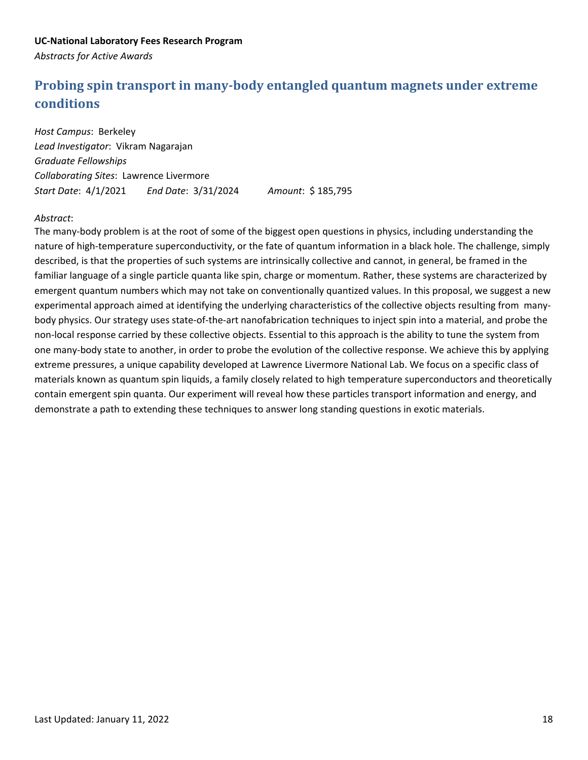# Probing spin transport in many-body entangled quantum magnets under extreme conditions

*Host Campus*: Berkeley
*Lead Investigator*: Vikram Nagarajan
*Graduate Fellowships*
*Collaborating Sites*: Lawrence Livermore
*Start Date*: 4/1/2021 *End Date*: 3/31/2024 *Amount*: $ 185,795

*Abstract*:
The many-body problem is at the root of some of the biggest open questions in physics, including understanding the nature of high-temperature superconductivity, or the fate of quantum information in a black hole. The challenge, simply described, is that the properties of such systems are intrinsically collective and cannot, in general, be framed in the familiar language of a single particle quanta like spin, charge or momentum. Rather, these systems are characterized by emergent quantum numbers which may not take on conventionally quantized values. In this proposal, we suggest a new experimental approach aimed at identifying the underlying characteristics of the collective objects resulting from many-body physics. Our strategy uses state-of-the-art nanofabrication techniques to inject spin into a material, and probe the non-local response carried by these collective objects. Essential to this approach is the ability to tune the system from one many-body state to another, in order to probe the evolution of the collective response. We achieve this by applying extreme pressures, a unique capability developed at Lawrence Livermore National Lab. We focus on a specific class of materials known as quantum spin liquids, a family closely related to high temperature superconductors and theoretically contain emergent spin quanta. Our experiment will reveal how these particles transport information and energy, and demonstrate a path to extending these techniques to answer long standing questions in exotic materials.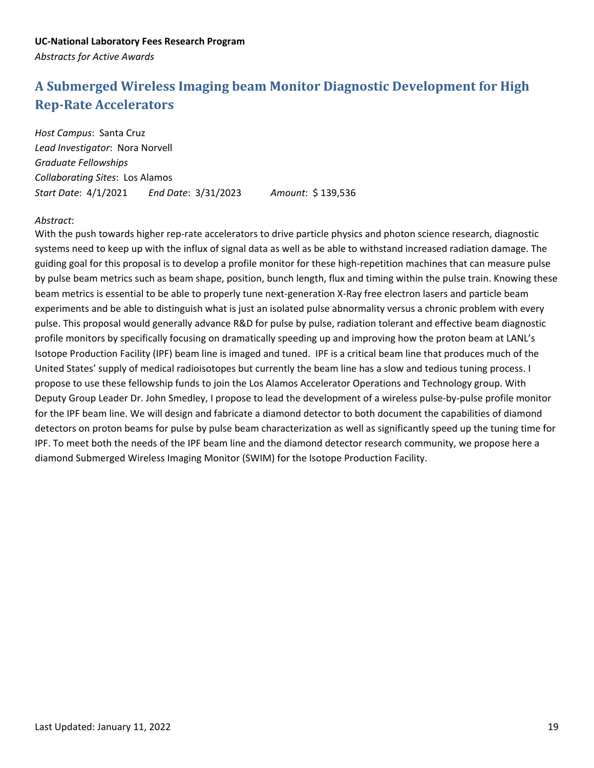# A Submerged Wireless Imaging beam Monitor Diagnostic Development for High Rep-Rate Accelerators

*Host Campus*: Santa Cruz
*Lead Investigator*: Nora Norvell
*Graduate Fellowships*
*Collaborating Sites*: Los Alamos
*Start Date*: 4/1/2021 *End Date*: 3/31/2023 *Amount*: $ 139,536

*Abstract*:

With the push towards higher rep-rate accelerators to drive particle physics and photon science research, diagnostic systems need to keep up with the influx of signal data as well as be able to withstand increased radiation damage. The guiding goal for this proposal is to develop a profile monitor for these high-repetition machines that can measure pulse by pulse beam metrics such as beam shape, position, bunch length, flux and timing within the pulse train. Knowing these beam metrics is essential to be able to properly tune next-generation X-Ray free electron lasers and particle beam experiments and be able to distinguish what is just an isolated pulse abnormality versus a chronic problem with every pulse. This proposal would generally advance R&D for pulse by pulse, radiation tolerant and effective beam diagnostic profile monitors by specifically focusing on dramatically speeding up and improving how the proton beam at LANL's Isotope Production Facility (IPF) beam line is imaged and tuned. IPF is a critical beam line that produces much of the United States' supply of medical radioisotopes but currently the beam line has a slow and tedious tuning process. I propose to use these fellowship funds to join the Los Alamos Accelerator Operations and Technology group. With Deputy Group Leader Dr. John Smedley, I propose to lead the development of a wireless pulse-by-pulse profile monitor for the IPF beam line. We will design and fabricate a diamond detector to both document the capabilities of diamond detectors on proton beams for pulse by pulse beam characterization as well as significantly speed up the tuning time for IPF. To meet both the needs of the IPF beam line and the diamond detector research community, we propose here a diamond Submerged Wireless Imaging Monitor (SWIM) for the Isotope Production Facility.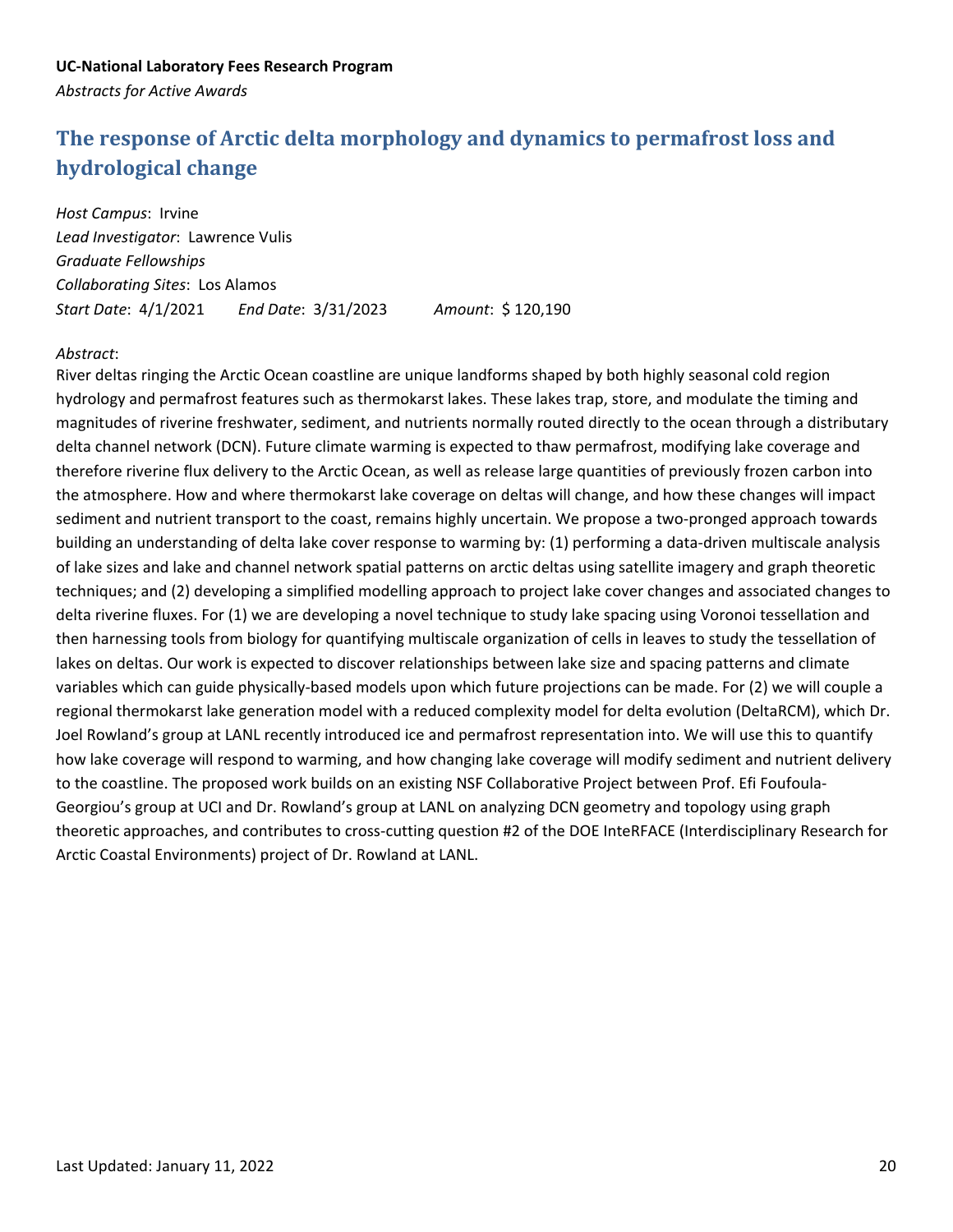## The response of Arctic delta morphology and dynamics to permafrost loss and hydrological change

*Host Campus*: Irvine
*Lead Investigator*: Lawrence Vulis
*Graduate Fellowships*
*Collaborating Sites*: Los Alamos
*Start Date*: 4/1/2021 *End Date*: 3/31/2023 *Amount*: $ 120,190

*Abstract*:

River deltas ringing the Arctic Ocean coastline are unique landforms shaped by both highly seasonal cold region hydrology and permafrost features such as thermokarst lakes. These lakes trap, store, and modulate the timing and magnitudes of riverine freshwater, sediment, and nutrients normally routed directly to the ocean through a distributary delta channel network (DCN). Future climate warming is expected to thaw permafrost, modifying lake coverage and therefore riverine flux delivery to the Arctic Ocean, as well as release large quantities of previously frozen carbon into the atmosphere. How and where thermokarst lake coverage on deltas will change, and how these changes will impact sediment and nutrient transport to the coast, remains highly uncertain. We propose a two-pronged approach towards building an understanding of delta lake cover response to warming by: (1) performing a data-driven multiscale analysis of lake sizes and lake and channel network spatial patterns on arctic deltas using satellite imagery and graph theoretic techniques; and (2) developing a simplified modelling approach to project lake cover changes and associated changes to delta riverine fluxes. For (1) we are developing a novel technique to study lake spacing using Voronoi tessellation and then harnessing tools from biology for quantifying multiscale organization of cells in leaves to study the tessellation of lakes on deltas. Our work is expected to discover relationships between lake size and spacing patterns and climate variables which can guide physically-based models upon which future projections can be made. For (2) we will couple a regional thermokarst lake generation model with a reduced complexity model for delta evolution (DeltaRCM), which Dr. Joel Rowland's group at LANL recently introduced ice and permafrost representation into. We will use this to quantify how lake coverage will respond to warming, and how changing lake coverage will modify sediment and nutrient delivery to the coastline. The proposed work builds on an existing NSF Collaborative Project between Prof. Efi Foufoula-Georgiou's group at UCI and Dr. Rowland's group at LANL on analyzing DCN geometry and topology using graph theoretic approaches, and contributes to cross-cutting question #2 of the DOE InteRFACE (Interdisciplinary Research for Arctic Coastal Environments) project of Dr. Rowland at LANL.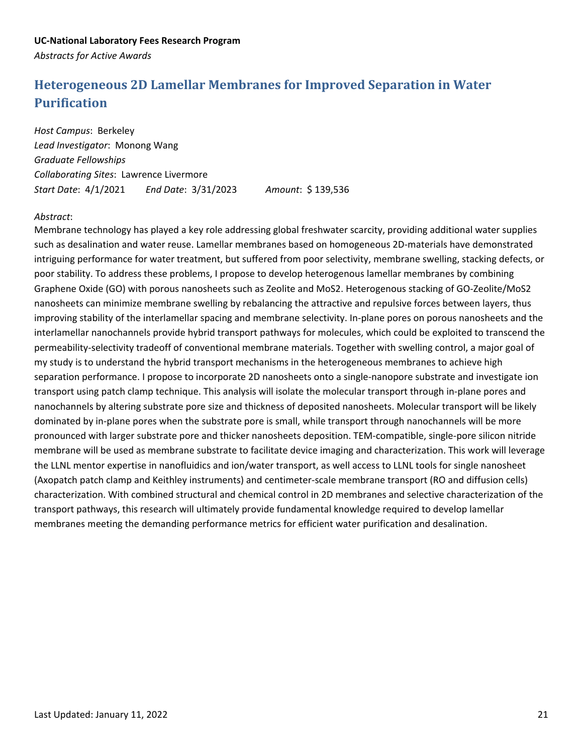**UC-National Laboratory Fees Research Program**

*Abstracts for Active Awards*

# Heterogeneous 2D Lamellar Membranes for Improved Separation in Water Purification

*Host Campus*: Berkeley
*Lead Investigator*: Monong Wang
*Graduate Fellowships*
*Collaborating Sites*: Lawrence Livermore
*Start Date*: 4/1/2021 *End Date*: 3/31/2023 *Amount*: $ 139,536

*Abstract*:

Membrane technology has played a key role addressing global freshwater scarcity, providing additional water supplies such as desalination and water reuse. Lamellar membranes based on homogeneous 2D-materials have demonstrated intriguing performance for water treatment, but suffered from poor selectivity, membrane swelling, stacking defects, or poor stability. To address these problems, I propose to develop heterogenous lamellar membranes by combining Graphene Oxide (GO) with porous nanosheets such as Zeolite and $MoS_2$. Heterogenous stacking of GO-Zeolite/$MoS_2$ nanosheets can minimize membrane swelling by rebalancing the attractive and repulsive forces between layers, thus improving stability of the interlamellar spacing and membrane selectivity. In-plane pores on porous nanosheets and the interlamellar nanochannels provide hybrid transport pathways for molecules, which could be exploited to transcend the permeability-selectivity tradeoff of conventional membrane materials. Together with swelling control, a major goal of my study is to understand the hybrid transport mechanisms in the heterogeneous membranes to achieve high separation performance. I propose to incorporate 2D nanosheets onto a single-nanopore substrate and investigate ion transport using patch clamp technique. This analysis will isolate the molecular transport through in-plane pores and nanochannels by altering substrate pore size and thickness of deposited nanosheets. Molecular transport will be likely dominated by in-plane pores when the substrate pore is small, while transport through nanochannels will be more pronounced with larger substrate pore and thicker nanosheets deposition. TEM-compatible, single-pore silicon nitride membrane will be used as membrane substrate to facilitate device imaging and characterization. This work will leverage the LLNL mentor expertise in nanofluidics and ion/water transport, as well access to LLNL tools for single nanosheet (Axopatch patch clamp and Keithley instruments) and centimeter-scale membrane transport (RO and diffusion cells) characterization. With combined structural and chemical control in 2D membranes and selective characterization of the transport pathways, this research will ultimately provide fundamental knowledge required to develop lamellar membranes meeting the demanding performance metrics for efficient water purification and desalination.

Last Updated: January 11, 2022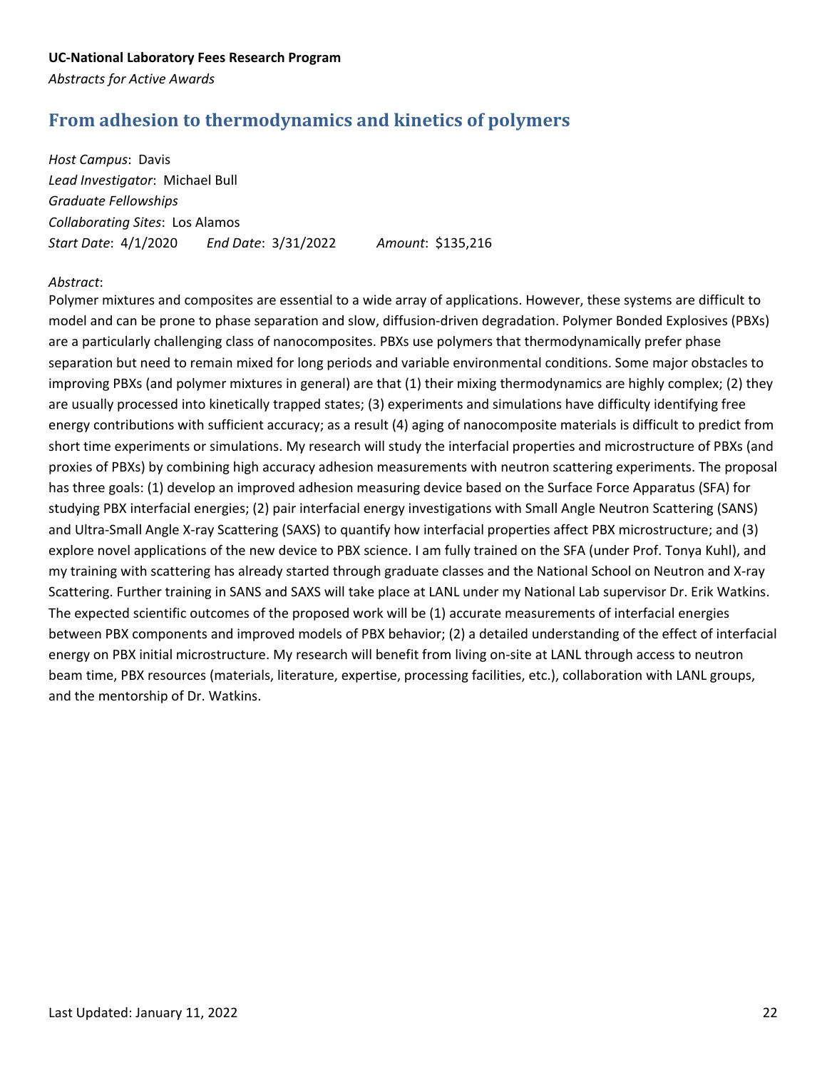## From adhesion to thermodynamics and kinetics of polymers

*Host Campus*: Davis
*Lead Investigator*: Michael Bull
*Graduate Fellowships*
*Collaborating Sites*: Los Alamos
*Start Date*: 4/1/2020 *End Date*: 3/31/2022 *Amount*: $135,216

*Abstract*:
Polymer mixtures and composites are essential to a wide array of applications. However, these systems are difficult to model and can be prone to phase separation and slow, diffusion-driven degradation. Polymer Bonded Explosives (PBXs) are a particularly challenging class of nanocomposites. PBXs use polymers that thermodynamically prefer phase separation but need to remain mixed for long periods and variable environmental conditions. Some major obstacles to improving PBXs (and polymer mixtures in general) are that (1) their mixing thermodynamics are highly complex; (2) they are usually processed into kinetically trapped states; (3) experiments and simulations have difficulty identifying free energy contributions with sufficient accuracy; as a result (4) aging of nanocomposite materials is difficult to predict from short time experiments or simulations. My research will study the interfacial properties and microstructure of PBXs (and proxies of PBXs) by combining high accuracy adhesion measurements with neutron scattering experiments. The proposal has three goals: (1) develop an improved adhesion measuring device based on the Surface Force Apparatus (SFA) for studying PBX interfacial energies; (2) pair interfacial energy investigations with Small Angle Neutron Scattering (SANS) and Ultra-Small Angle X-ray Scattering (SAXS) to quantify how interfacial properties affect PBX microstructure; and (3) explore novel applications of the new device to PBX science. I am fully trained on the SFA (under Prof. Tonya Kuhl), and my training with scattering has already started through graduate classes and the National School on Neutron and X-ray Scattering. Further training in SANS and SAXS will take place at LANL under my National Lab supervisor Dr. Erik Watkins. The expected scientific outcomes of the proposed work will be (1) accurate measurements of interfacial energies between PBX components and improved models of PBX behavior; (2) a detailed understanding of the effect of interfacial energy on PBX initial microstructure. My research will benefit from living on-site at LANL through access to neutron beam time, PBX resources (materials, literature, expertise, processing facilities, etc.), collaboration with LANL groups, and the mentorship of Dr. Watkins.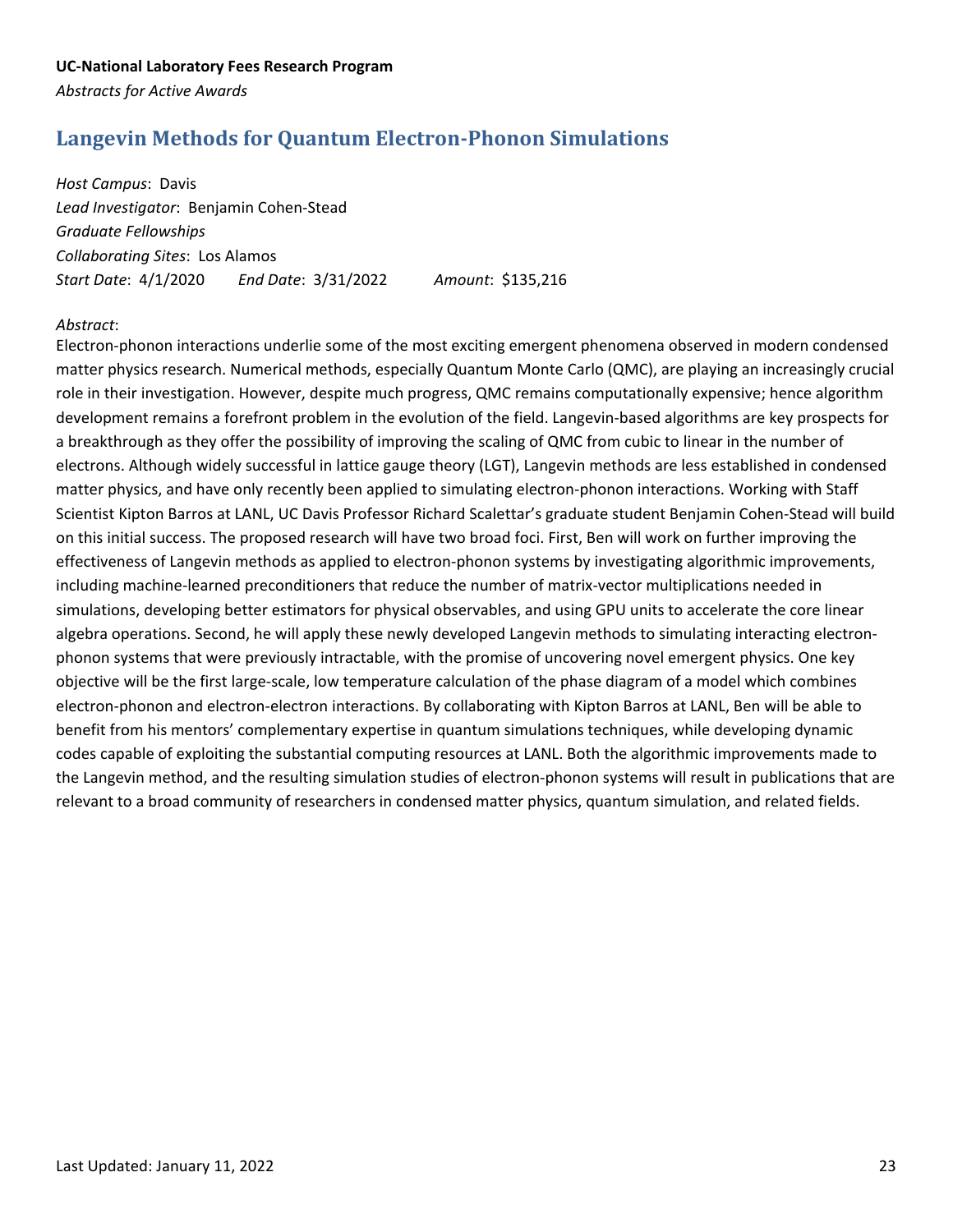## Langevin Methods for Quantum Electron-Phonon Simulations

*Host Campus*: Davis
*Lead Investigator*: Benjamin Cohen-Stead
*Graduate Fellowships*
*Collaborating Sites*: Los Alamos
*Start Date*: 4/1/2020 *End Date*: 3/31/2022 *Amount*: $135,216

*Abstract*:
Electron-phonon interactions underlie some of the most exciting emergent phenomena observed in modern condensed matter physics research. Numerical methods, especially Quantum Monte Carlo (QMC), are playing an increasingly crucial role in their investigation. However, despite much progress, QMC remains computationally expensive; hence algorithm development remains a forefront problem in the evolution of the field. Langevin-based algorithms are key prospects for a breakthrough as they offer the possibility of improving the scaling of QMC from cubic to linear in the number of electrons. Although widely successful in lattice gauge theory (LGT), Langevin methods are less established in condensed matter physics, and have only recently been applied to simulating electron-phonon interactions. Working with Staff Scientist Kipton Barros at LANL, UC Davis Professor Richard Scalettar's graduate student Benjamin Cohen-Stead will build on this initial success. The proposed research will have two broad foci. First, Ben will work on further improving the effectiveness of Langevin methods as applied to electron-phonon systems by investigating algorithmic improvements, including machine-learned preconditioners that reduce the number of matrix-vector multiplications needed in simulations, developing better estimators for physical observables, and using GPU units to accelerate the core linear algebra operations. Second, he will apply these newly developed Langevin methods to simulating interacting electron-phonon systems that were previously intractable, with the promise of uncovering novel emergent physics. One key objective will be the first large-scale, low temperature calculation of the phase diagram of a model which combines electron-phonon and electron-electron interactions. By collaborating with Kipton Barros at LANL, Ben will be able to benefit from his mentors' complementary expertise in quantum simulations techniques, while developing dynamic codes capable of exploiting the substantial computing resources at LANL. Both the algorithmic improvements made to the Langevin method, and the resulting simulation studies of electron-phonon systems will result in publications that are relevant to a broad community of researchers in condensed matter physics, quantum simulation, and related fields.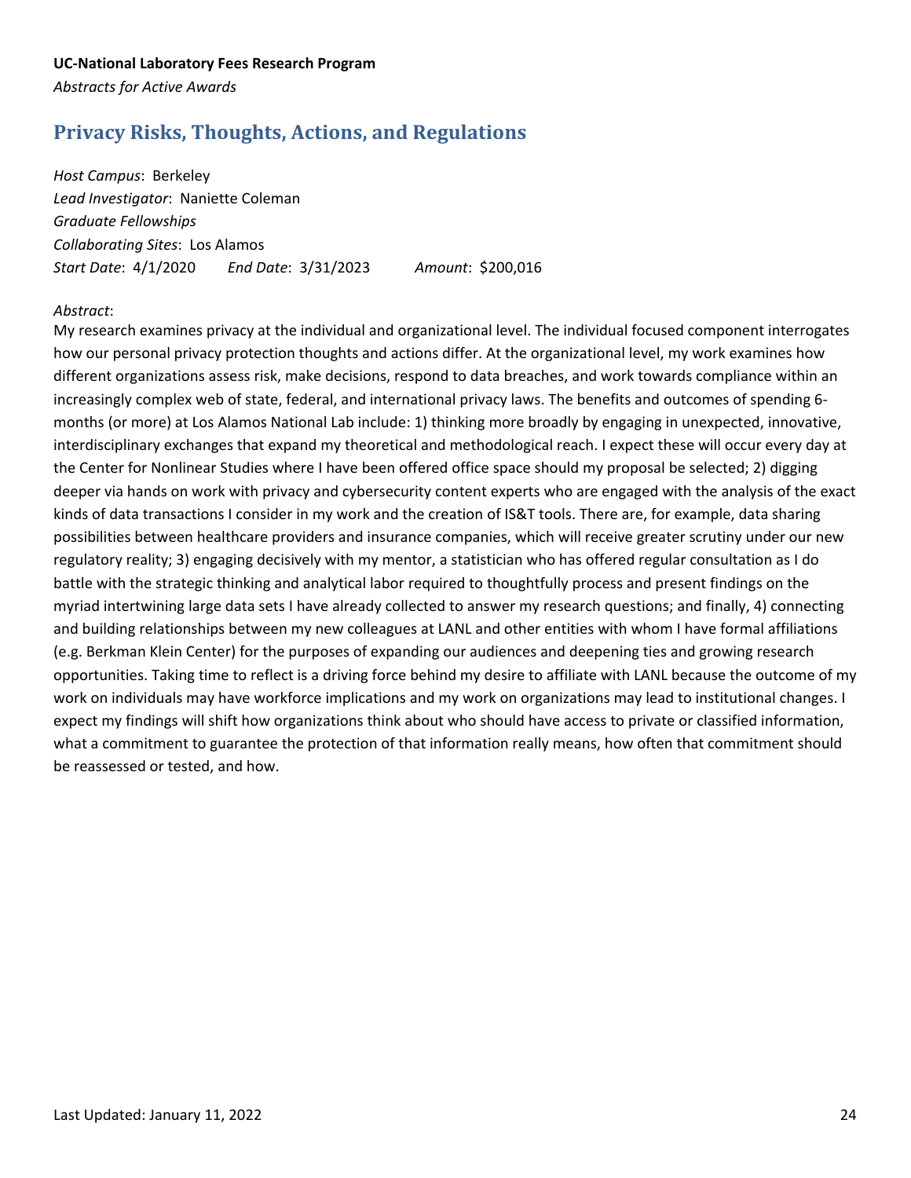**UC-National Laboratory Fees Research Program**

*Abstracts for Active Awards*

## Privacy Risks, Thoughts, Actions, and Regulations

*Host Campus*: Berkeley
*Lead Investigator*: Naniette Coleman
*Graduate Fellowships*
*Collaborating Sites*: Los Alamos
*Start Date*: 4/1/2020 *End Date*: 3/31/2023 *Amount*: $200,016

*Abstract*:
My research examines privacy at the individual and organizational level. The individual focused component interrogates how our personal privacy protection thoughts and actions differ. At the organizational level, my work examines how different organizations assess risk, make decisions, respond to data breaches, and work towards compliance within an increasingly complex web of state, federal, and international privacy laws. The benefits and outcomes of spending 6-months (or more) at Los Alamos National Lab include: 1) thinking more broadly by engaging in unexpected, innovative, interdisciplinary exchanges that expand my theoretical and methodological reach. I expect these will occur every day at the Center for Nonlinear Studies where I have been offered office space should my proposal be selected; 2) digging deeper via hands on work with privacy and cybersecurity content experts who are engaged with the analysis of the exact kinds of data transactions I consider in my work and the creation of IS&T tools. There are, for example, data sharing possibilities between healthcare providers and insurance companies, which will receive greater scrutiny under our new regulatory reality; 3) engaging decisively with my mentor, a statistician who has offered regular consultation as I do battle with the strategic thinking and analytical labor required to thoughtfully process and present findings on the myriad intertwining large data sets I have already collected to answer my research questions; and finally, 4) connecting and building relationships between my new colleagues at LANL and other entities with whom I have formal affiliations (e.g. Berkman Klein Center) for the purposes of expanding our audiences and deepening ties and growing research opportunities. Taking time to reflect is a driving force behind my desire to affiliate with LANL because the outcome of my work on individuals may have workforce implications and my work on organizations may lead to institutional changes. I expect my findings will shift how organizations think about who should have access to private or classified information, what a commitment to guarantee the protection of that information really means, how often that commitment should be reassessed or tested, and how.

Last Updated: January 11, 2022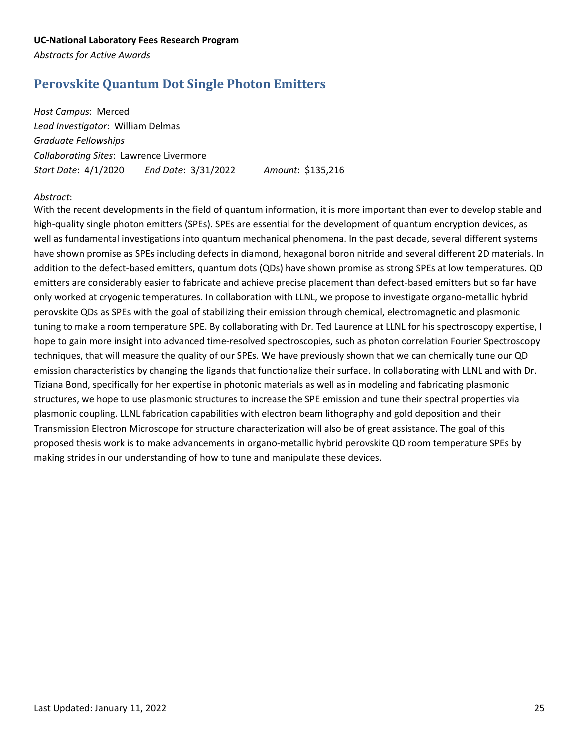## Perovskite Quantum Dot Single Photon Emitters

*Host Campus*: Merced
*Lead Investigator*: William Delmas
*Graduate Fellowships*
*Collaborating Sites*: Lawrence Livermore
*Start Date*: 4/1/2020 *End Date*: 3/31/2022 *Amount*: $135,216

*Abstract*:
With the recent developments in the field of quantum information, it is more important than ever to develop stable and high-quality single photon emitters (SPEs). SPEs are essential for the development of quantum encryption devices, as well as fundamental investigations into quantum mechanical phenomena. In the past decade, several different systems have shown promise as SPEs including defects in diamond, hexagonal boron nitride and several different 2D materials. In addition to the defect-based emitters, quantum dots (QDs) have shown promise as strong SPEs at low temperatures. QD emitters are considerably easier to fabricate and achieve precise placement than defect-based emitters but so far have only worked at cryogenic temperatures. In collaboration with LLNL, we propose to investigate organo-metallic hybrid perovskite QDs as SPEs with the goal of stabilizing their emission through chemical, electromagnetic and plasmonic tuning to make a room temperature SPE. By collaborating with Dr. Ted Laurence at LLNL for his spectroscopy expertise, I hope to gain more insight into advanced time-resolved spectroscopies, such as photon correlation Fourier Spectroscopy techniques, that will measure the quality of our SPEs. We have previously shown that we can chemically tune our QD emission characteristics by changing the ligands that functionalize their surface. In collaborating with LLNL and with Dr. Tiziana Bond, specifically for her expertise in photonic materials as well as in modeling and fabricating plasmonic structures, we hope to use plasmonic structures to increase the SPE emission and tune their spectral properties via plasmonic coupling. LLNL fabrication capabilities with electron beam lithography and gold deposition and their Transmission Electron Microscope for structure characterization will also be of great assistance. The goal of this proposed thesis work is to make advancements in organo-metallic hybrid perovskite QD room temperature SPEs by making strides in our understanding of how to tune and manipulate these devices.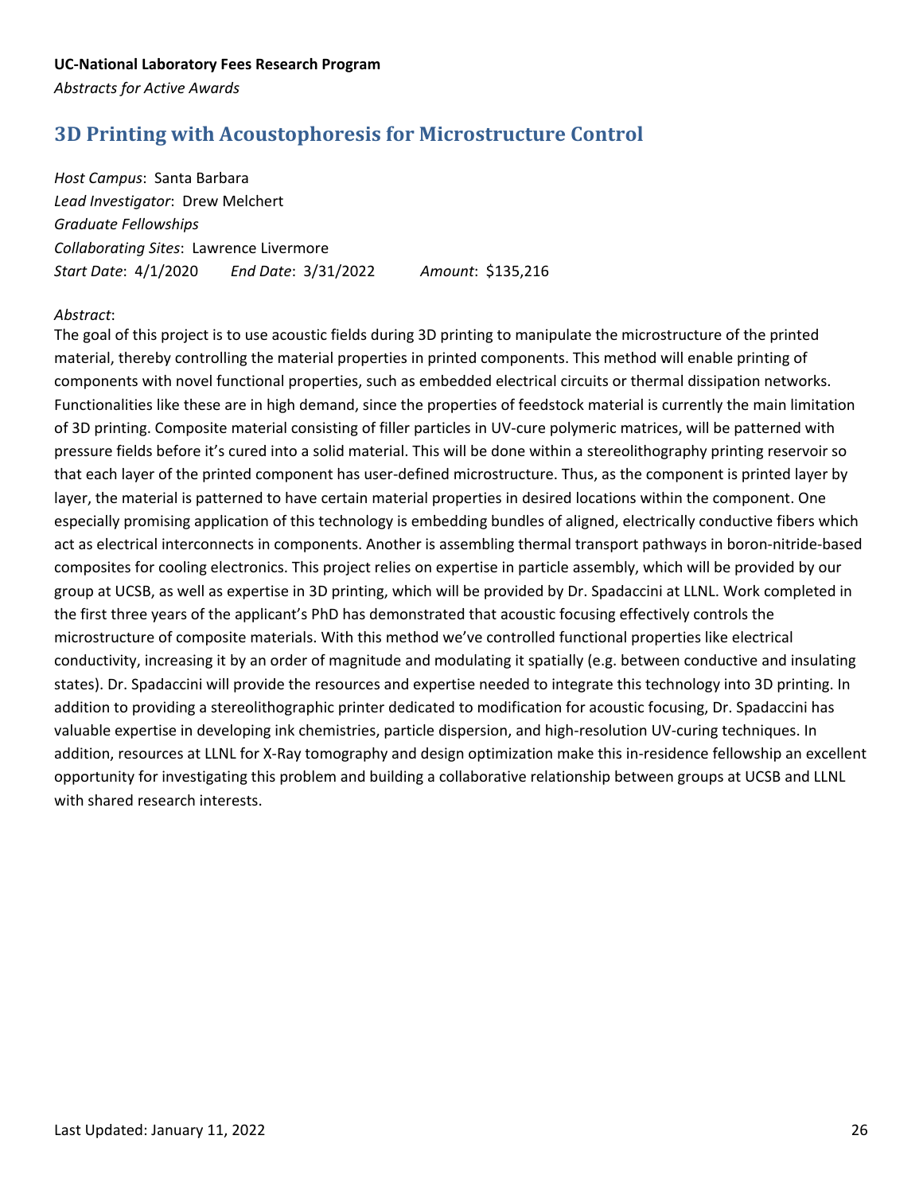## 3D Printing with Acoustophoresis for Microstructure Control

*Host Campus*: Santa Barbara
*Lead Investigator*: Drew Melchert
*Graduate Fellowships*
*Collaborating Sites*: Lawrence Livermore
*Start Date*: 4/1/2020 *End Date*: 3/31/2022 *Amount*: $135,216

*Abstract*:
The goal of this project is to use acoustic fields during 3D printing to manipulate the microstructure of the printed material, thereby controlling the material properties in printed components. This method will enable printing of components with novel functional properties, such as embedded electrical circuits or thermal dissipation networks. Functionalities like these are in high demand, since the properties of feedstock material is currently the main limitation of 3D printing. Composite material consisting of filler particles in UV-cure polymeric matrices, will be patterned with pressure fields before it's cured into a solid material. This will be done within a stereolithography printing reservoir so that each layer of the printed component has user-defined microstructure. Thus, as the component is printed layer by layer, the material is patterned to have certain material properties in desired locations within the component. One especially promising application of this technology is embedding bundles of aligned, electrically conductive fibers which act as electrical interconnects in components. Another is assembling thermal transport pathways in boron-nitride-based composites for cooling electronics. This project relies on expertise in particle assembly, which will be provided by our group at UCSB, as well as expertise in 3D printing, which will be provided by Dr. Spadaccini at LLNL. Work completed in the first three years of the applicant's PhD has demonstrated that acoustic focusing effectively controls the microstructure of composite materials. With this method we've controlled functional properties like electrical conductivity, increasing it by an order of magnitude and modulating it spatially (e.g. between conductive and insulating states). Dr. Spadaccini will provide the resources and expertise needed to integrate this technology into 3D printing. In addition to providing a stereolithographic printer dedicated to modification for acoustic focusing, Dr. Spadaccini has valuable expertise in developing ink chemistries, particle dispersion, and high-resolution UV-curing techniques. In addition, resources at LLNL for X-Ray tomography and design optimization make this in-residence fellowship an excellent opportunity for investigating this problem and building a collaborative relationship between groups at UCSB and LLNL with shared research interests.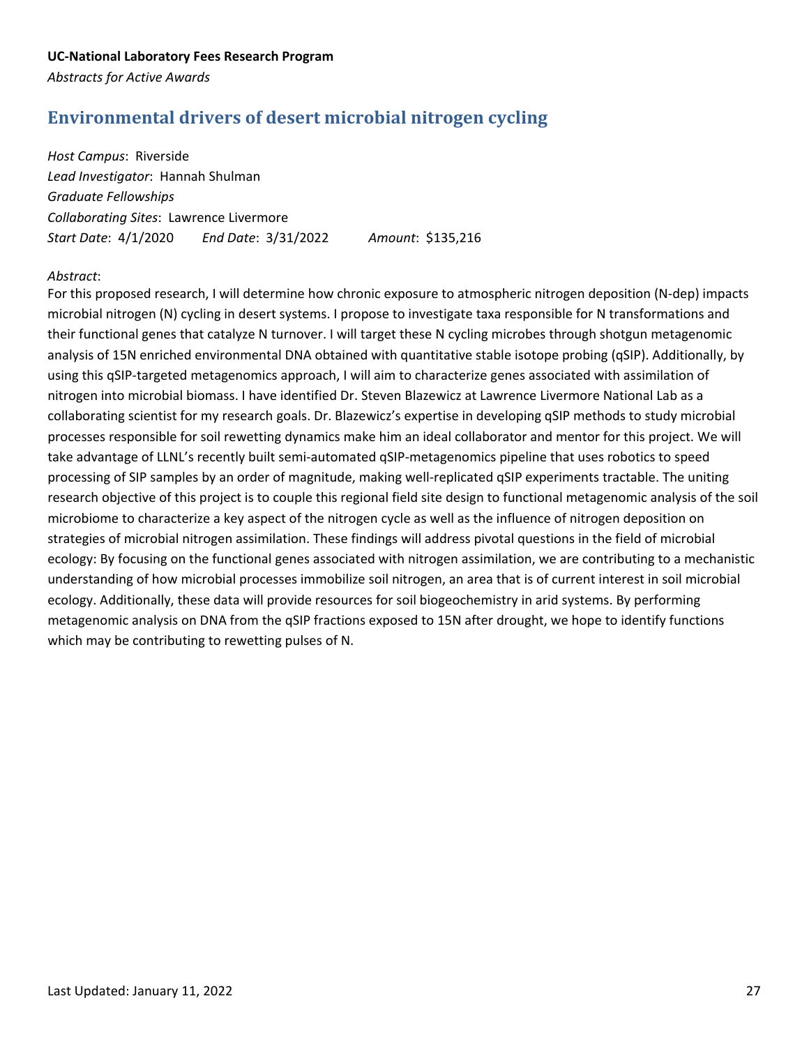# Environmental drivers of desert microbial nitrogen cycling

*Host Campus*: Riverside
*Lead Investigator*: Hannah Shulman
*Graduate Fellowships*
*Collaborating Sites*: Lawrence Livermore
*Start Date*: 4/1/2020 *End Date*: 3/31/2022 *Amount*: $135,216

*Abstract*:
For this proposed research, I will determine how chronic exposure to atmospheric nitrogen deposition (N-dep) impacts microbial nitrogen (N) cycling in desert systems. I propose to investigate taxa responsible for N transformations and their functional genes that catalyze N turnover. I will target these N cycling microbes through shotgun metagenomic analysis of 15N enriched environmental DNA obtained with quantitative stable isotope probing (qSIP). Additionally, by using this qSIP-targeted metagenomics approach, I will aim to characterize genes associated with assimilation of nitrogen into microbial biomass. I have identified Dr. Steven Blazewicz at Lawrence Livermore National Lab as a collaborating scientist for my research goals. Dr. Blazewicz's expertise in developing qSIP methods to study microbial processes responsible for soil rewetting dynamics make him an ideal collaborator and mentor for this project. We will take advantage of LLNL's recently built semi-automated qSIP-metagenomics pipeline that uses robotics to speed processing of SIP samples by an order of magnitude, making well-replicated qSIP experiments tractable. The uniting research objective of this project is to couple this regional field site design to functional metagenomic analysis of the soil microbiome to characterize a key aspect of the nitrogen cycle as well as the influence of nitrogen deposition on strategies of microbial nitrogen assimilation. These findings will address pivotal questions in the field of microbial ecology: By focusing on the functional genes associated with nitrogen assimilation, we are contributing to a mechanistic understanding of how microbial processes immobilize soil nitrogen, an area that is of current interest in soil microbial ecology. Additionally, these data will provide resources for soil biogeochemistry in arid systems. By performing metagenomic analysis on DNA from the qSIP fractions exposed to 15N after drought, we hope to identify functions which may be contributing to rewetting pulses of N.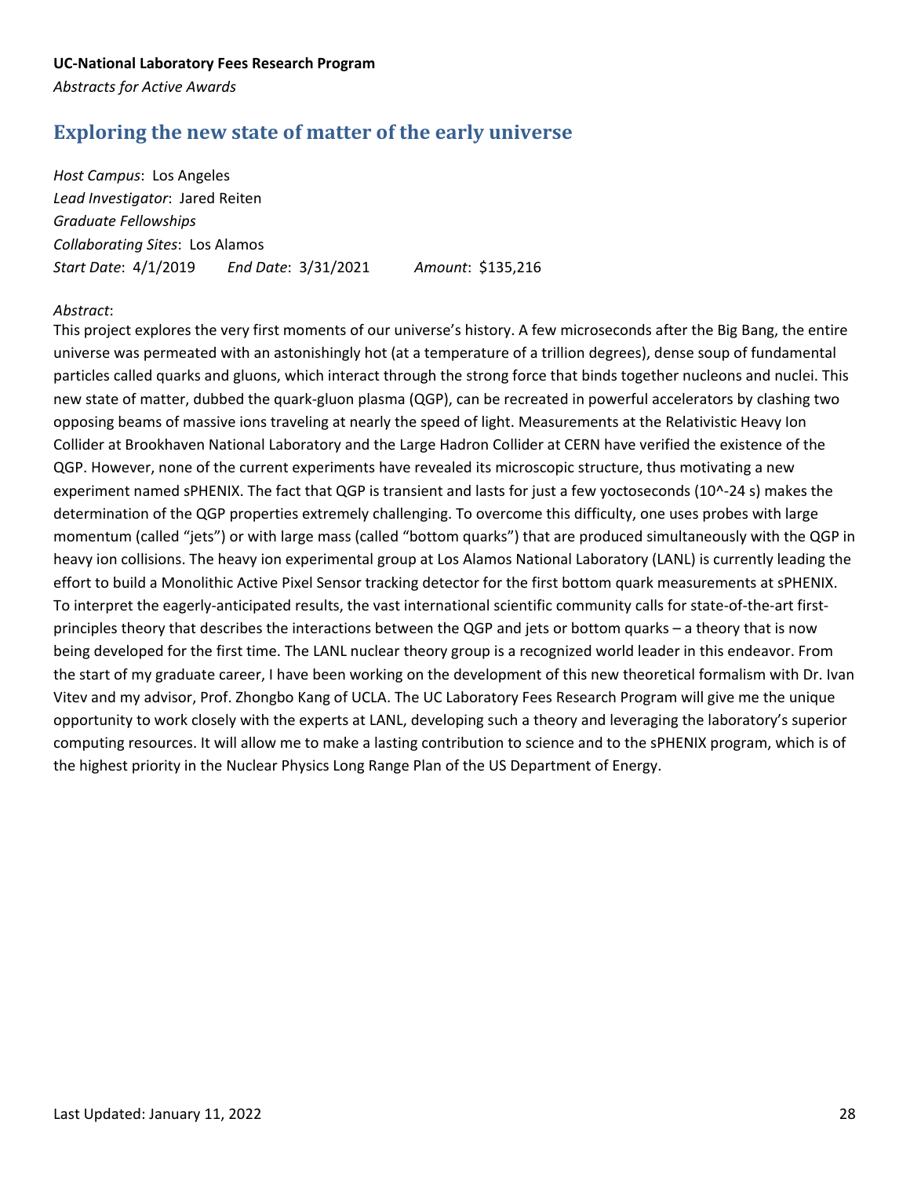**UC-National Laboratory Fees Research Program**

*Abstracts for Active Awards*

## Exploring the new state of matter of the early universe

*Host Campus*: Los Angeles
*Lead Investigator*: Jared Reiten
*Graduate Fellowships*
*Collaborating Sites*: Los Alamos
*Start Date*: 4/1/2019 *End Date*: 3/31/2021 *Amount*: $135,216

*Abstract*:
This project explores the very first moments of our universe's history. A few microseconds after the Big Bang, the entire universe was permeated with an astonishingly hot (at a temperature of a trillion degrees), dense soup of fundamental particles called quarks and gluons, which interact through the strong force that binds together nucleons and nuclei. This new state of matter, dubbed the quark-gluon plasma (QGP), can be recreated in powerful accelerators by clashing two opposing beams of massive ions traveling at nearly the speed of light. Measurements at the Relativistic Heavy Ion Collider at Brookhaven National Laboratory and the Large Hadron Collider at CERN have verified the existence of the QGP. However, none of the current experiments have revealed its microscopic structure, thus motivating a new experiment named sPHENIX. The fact that QGP is transient and lasts for just a few yoctoseconds (10^-24 s) makes the determination of the QGP properties extremely challenging. To overcome this difficulty, one uses probes with large momentum (called "jets") or with large mass (called "bottom quarks") that are produced simultaneously with the QGP in heavy ion collisions. The heavy ion experimental group at Los Alamos National Laboratory (LANL) is currently leading the effort to build a Monolithic Active Pixel Sensor tracking detector for the first bottom quark measurements at sPHENIX. To interpret the eagerly-anticipated results, the vast international scientific community calls for state-of-the-art first-principles theory that describes the interactions between the QGP and jets or bottom quarks – a theory that is now being developed for the first time. The LANL nuclear theory group is a recognized world leader in this endeavor. From the start of my graduate career, I have been working on the development of this new theoretical formalism with Dr. Ivan Vitev and my advisor, Prof. Zhongbo Kang of UCLA. The UC Laboratory Fees Research Program will give me the unique opportunity to work closely with the experts at LANL, developing such a theory and leveraging the laboratory's superior computing resources. It will allow me to make a lasting contribution to science and to the sPHENIX program, which is of the highest priority in the Nuclear Physics Long Range Plan of the US Department of Energy.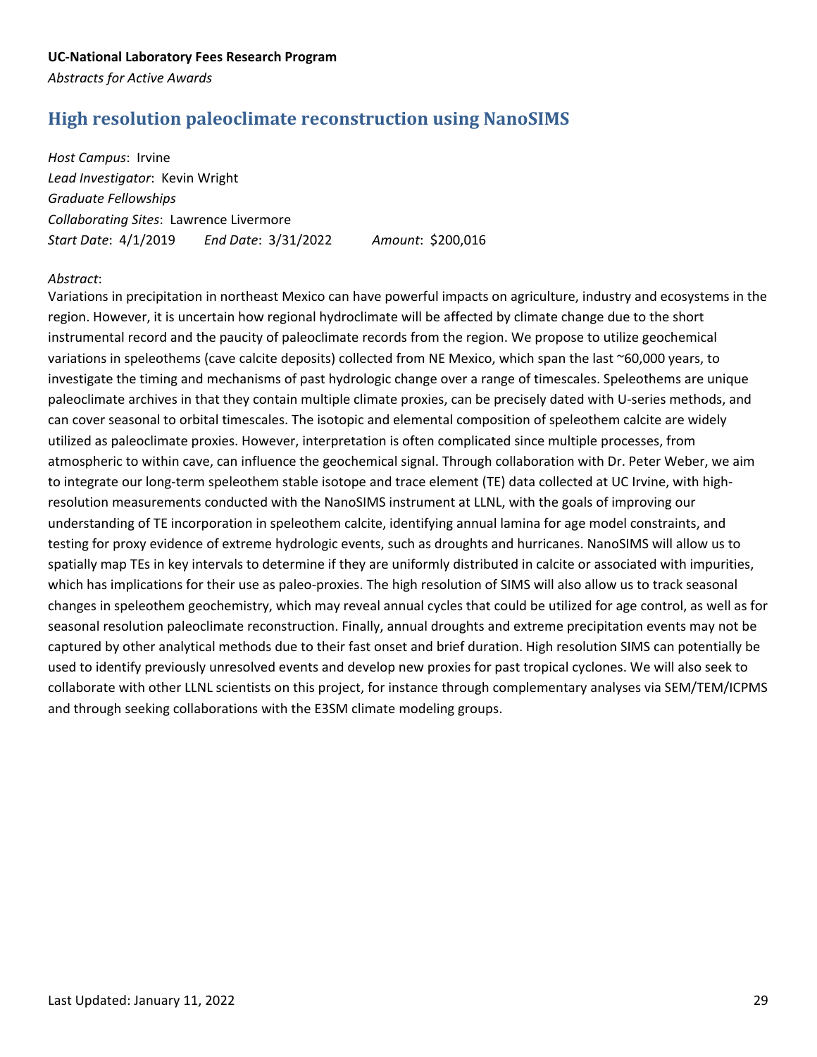**UC-National Laboratory Fees Research Program**

*Abstracts for Active Awards*

## High resolution paleoclimate reconstruction using NanoSIMS

*Host Campus*: Irvine
*Lead Investigator*: Kevin Wright
*Graduate Fellowships*
*Collaborating Sites*: Lawrence Livermore
*Start Date*: 4/1/2019 *End Date*: 3/31/2022 *Amount*: $200,016

*Abstract*:
Variations in precipitation in northeast Mexico can have powerful impacts on agriculture, industry and ecosystems in the region. However, it is uncertain how regional hydroclimate will be affected by climate change due to the short instrumental record and the paucity of paleoclimate records from the region. We propose to utilize geochemical variations in speleothems (cave calcite deposits) collected from NE Mexico, which span the last ~60,000 years, to investigate the timing and mechanisms of past hydrologic change over a range of timescales. Speleothems are unique paleoclimate archives in that they contain multiple climate proxies, can be precisely dated with U-series methods, and can cover seasonal to orbital timescales. The isotopic and elemental composition of speleothem calcite are widely utilized as paleoclimate proxies. However, interpretation is often complicated since multiple processes, from atmospheric to within cave, can influence the geochemical signal. Through collaboration with Dr. Peter Weber, we aim to integrate our long-term speleothem stable isotope and trace element (TE) data collected at UC Irvine, with high-resolution measurements conducted with the NanoSIMS instrument at LLNL, with the goals of improving our understanding of TE incorporation in speleothem calcite, identifying annual lamina for age model constraints, and testing for proxy evidence of extreme hydrologic events, such as droughts and hurricanes. NanoSIMS will allow us to spatially map TEs in key intervals to determine if they are uniformly distributed in calcite or associated with impurities, which has implications for their use as paleo-proxies. The high resolution of SIMS will also allow us to track seasonal changes in speleothem geochemistry, which may reveal annual cycles that could be utilized for age control, as well as for seasonal resolution paleoclimate reconstruction. Finally, annual droughts and extreme precipitation events may not be captured by other analytical methods due to their fast onset and brief duration. High resolution SIMS can potentially be used to identify previously unresolved events and develop new proxies for past tropical cyclones. We will also seek to collaborate with other LLNL scientists on this project, for instance through complementary analyses via SEM/TEM/ICPMS and through seeking collaborations with the E3SM climate modeling groups.

Last Updated: January 11, 2022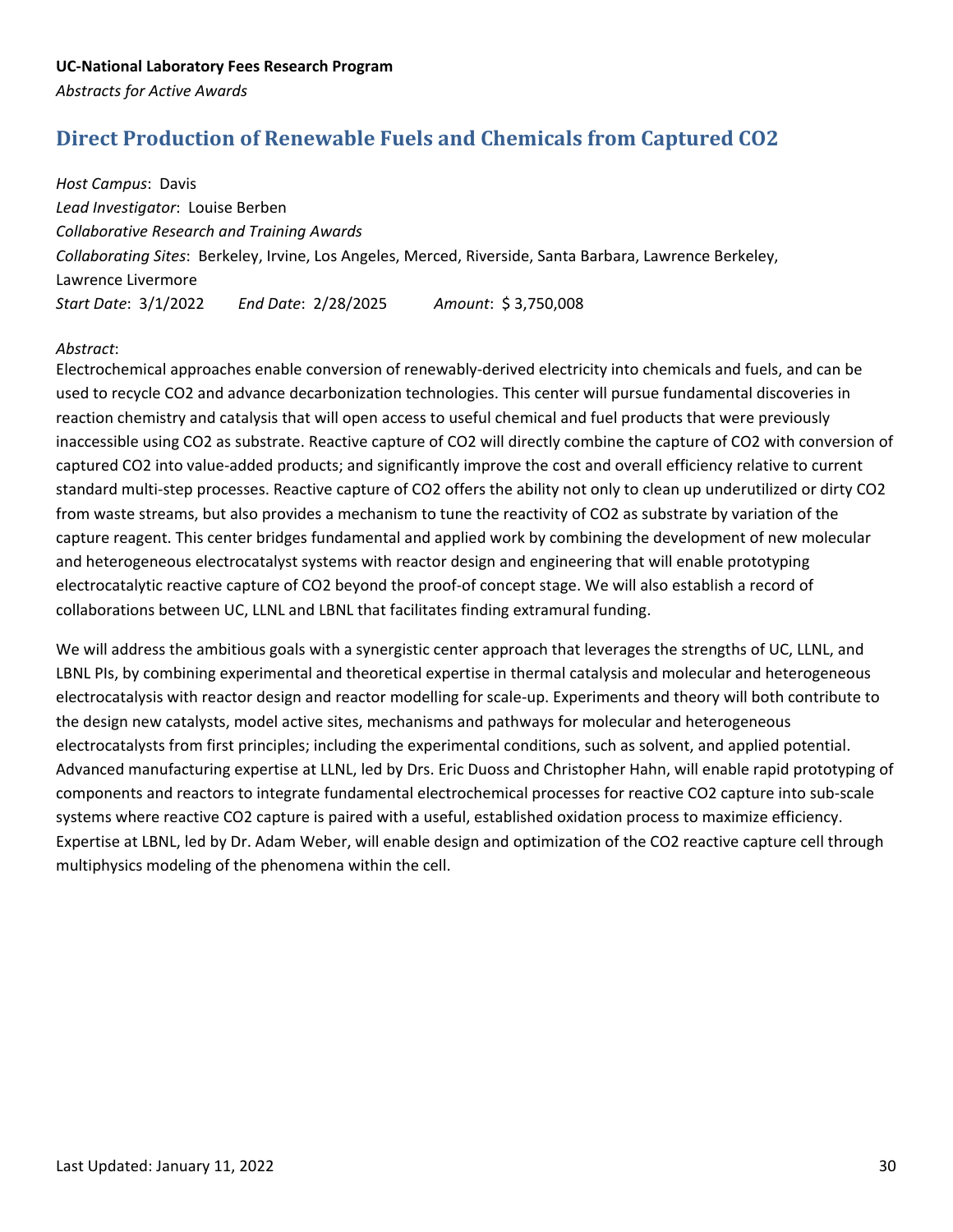**UC-National Laboratory Fees Research Program**

*Abstracts for Active Awards*

## Direct Production of Renewable Fuels and Chemicals from Captured $CO_2$

*Host Campus*: Davis
*Lead Investigator*: Louise Berben
*Collaborative Research and Training Awards*
*Collaborating Sites*: Berkeley, Irvine, Los Angeles, Merced, Riverside, Santa Barbara, Lawrence Berkeley, Lawrence Livermore
*Start Date*: 3/1/2022 *End Date*: 2/28/2025 *Amount*: $ 3,750,008

*Abstract*:
Electrochemical approaches enable conversion of renewably-derived electricity into chemicals and fuels, and can be used to recycle $CO_2$ and advance decarbonization technologies. This center will pursue fundamental discoveries in reaction chemistry and catalysis that will open access to useful chemical and fuel products that were previously inaccessible using $CO_2$ as substrate. Reactive capture of $CO_2$ will directly combine the capture of $CO_2$ with conversion of captured $CO_2$ into value-added products; and significantly improve the cost and overall efficiency relative to current standard multi-step processes. Reactive capture of $CO_2$ offers the ability not only to clean up underutilized or dirty $CO_2$ from waste streams, but also provides a mechanism to tune the reactivity of $CO_2$ as substrate by variation of the capture reagent. This center bridges fundamental and applied work by combining the development of new molecular and heterogeneous electrocatalyst systems with reactor design and engineering that will enable prototyping electrocatalytic reactive capture of $CO_2$ beyond the proof-of concept stage. We will also establish a record of collaborations between UC, LLNL and LBNL that facilitates finding extramural funding.

We will address the ambitious goals with a synergistic center approach that leverages the strengths of UC, LLNL, and LBNL PIs, by combining experimental and theoretical expertise in thermal catalysis and molecular and heterogeneous electrocatalysis with reactor design and reactor modelling for scale-up. Experiments and theory will both contribute to the design new catalysts, model active sites, mechanisms and pathways for molecular and heterogeneous electrocatalysts from first principles; including the experimental conditions, such as solvent, and applied potential. Advanced manufacturing expertise at LLNL, led by Drs. Eric Duoss and Christopher Hahn, will enable rapid prototyping of components and reactors to integrate fundamental electrochemical processes for reactive $CO_2$ capture into sub-scale systems where reactive $CO_2$ capture is paired with a useful, established oxidation process to maximize efficiency. Expertise at LBNL, led by Dr. Adam Weber, will enable design and optimization of the $CO_2$ reactive capture cell through multiphysics modeling of the phenomena within the cell.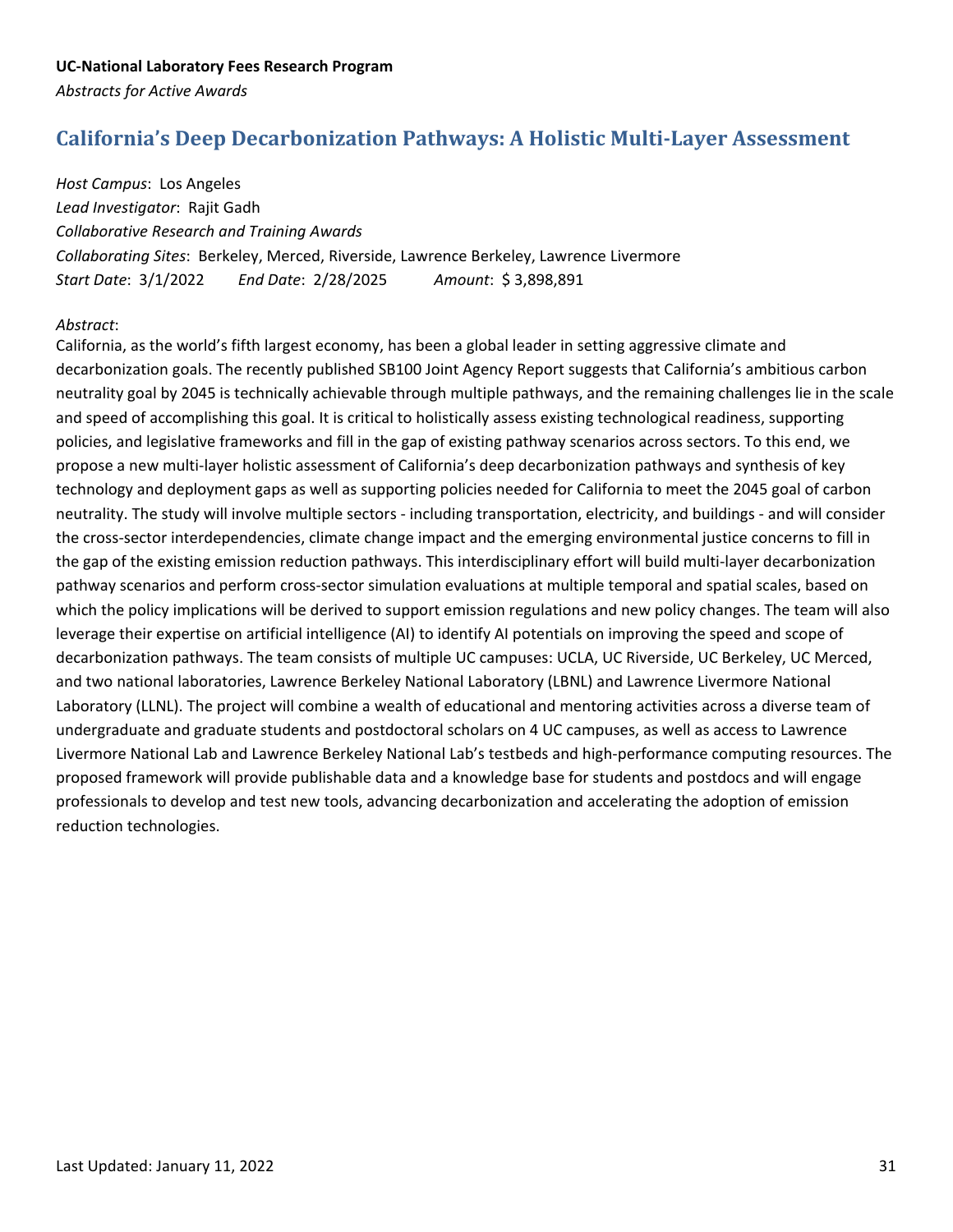**UC-National Laboratory Fees Research Program**

*Abstracts for Active Awards*

## California's Deep Decarbonization Pathways: A Holistic Multi-Layer Assessment

*Host Campus*: Los Angeles
*Lead Investigator*: Rajit Gadh
*Collaborative Research and Training Awards*
*Collaborating Sites*: Berkeley, Merced, Riverside, Lawrence Berkeley, Lawrence Livermore
*Start Date*: 3/1/2022 *End Date*: 2/28/2025 *Amount*: $ 3,898,891

*Abstract*:
California, as the world's fifth largest economy, has been a global leader in setting aggressive climate and decarbonization goals. The recently published SB100 Joint Agency Report suggests that California's ambitious carbon neutrality goal by 2045 is technically achievable through multiple pathways, and the remaining challenges lie in the scale and speed of accomplishing this goal. It is critical to holistically assess existing technological readiness, supporting policies, and legislative frameworks and fill in the gap of existing pathway scenarios across sectors. To this end, we propose a new multi-layer holistic assessment of California's deep decarbonization pathways and synthesis of key technology and deployment gaps as well as supporting policies needed for California to meet the 2045 goal of carbon neutrality. The study will involve multiple sectors - including transportation, electricity, and buildings - and will consider the cross-sector interdependencies, climate change impact and the emerging environmental justice concerns to fill in the gap of the existing emission reduction pathways. This interdisciplinary effort will build multi-layer decarbonization pathway scenarios and perform cross-sector simulation evaluations at multiple temporal and spatial scales, based on which the policy implications will be derived to support emission regulations and new policy changes. The team will also leverage their expertise on artificial intelligence (AI) to identify AI potentials on improving the speed and scope of decarbonization pathways. The team consists of multiple UC campuses: UCLA, UC Riverside, UC Berkeley, UC Merced, and two national laboratories, Lawrence Berkeley National Laboratory (LBNL) and Lawrence Livermore National Laboratory (LLNL). The project will combine a wealth of educational and mentoring activities across a diverse team of undergraduate and graduate students and postdoctoral scholars on 4 UC campuses, as well as access to Lawrence Livermore National Lab and Lawrence Berkeley National Lab's testbeds and high-performance computing resources. The proposed framework will provide publishable data and a knowledge base for students and postdocs and will engage professionals to develop and test new tools, advancing decarbonization and accelerating the adoption of emission reduction technologies.

Last Updated: January 11, 2022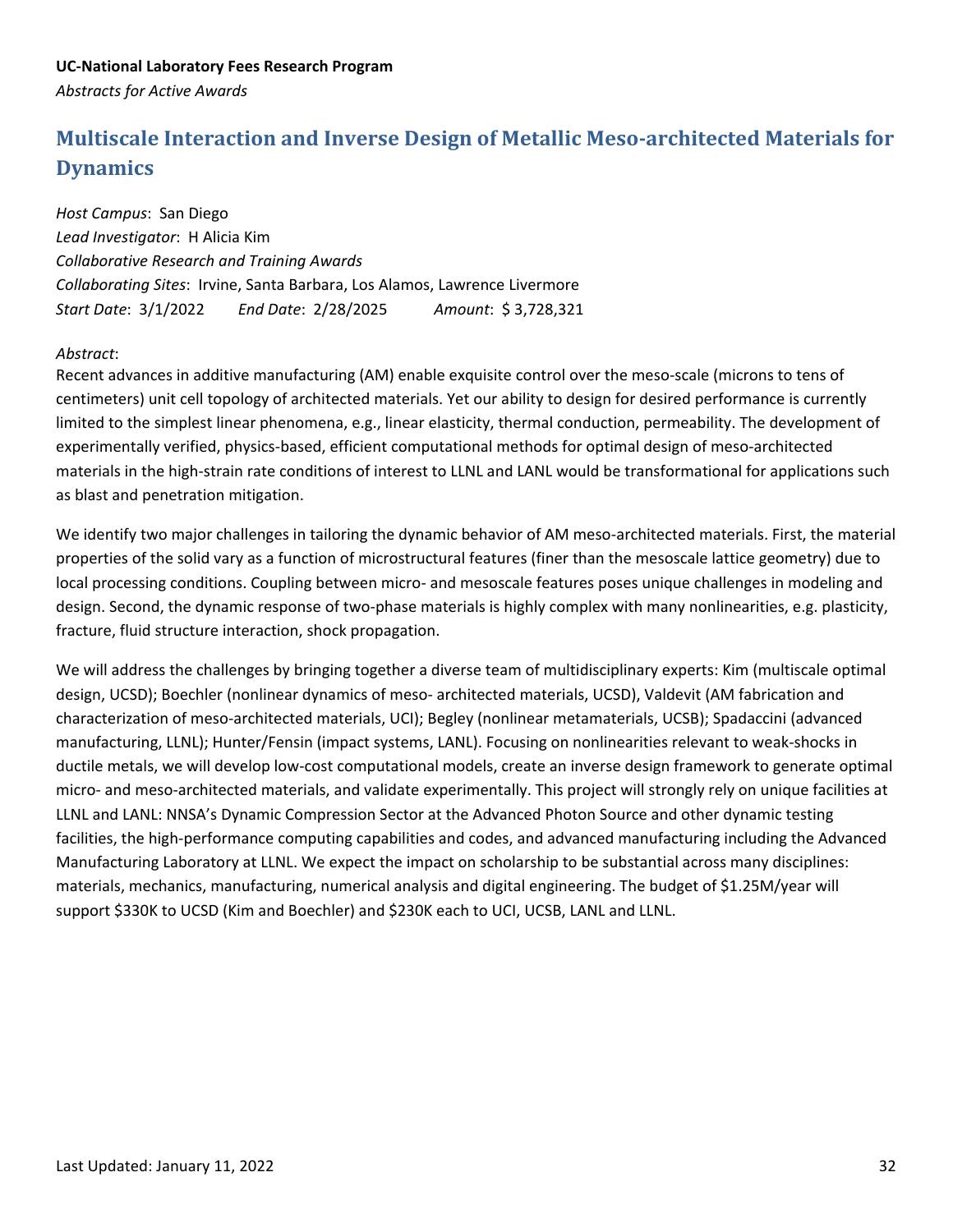**UC-National Laboratory Fees Research Program**

*Abstracts for Active Awards*

# Multiscale Interaction and Inverse Design of Metallic Meso-architected Materials for Dynamics

*Host Campus*: San Diego
*Lead Investigator*: H Alicia Kim
*Collaborative Research and Training Awards*
*Collaborating Sites*: Irvine, Santa Barbara, Los Alamos, Lawrence Livermore
*Start Date*: 3/1/2022 *End Date*: 2/28/2025 *Amount*: $ 3,728,321

*Abstract*:
Recent advances in additive manufacturing (AM) enable exquisite control over the meso-scale (microns to tens of centimeters) unit cell topology of architected materials. Yet our ability to design for desired performance is currently limited to the simplest linear phenomena, e.g., linear elasticity, thermal conduction, permeability. The development of experimentally verified, physics-based, efficient computational methods for optimal design of meso-architected materials in the high-strain rate conditions of interest to LLNL and LANL would be transformational for applications such as blast and penetration mitigation.

We identify two major challenges in tailoring the dynamic behavior of AM meso-architected materials. First, the material properties of the solid vary as a function of microstructural features (finer than the mesoscale lattice geometry) due to local processing conditions. Coupling between micro- and mesoscale features poses unique challenges in modeling and design. Second, the dynamic response of two-phase materials is highly complex with many nonlinearities, e.g. plasticity, fracture, fluid structure interaction, shock propagation.

We will address the challenges by bringing together a diverse team of multidisciplinary experts: Kim (multiscale optimal design, UCSD); Boechler (nonlinear dynamics of meso- architected materials, UCSD), Valdevit (AM fabrication and characterization of meso-architected materials, UCI); Begley (nonlinear metamaterials, UCSB); Spadaccini (advanced manufacturing, LLNL); Hunter/Fensin (impact systems, LANL). Focusing on nonlinearities relevant to weak-shocks in ductile metals, we will develop low-cost computational models, create an inverse design framework to generate optimal micro- and meso-architected materials, and validate experimentally. This project will strongly rely on unique facilities at LLNL and LANL: NNSA's Dynamic Compression Sector at the Advanced Photon Source and other dynamic testing facilities, the high-performance computing capabilities and codes, and advanced manufacturing including the Advanced Manufacturing Laboratory at LLNL. We expect the impact on scholarship to be substantial across many disciplines: materials, mechanics, manufacturing, numerical analysis and digital engineering. The budget of $1.25M/year will support $330K to UCSD (Kim and Boechler) and $230K each to UCI, UCSB, LANL and LLNL.

Last Updated: January 11, 2022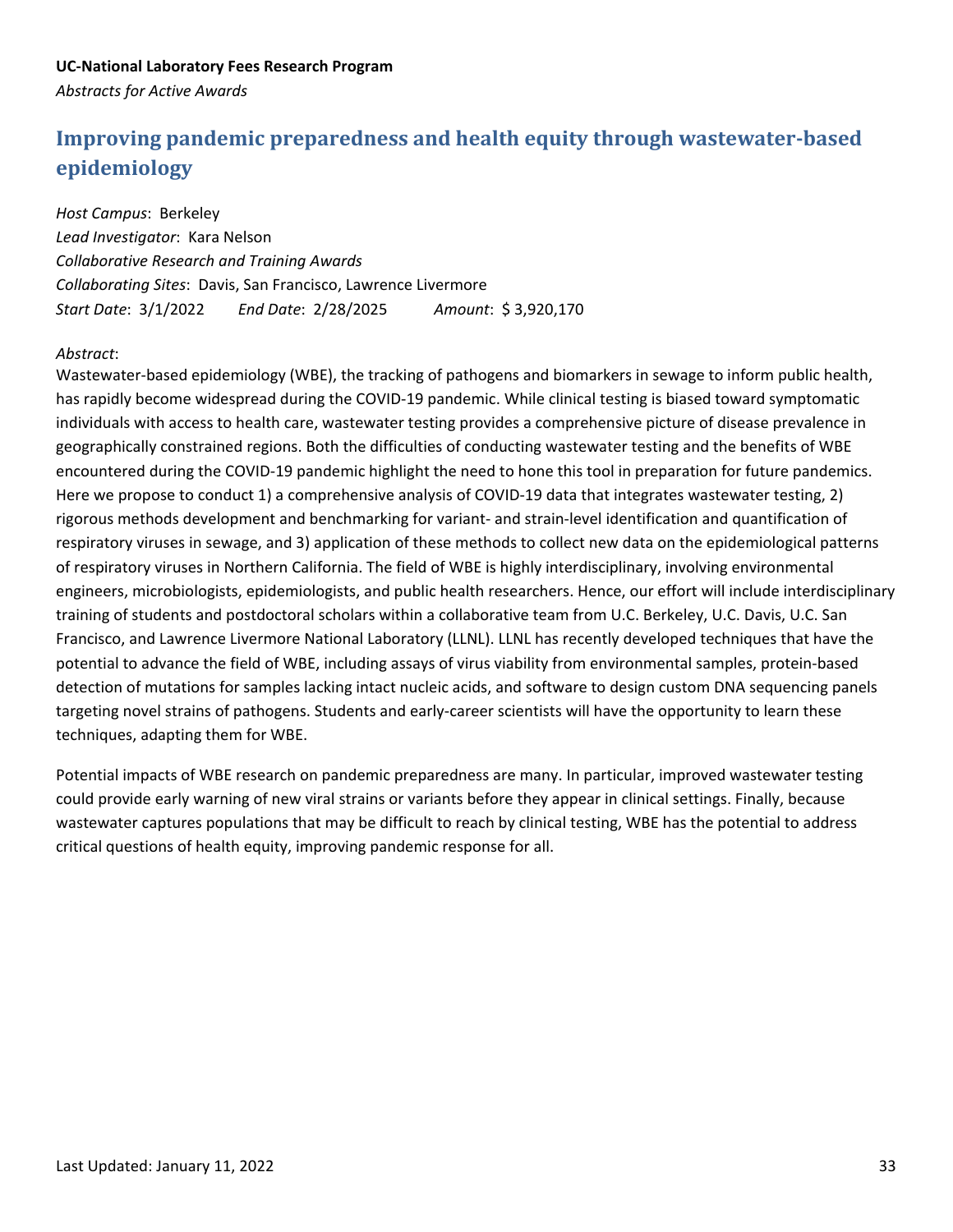# Improving pandemic preparedness and health equity through wastewater-based epidemiology

*Host Campus*: Berkeley
*Lead Investigator*: Kara Nelson
*Collaborative Research and Training Awards*
*Collaborating Sites*: Davis, San Francisco, Lawrence Livermore
*Start Date*: 3/1/2022 *End Date*: 2/28/2025 *Amount*: $ 3,920,170

*Abstract*:

Wastewater-based epidemiology (WBE), the tracking of pathogens and biomarkers in sewage to inform public health, has rapidly become widespread during the COVID-19 pandemic. While clinical testing is biased toward symptomatic individuals with access to health care, wastewater testing provides a comprehensive picture of disease prevalence in geographically constrained regions. Both the difficulties of conducting wastewater testing and the benefits of WBE encountered during the COVID-19 pandemic highlight the need to hone this tool in preparation for future pandemics. Here we propose to conduct 1) a comprehensive analysis of COVID-19 data that integrates wastewater testing, 2) rigorous methods development and benchmarking for variant- and strain-level identification and quantification of respiratory viruses in sewage, and 3) application of these methods to collect new data on the epidemiological patterns of respiratory viruses in Northern California. The field of WBE is highly interdisciplinary, involving environmental engineers, microbiologists, epidemiologists, and public health researchers. Hence, our effort will include interdisciplinary training of students and postdoctoral scholars within a collaborative team from U.C. Berkeley, U.C. Davis, U.C. San Francisco, and Lawrence Livermore National Laboratory (LLNL). LLNL has recently developed techniques that have the potential to advance the field of WBE, including assays of virus viability from environmental samples, protein-based detection of mutations for samples lacking intact nucleic acids, and software to design custom DNA sequencing panels targeting novel strains of pathogens. Students and early-career scientists will have the opportunity to learn these techniques, adapting them for WBE.

Potential impacts of WBE research on pandemic preparedness are many. In particular, improved wastewater testing could provide early warning of new viral strains or variants before they appear in clinical settings. Finally, because wastewater captures populations that may be difficult to reach by clinical testing, WBE has the potential to address critical questions of health equity, improving pandemic response for all.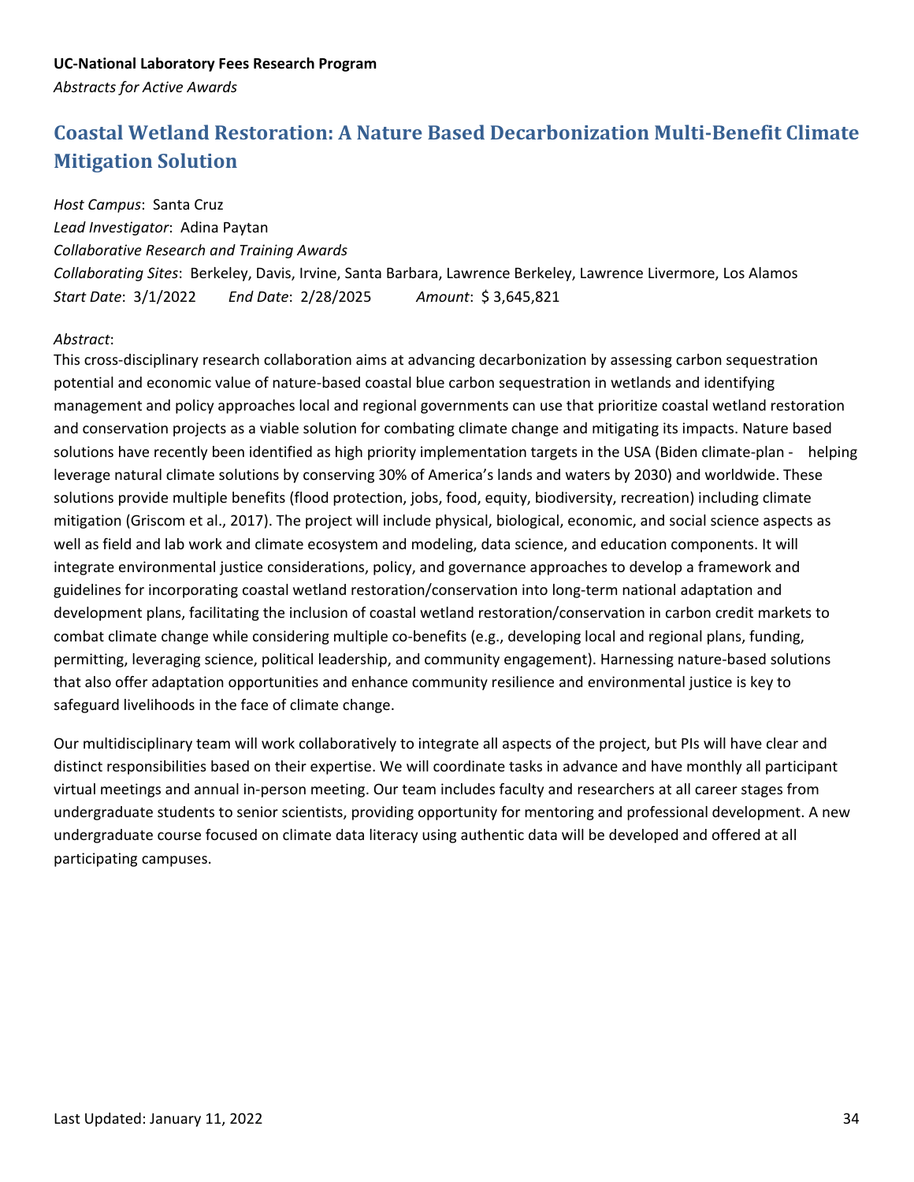## Coastal Wetland Restoration: A Nature Based Decarbonization Multi-Benefit Climate Mitigation Solution

*Host Campus*: Santa Cruz
*Lead Investigator*: Adina Paytan
*Collaborative Research and Training Awards*
*Collaborating Sites*: Berkeley, Davis, Irvine, Santa Barbara, Lawrence Berkeley, Lawrence Livermore, Los Alamos
*Start Date*: 3/1/2022 *End Date*: 2/28/2025 *Amount*: $ 3,645,821

*Abstract*:
This cross-disciplinary research collaboration aims at advancing decarbonization by assessing carbon sequestration potential and economic value of nature-based coastal blue carbon sequestration in wetlands and identifying management and policy approaches local and regional governments can use that prioritize coastal wetland restoration and conservation projects as a viable solution for combating climate change and mitigating its impacts. Nature based solutions have recently been identified as high priority implementation targets in the USA (Biden climate-plan - helping leverage natural climate solutions by conserving 30% of America's lands and waters by 2030) and worldwide. These solutions provide multiple benefits (flood protection, jobs, food, equity, biodiversity, recreation) including climate mitigation (Griscom et al., 2017). The project will include physical, biological, economic, and social science aspects as well as field and lab work and climate ecosystem and modeling, data science, and education components. It will integrate environmental justice considerations, policy, and governance approaches to develop a framework and guidelines for incorporating coastal wetland restoration/conservation into long-term national adaptation and development plans, facilitating the inclusion of coastal wetland restoration/conservation in carbon credit markets to combat climate change while considering multiple co-benefits (e.g., developing local and regional plans, funding, permitting, leveraging science, political leadership, and community engagement). Harnessing nature-based solutions that also offer adaptation opportunities and enhance community resilience and environmental justice is key to safeguard livelihoods in the face of climate change.

Our multidisciplinary team will work collaboratively to integrate all aspects of the project, but PIs will have clear and distinct responsibilities based on their expertise. We will coordinate tasks in advance and have monthly all participant virtual meetings and annual in-person meeting. Our team includes faculty and researchers at all career stages from undergraduate students to senior scientists, providing opportunity for mentoring and professional development. A new undergraduate course focused on climate data literacy using authentic data will be developed and offered at all participating campuses.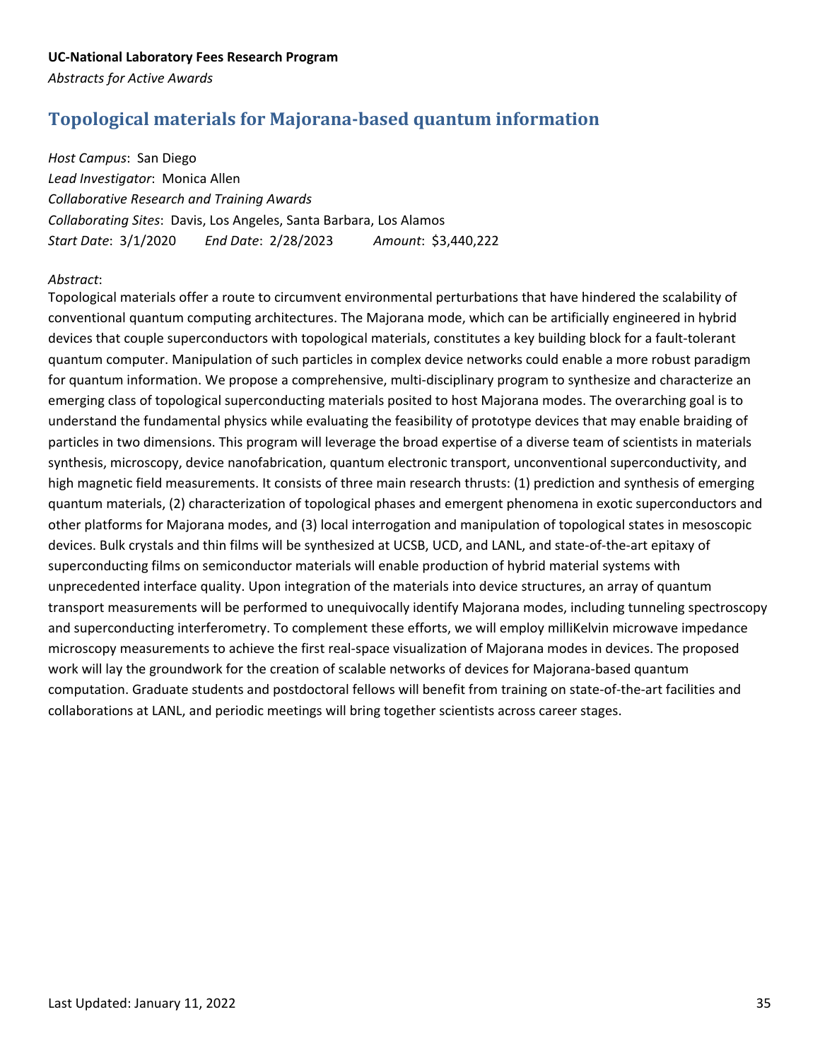## Topological materials for Majorana-based quantum information

*Host Campus*: San Diego
*Lead Investigator*: Monica Allen
*Collaborative Research and Training Awards*
*Collaborating Sites*: Davis, Los Angeles, Santa Barbara, Los Alamos
*Start Date*: 3/1/2020 *End Date*: 2/28/2023 *Amount*: $3,440,222

*Abstract*:
Topological materials offer a route to circumvent environmental perturbations that have hindered the scalability of conventional quantum computing architectures. The Majorana mode, which can be artificially engineered in hybrid devices that couple superconductors with topological materials, constitutes a key building block for a fault-tolerant quantum computer. Manipulation of such particles in complex device networks could enable a more robust paradigm for quantum information. We propose a comprehensive, multi-disciplinary program to synthesize and characterize an emerging class of topological superconducting materials posited to host Majorana modes. The overarching goal is to understand the fundamental physics while evaluating the feasibility of prototype devices that may enable braiding of particles in two dimensions. This program will leverage the broad expertise of a diverse team of scientists in materials synthesis, microscopy, device nanofabrication, quantum electronic transport, unconventional superconductivity, and high magnetic field measurements. It consists of three main research thrusts: (1) prediction and synthesis of emerging quantum materials, (2) characterization of topological phases and emergent phenomena in exotic superconductors and other platforms for Majorana modes, and (3) local interrogation and manipulation of topological states in mesoscopic devices. Bulk crystals and thin films will be synthesized at UCSB, UCD, and LANL, and state-of-the-art epitaxy of superconducting films on semiconductor materials will enable production of hybrid material systems with unprecedented interface quality. Upon integration of the materials into device structures, an array of quantum transport measurements will be performed to unequivocally identify Majorana modes, including tunneling spectroscopy and superconducting interferometry. To complement these efforts, we will employ milliKelvin microwave impedance microscopy measurements to achieve the first real-space visualization of Majorana modes in devices. The proposed work will lay the groundwork for the creation of scalable networks of devices for Majorana-based quantum computation. Graduate students and postdoctoral fellows will benefit from training on state-of-the-art facilities and collaborations at LANL, and periodic meetings will bring together scientists across career stages.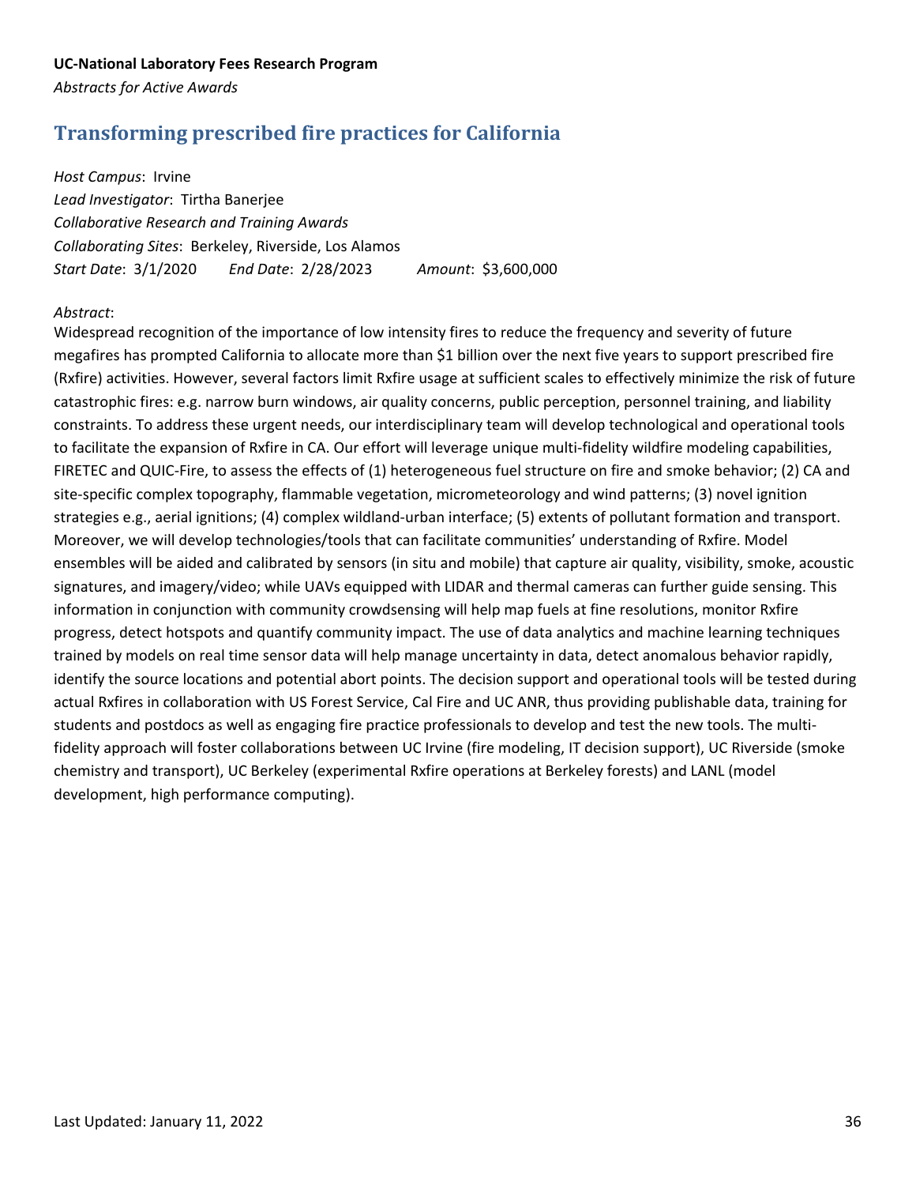## Transforming prescribed fire practices for California

*Host Campus*: Irvine
*Lead Investigator*: Tirtha Banerjee
*Collaborative Research and Training Awards*
*Collaborating Sites*: Berkeley, Riverside, Los Alamos
*Start Date*: 3/1/2020 *End Date*: 2/28/2023 *Amount*: $3,600,000

*Abstract*:
Widespread recognition of the importance of low intensity fires to reduce the frequency and severity of future megafires has prompted California to allocate more than $1 billion over the next five years to support prescribed fire (Rxfire) activities. However, several factors limit Rxfire usage at sufficient scales to effectively minimize the risk of future catastrophic fires: e.g. narrow burn windows, air quality concerns, public perception, personnel training, and liability constraints. To address these urgent needs, our interdisciplinary team will develop technological and operational tools to facilitate the expansion of Rxfire in CA. Our effort will leverage unique multi-fidelity wildfire modeling capabilities, FIRETEC and QUIC-Fire, to assess the effects of (1) heterogeneous fuel structure on fire and smoke behavior; (2) CA and site-specific complex topography, flammable vegetation, micrometeorology and wind patterns; (3) novel ignition strategies e.g., aerial ignitions; (4) complex wildland-urban interface; (5) extents of pollutant formation and transport. Moreover, we will develop technologies/tools that can facilitate communities' understanding of Rxfire. Model ensembles will be aided and calibrated by sensors (in situ and mobile) that capture air quality, visibility, smoke, acoustic signatures, and imagery/video; while UAVs equipped with LIDAR and thermal cameras can further guide sensing. This information in conjunction with community crowdsensing will help map fuels at fine resolutions, monitor Rxfire progress, detect hotspots and quantify community impact. The use of data analytics and machine learning techniques trained by models on real time sensor data will help manage uncertainty in data, detect anomalous behavior rapidly, identify the source locations and potential abort points. The decision support and operational tools will be tested during actual Rxfires in collaboration with US Forest Service, Cal Fire and UC ANR, thus providing publishable data, training for students and postdocs as well as engaging fire practice professionals to develop and test the new tools. The multi-fidelity approach will foster collaborations between UC Irvine (fire modeling, IT decision support), UC Riverside (smoke chemistry and transport), UC Berkeley (experimental Rxfire operations at Berkeley forests) and LANL (model development, high performance computing).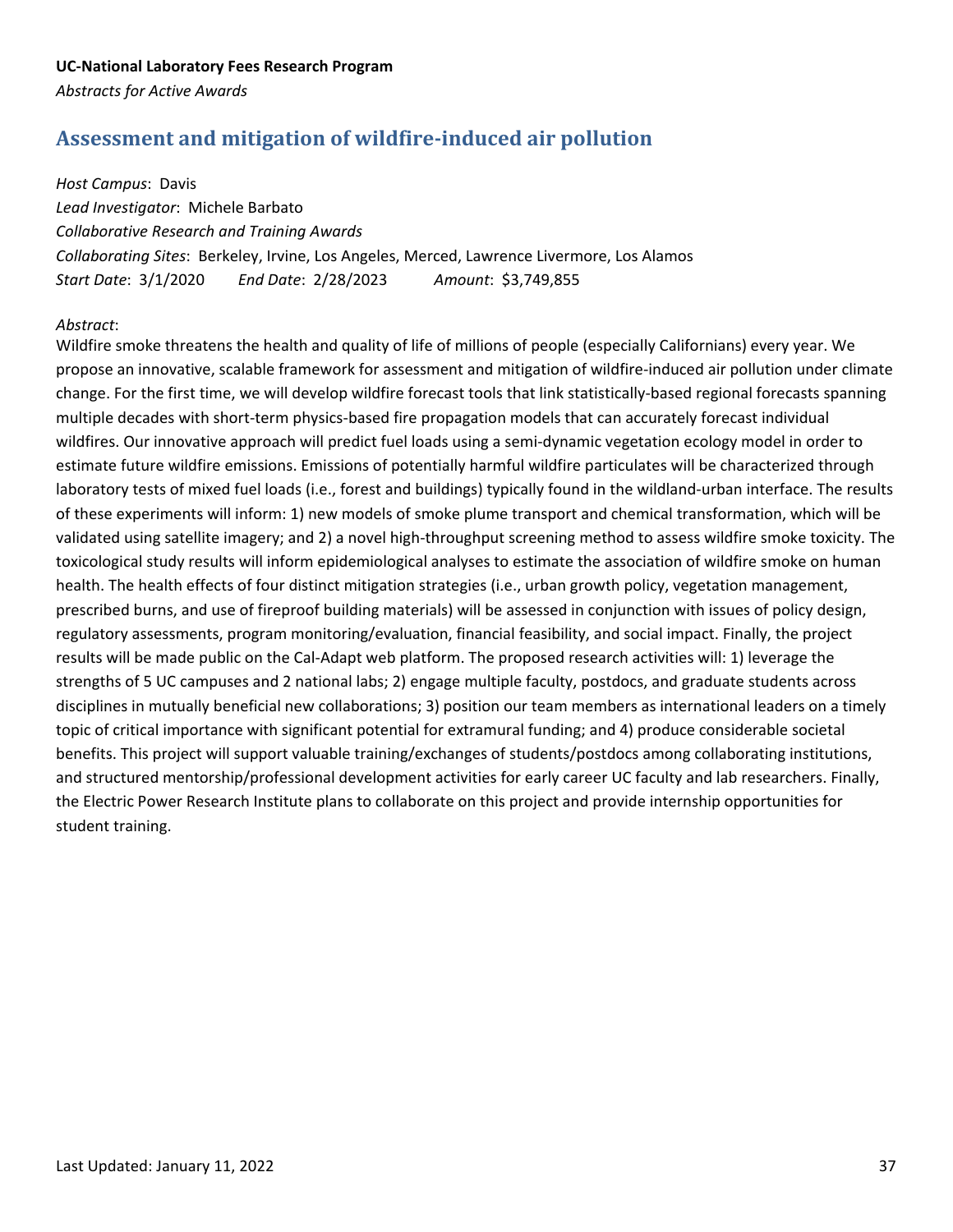## Assessment and mitigation of wildfire-induced air pollution

*Host Campus*: Davis
*Lead Investigator*: Michele Barbato
*Collaborative Research and Training Awards*
*Collaborating Sites*: Berkeley, Irvine, Los Angeles, Merced, Lawrence Livermore, Los Alamos
*Start Date*: 3/1/2020 *End Date*: 2/28/2023 *Amount*: $3,749,855

*Abstract*:
Wildfire smoke threatens the health and quality of life of millions of people (especially Californians) every year. We propose an innovative, scalable framework for assessment and mitigation of wildfire-induced air pollution under climate change. For the first time, we will develop wildfire forecast tools that link statistically-based regional forecasts spanning multiple decades with short-term physics-based fire propagation models that can accurately forecast individual wildfires. Our innovative approach will predict fuel loads using a semi-dynamic vegetation ecology model in order to estimate future wildfire emissions. Emissions of potentially harmful wildfire particulates will be characterized through laboratory tests of mixed fuel loads (i.e., forest and buildings) typically found in the wildland-urban interface. The results of these experiments will inform: 1) new models of smoke plume transport and chemical transformation, which will be validated using satellite imagery; and 2) a novel high-throughput screening method to assess wildfire smoke toxicity. The toxicological study results will inform epidemiological analyses to estimate the association of wildfire smoke on human health. The health effects of four distinct mitigation strategies (i.e., urban growth policy, vegetation management, prescribed burns, and use of fireproof building materials) will be assessed in conjunction with issues of policy design, regulatory assessments, program monitoring/evaluation, financial feasibility, and social impact. Finally, the project results will be made public on the Cal-Adapt web platform. The proposed research activities will: 1) leverage the strengths of 5 UC campuses and 2 national labs; 2) engage multiple faculty, postdocs, and graduate students across disciplines in mutually beneficial new collaborations; 3) position our team members as international leaders on a timely topic of critical importance with significant potential for extramural funding; and 4) produce considerable societal benefits. This project will support valuable training/exchanges of students/postdocs among collaborating institutions, and structured mentorship/professional development activities for early career UC faculty and lab researchers. Finally, the Electric Power Research Institute plans to collaborate on this project and provide internship opportunities for student training.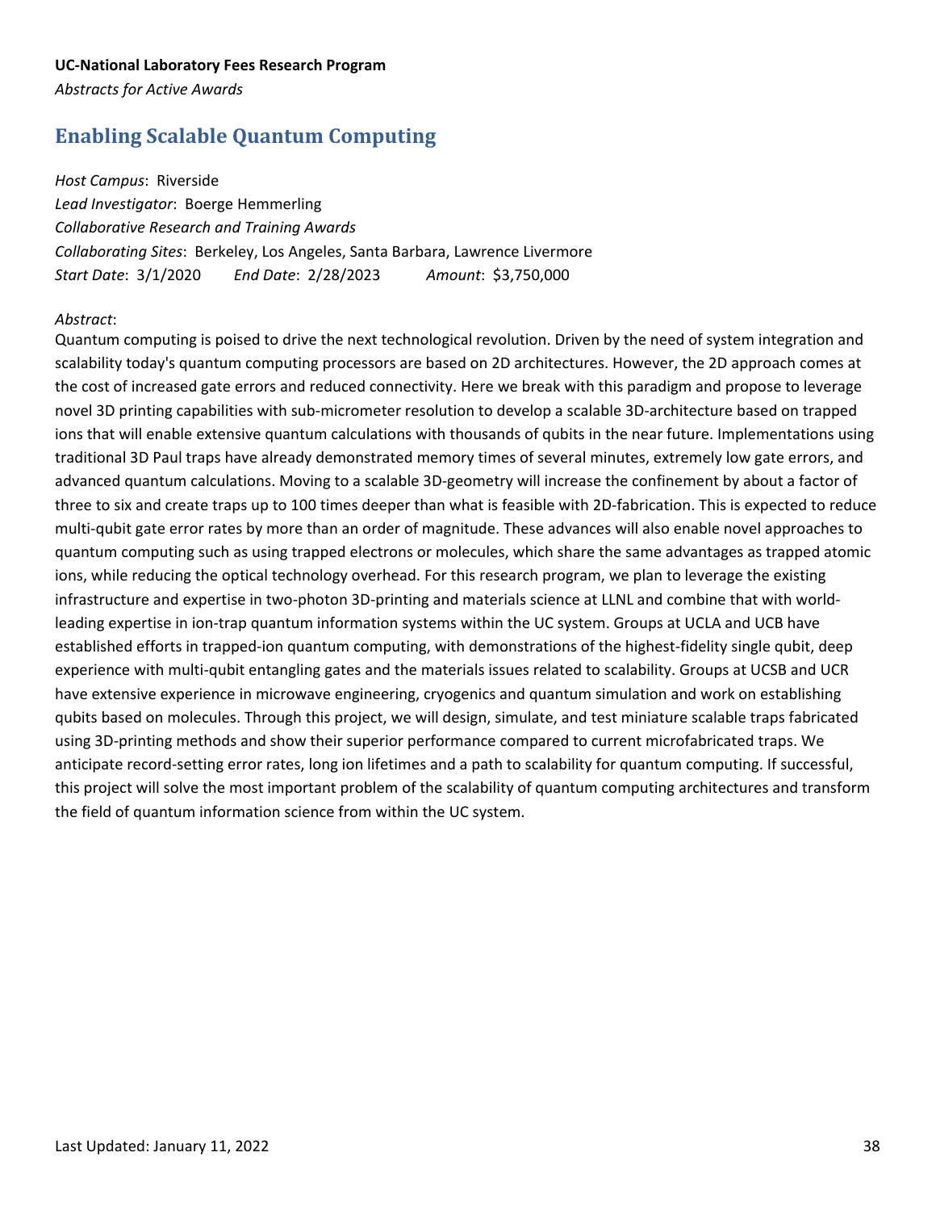**UC-National Laboratory Fees Research Program**

*Abstracts for Active Awards*

## Enabling Scalable Quantum Computing

*Host Campus*: Riverside
*Lead Investigator*: Boerge Hemmerling
*Collaborative Research and Training Awards*
*Collaborating Sites*: Berkeley, Los Angeles, Santa Barbara, Lawrence Livermore
*Start Date*: 3/1/2020 *End Date*: 2/28/2023 *Amount*: $3,750,000

*Abstract*:
Quantum computing is poised to drive the next technological revolution. Driven by the need of system integration and scalability today's quantum computing processors are based on 2D architectures. However, the 2D approach comes at the cost of increased gate errors and reduced connectivity. Here we break with this paradigm and propose to leverage novel 3D printing capabilities with sub-micrometer resolution to develop a scalable 3D-architecture based on trapped ions that will enable extensive quantum calculations with thousands of qubits in the near future. Implementations using traditional 3D Paul traps have already demonstrated memory times of several minutes, extremely low gate errors, and advanced quantum calculations. Moving to a scalable 3D-geometry will increase the confinement by about a factor of three to six and create traps up to 100 times deeper than what is feasible with 2D-fabrication. This is expected to reduce multi-qubit gate error rates by more than an order of magnitude. These advances will also enable novel approaches to quantum computing such as using trapped electrons or molecules, which share the same advantages as trapped atomic ions, while reducing the optical technology overhead. For this research program, we plan to leverage the existing infrastructure and expertise in two-photon 3D-printing and materials science at LLNL and combine that with world-leading expertise in ion-trap quantum information systems within the UC system. Groups at UCLA and UCB have established efforts in trapped-ion quantum computing, with demonstrations of the highest-fidelity single qubit, deep experience with multi-qubit entangling gates and the materials issues related to scalability. Groups at UCSB and UCR have extensive experience in microwave engineering, cryogenics and quantum simulation and work on establishing qubits based on molecules. Through this project, we will design, simulate, and test miniature scalable traps fabricated using 3D-printing methods and show their superior performance compared to current microfabricated traps. We anticipate record-setting error rates, long ion lifetimes and a path to scalability for quantum computing. If successful, this project will solve the most important problem of the scalability of quantum computing architectures and transform the field of quantum information science from within the UC system.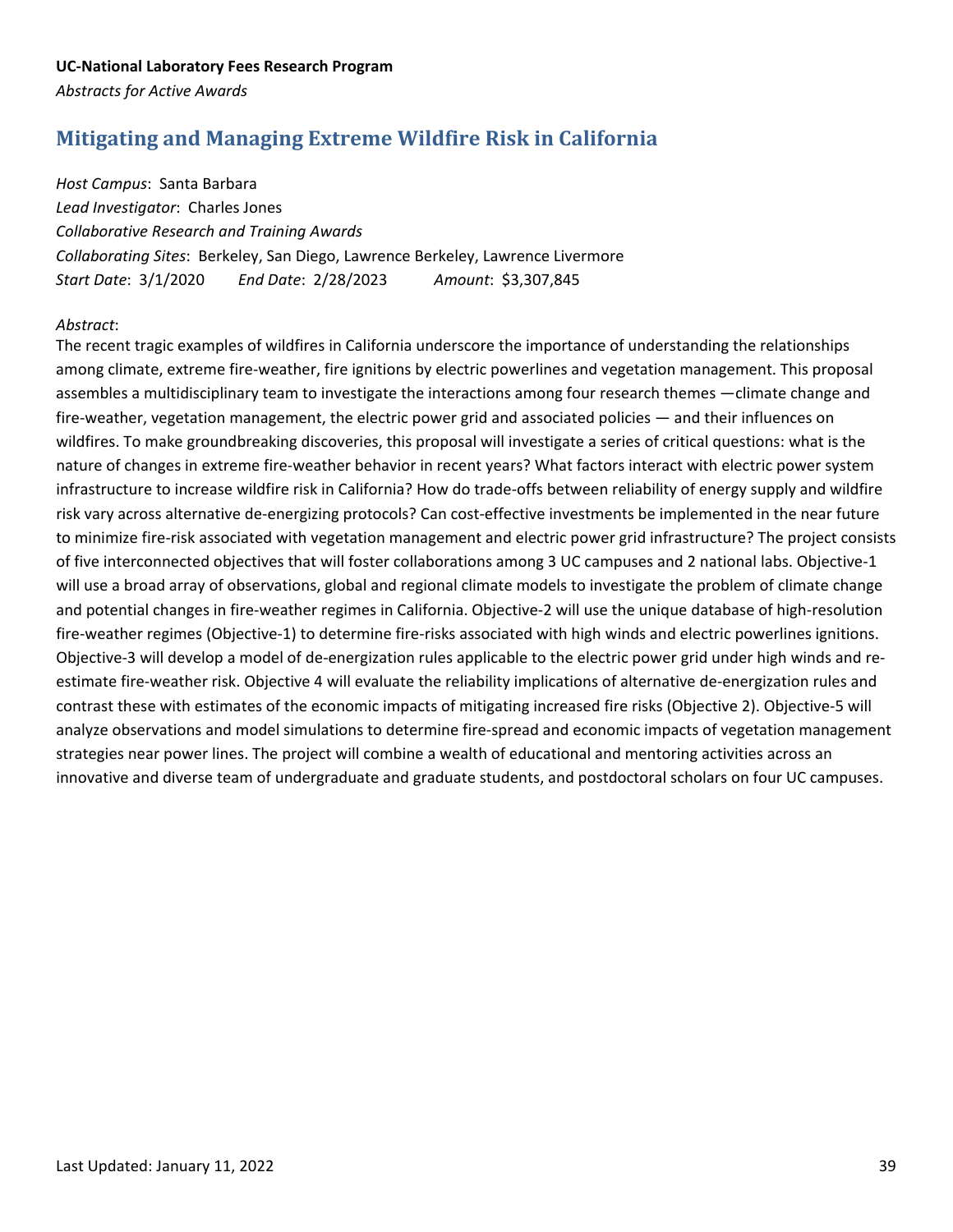**UC-National Laboratory Fees Research Program**

*Abstracts for Active Awards*

## Mitigating and Managing Extreme Wildfire Risk in California

*Host Campus*: Santa Barbara
*Lead Investigator*: Charles Jones
*Collaborative Research and Training Awards*
*Collaborating Sites*: Berkeley, San Diego, Lawrence Berkeley, Lawrence Livermore
*Start Date*: 3/1/2020 *End Date*: 2/28/2023 *Amount*: $3,307,845

*Abstract*:
The recent tragic examples of wildfires in California underscore the importance of understanding the relationships among climate, extreme fire-weather, fire ignitions by electric powerlines and vegetation management. This proposal assembles a multidisciplinary team to investigate the interactions among four research themes —climate change and fire-weather, vegetation management, the electric power grid and associated policies — and their influences on wildfires. To make groundbreaking discoveries, this proposal will investigate a series of critical questions: what is the nature of changes in extreme fire-weather behavior in recent years? What factors interact with electric power system infrastructure to increase wildfire risk in California? How do trade-offs between reliability of energy supply and wildfire risk vary across alternative de-energizing protocols? Can cost-effective investments be implemented in the near future to minimize fire-risk associated with vegetation management and electric power grid infrastructure? The project consists of five interconnected objectives that will foster collaborations among 3 UC campuses and 2 national labs. Objective-1 will use a broad array of observations, global and regional climate models to investigate the problem of climate change and potential changes in fire-weather regimes in California. Objective-2 will use the unique database of high-resolution fire-weather regimes (Objective-1) to determine fire-risks associated with high winds and electric powerlines ignitions. Objective-3 will develop a model of de-energization rules applicable to the electric power grid under high winds and re-estimate fire-weather risk. Objective 4 will evaluate the reliability implications of alternative de-energization rules and contrast these with estimates of the economic impacts of mitigating increased fire risks (Objective 2). Objective-5 will analyze observations and model simulations to determine fire-spread and economic impacts of vegetation management strategies near power lines. The project will combine a wealth of educational and mentoring activities across an innovative and diverse team of undergraduate and graduate students, and postdoctoral scholars on four UC campuses.

Last Updated: January 11, 2022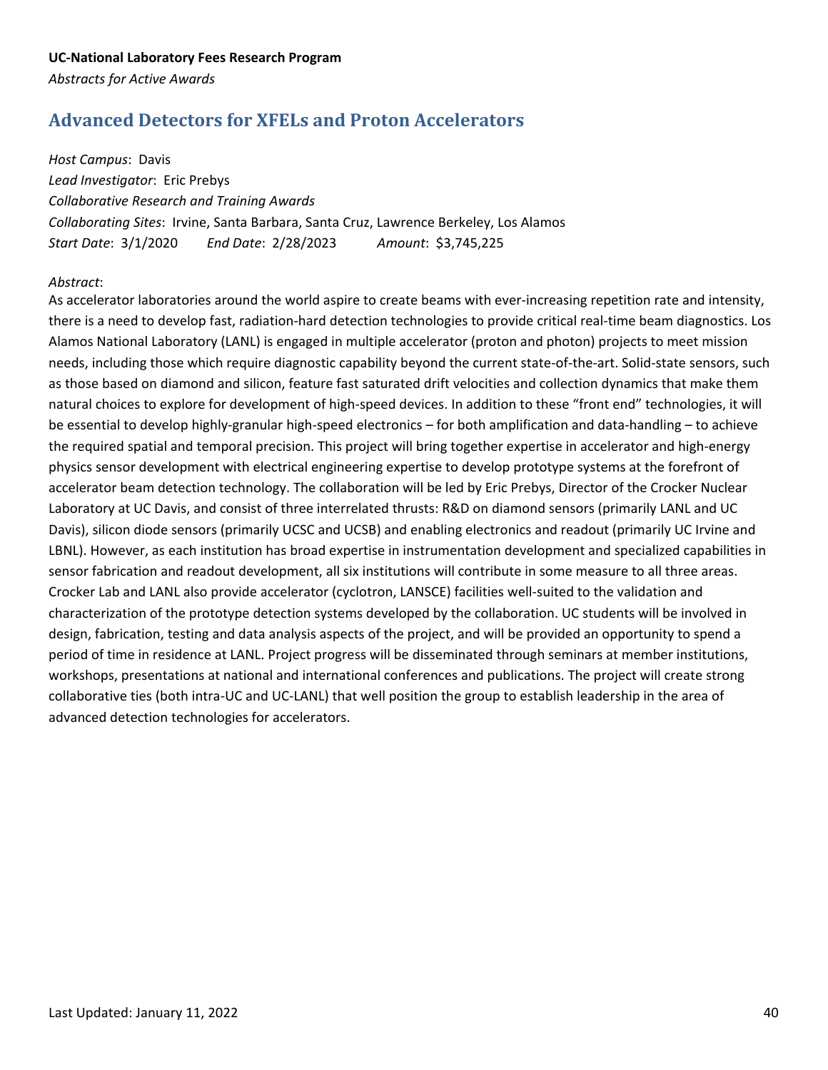## Advanced Detectors for XFELs and Proton Accelerators

*Host Campus*: Davis
*Lead Investigator*: Eric Prebys
*Collaborative Research and Training Awards*
*Collaborating Sites*: Irvine, Santa Barbara, Santa Cruz, Lawrence Berkeley, Los Alamos
*Start Date*: 3/1/2020 *End Date*: 2/28/2023 *Amount*: $3,745,225

*Abstract*:
As accelerator laboratories around the world aspire to create beams with ever-increasing repetition rate and intensity, there is a need to develop fast, radiation-hard detection technologies to provide critical real-time beam diagnostics. Los Alamos National Laboratory (LANL) is engaged in multiple accelerator (proton and photon) projects to meet mission needs, including those which require diagnostic capability beyond the current state-of-the-art. Solid-state sensors, such as those based on diamond and silicon, feature fast saturated drift velocities and collection dynamics that make them natural choices to explore for development of high-speed devices. In addition to these "front end" technologies, it will be essential to develop highly-granular high-speed electronics – for both amplification and data-handling – to achieve the required spatial and temporal precision. This project will bring together expertise in accelerator and high-energy physics sensor development with electrical engineering expertise to develop prototype systems at the forefront of accelerator beam detection technology. The collaboration will be led by Eric Prebys, Director of the Crocker Nuclear Laboratory at UC Davis, and consist of three interrelated thrusts: R&D on diamond sensors (primarily LANL and UC Davis), silicon diode sensors (primarily UCSC and UCSB) and enabling electronics and readout (primarily UC Irvine and LBNL). However, as each institution has broad expertise in instrumentation development and specialized capabilities in sensor fabrication and readout development, all six institutions will contribute in some measure to all three areas. Crocker Lab and LANL also provide accelerator (cyclotron, LANSCE) facilities well-suited to the validation and characterization of the prototype detection systems developed by the collaboration. UC students will be involved in design, fabrication, testing and data analysis aspects of the project, and will be provided an opportunity to spend a period of time in residence at LANL. Project progress will be disseminated through seminars at member institutions, workshops, presentations at national and international conferences and publications. The project will create strong collaborative ties (both intra-UC and UC-LANL) that well position the group to establish leadership in the area of advanced detection technologies for accelerators.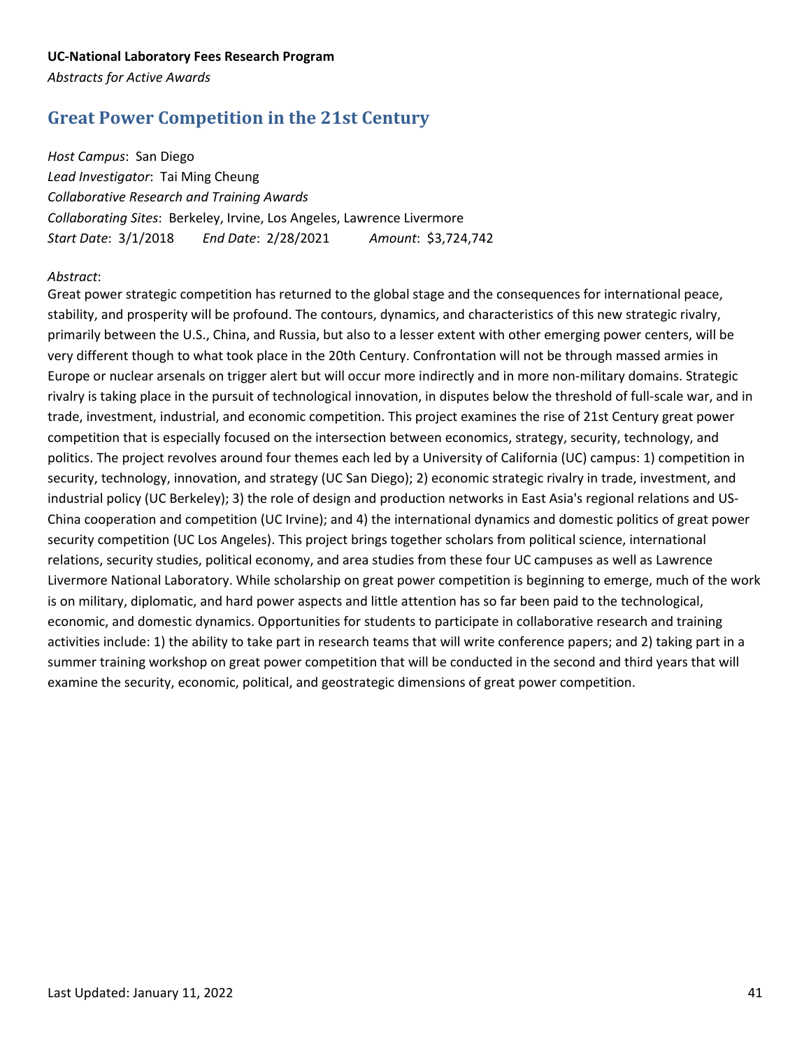# Great Power Competition in the 21st Century

*Host Campus*: San Diego
*Lead Investigator*: Tai Ming Cheung
*Collaborative Research and Training Awards*
*Collaborating Sites*: Berkeley, Irvine, Los Angeles, Lawrence Livermore
*Start Date*: 3/1/2018 *End Date*: 2/28/2021 *Amount*: $3,724,742

*Abstract*:
Great power strategic competition has returned to the global stage and the consequences for international peace, stability, and prosperity will be profound. The contours, dynamics, and characteristics of this new strategic rivalry, primarily between the U.S., China, and Russia, but also to a lesser extent with other emerging power centers, will be very different though to what took place in the 20th Century. Confrontation will not be through massed armies in Europe or nuclear arsenals on trigger alert but will occur more indirectly and in more non-military domains. Strategic rivalry is taking place in the pursuit of technological innovation, in disputes below the threshold of full-scale war, and in trade, investment, industrial, and economic competition. This project examines the rise of 21st Century great power competition that is especially focused on the intersection between economics, strategy, security, technology, and politics. The project revolves around four themes each led by a University of California (UC) campus: 1) competition in security, technology, innovation, and strategy (UC San Diego); 2) economic strategic rivalry in trade, investment, and industrial policy (UC Berkeley); 3) the role of design and production networks in East Asia's regional relations and US-China cooperation and competition (UC Irvine); and 4) the international dynamics and domestic politics of great power security competition (UC Los Angeles). This project brings together scholars from political science, international relations, security studies, political economy, and area studies from these four UC campuses as well as Lawrence Livermore National Laboratory. While scholarship on great power competition is beginning to emerge, much of the work is on military, diplomatic, and hard power aspects and little attention has so far been paid to the technological, economic, and domestic dynamics. Opportunities for students to participate in collaborative research and training activities include: 1) the ability to take part in research teams that will write conference papers; and 2) taking part in a summer training workshop on great power competition that will be conducted in the second and third years that will examine the security, economic, political, and geostrategic dimensions of great power competition.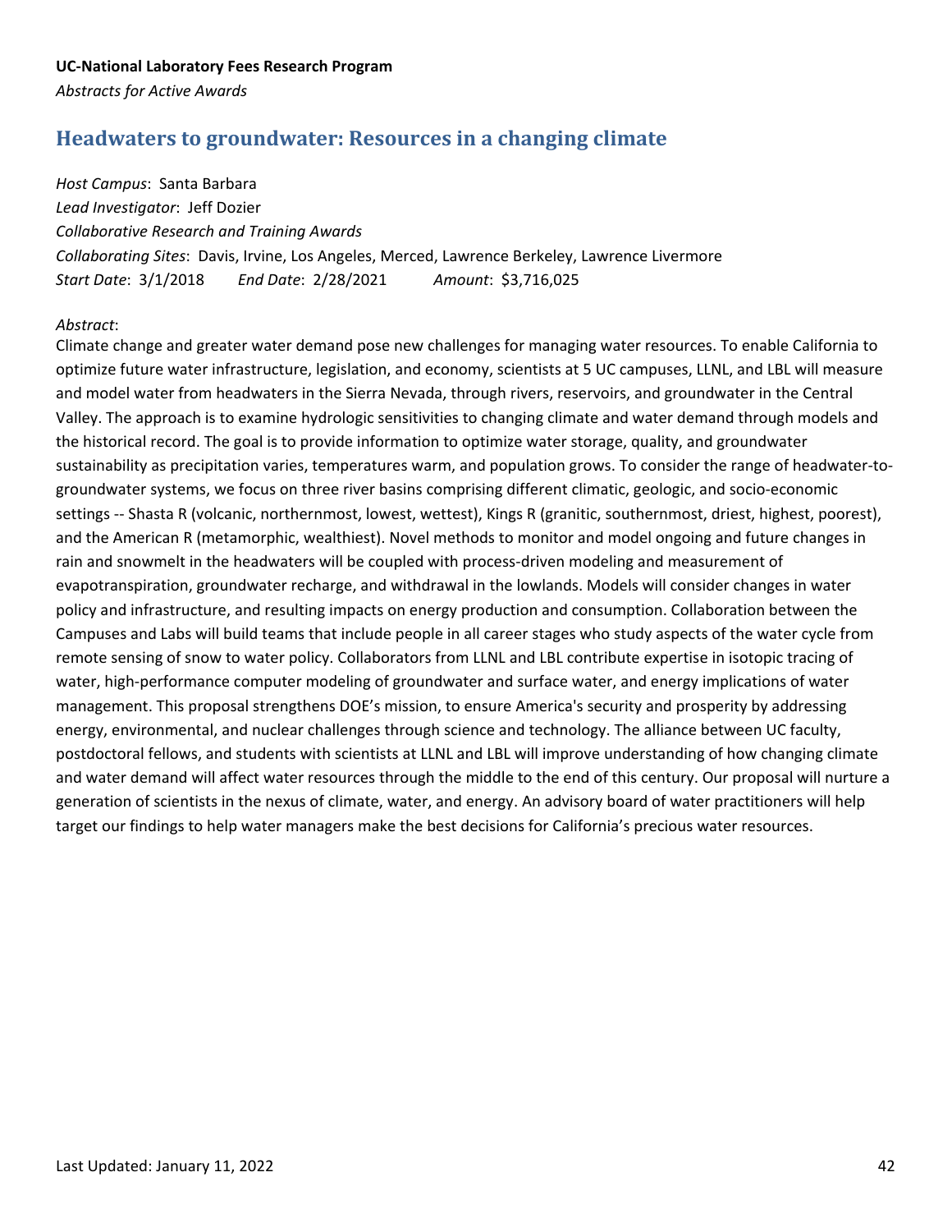## Headwaters to groundwater: Resources in a changing climate

*Host Campus*: Santa Barbara
*Lead Investigator*: Jeff Dozier
*Collaborative Research and Training Awards*
*Collaborating Sites*: Davis, Irvine, Los Angeles, Merced, Lawrence Berkeley, Lawrence Livermore
*Start Date*: 3/1/2018 *End Date*: 2/28/2021 *Amount*: $3,716,025

*Abstract*:
Climate change and greater water demand pose new challenges for managing water resources. To enable California to optimize future water infrastructure, legislation, and economy, scientists at 5 UC campuses, LLNL, and LBL will measure and model water from headwaters in the Sierra Nevada, through rivers, reservoirs, and groundwater in the Central Valley. The approach is to examine hydrologic sensitivities to changing climate and water demand through models and the historical record. The goal is to provide information to optimize water storage, quality, and groundwater sustainability as precipitation varies, temperatures warm, and population grows. To consider the range of headwater-to-groundwater systems, we focus on three river basins comprising different climatic, geologic, and socio-economic settings -- Shasta R (volcanic, northernmost, lowest, wettest), Kings R (granitic, southernmost, driest, highest, poorest), and the American R (metamorphic, wealthiest). Novel methods to monitor and model ongoing and future changes in rain and snowmelt in the headwaters will be coupled with process-driven modeling and measurement of evapotranspiration, groundwater recharge, and withdrawal in the lowlands. Models will consider changes in water policy and infrastructure, and resulting impacts on energy production and consumption. Collaboration between the Campuses and Labs will build teams that include people in all career stages who study aspects of the water cycle from remote sensing of snow to water policy. Collaborators from LLNL and LBL contribute expertise in isotopic tracing of water, high-performance computer modeling of groundwater and surface water, and energy implications of water management. This proposal strengthens DOE's mission, to ensure America's security and prosperity by addressing energy, environmental, and nuclear challenges through science and technology. The alliance between UC faculty, postdoctoral fellows, and students with scientists at LLNL and LBL will improve understanding of how changing climate and water demand will affect water resources through the middle to the end of this century. Our proposal will nurture a generation of scientists in the nexus of climate, water, and energy. An advisory board of water practitioners will help target our findings to help water managers make the best decisions for California's precious water resources.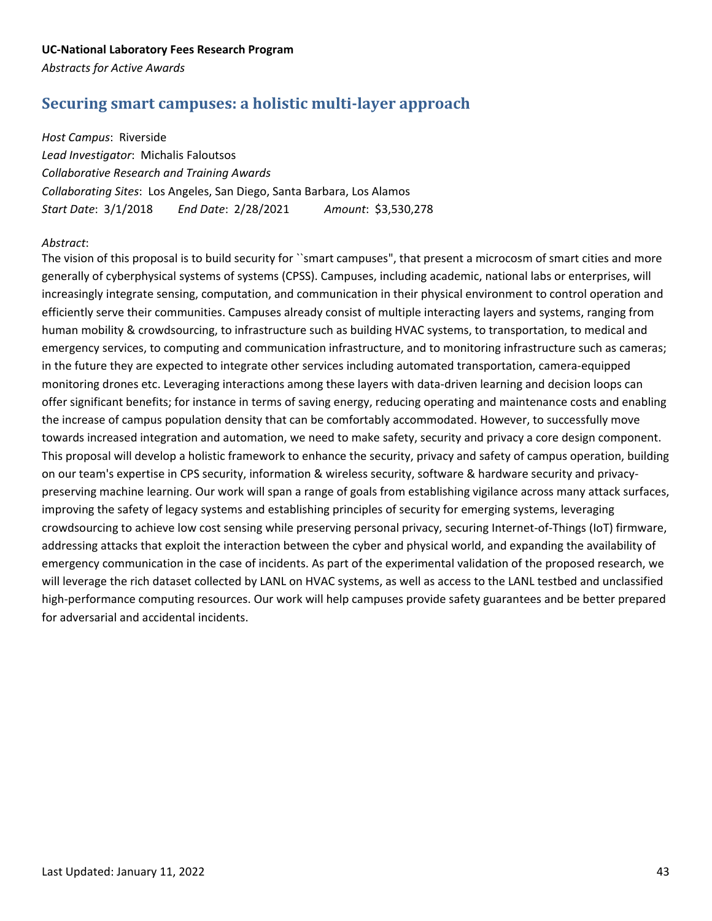**UC-National Laboratory Fees Research Program**

*Abstracts for Active Awards*

## Securing smart campuses: a holistic multi-layer approach

*Host Campus*: Riverside
*Lead Investigator*: Michalis Faloutsos
*Collaborative Research and Training Awards*
*Collaborating Sites*: Los Angeles, San Diego, Santa Barbara, Los Alamos
*Start Date*: 3/1/2018 *End Date*: 2/28/2021 *Amount*: $3,530,278

*Abstract*:
The vision of this proposal is to build security for ``smart campuses", that present a microcosm of smart cities and more generally of cyberphysical systems of systems (CPSS). Campuses, including academic, national labs or enterprises, will increasingly integrate sensing, computation, and communication in their physical environment to control operation and efficiently serve their communities. Campuses already consist of multiple interacting layers and systems, ranging from human mobility & crowdsourcing, to infrastructure such as building HVAC systems, to transportation, to medical and emergency services, to computing and communication infrastructure, and to monitoring infrastructure such as cameras; in the future they are expected to integrate other services including automated transportation, camera-equipped monitoring drones etc. Leveraging interactions among these layers with data-driven learning and decision loops can offer significant benefits; for instance in terms of saving energy, reducing operating and maintenance costs and enabling the increase of campus population density that can be comfortably accommodated. However, to successfully move towards increased integration and automation, we need to make safety, security and privacy a core design component. This proposal will develop a holistic framework to enhance the security, privacy and safety of campus operation, building on our team's expertise in CPS security, information & wireless security, software & hardware security and privacy-preserving machine learning. Our work will span a range of goals from establishing vigilance across many attack surfaces, improving the safety of legacy systems and establishing principles of security for emerging systems, leveraging crowdsourcing to achieve low cost sensing while preserving personal privacy, securing Internet-of-Things (IoT) firmware, addressing attacks that exploit the interaction between the cyber and physical world, and expanding the availability of emergency communication in the case of incidents. As part of the experimental validation of the proposed research, we will leverage the rich dataset collected by LANL on HVAC systems, as well as access to the LANL testbed and unclassified high-performance computing resources. Our work will help campuses provide safety guarantees and be better prepared for adversarial and accidental incidents.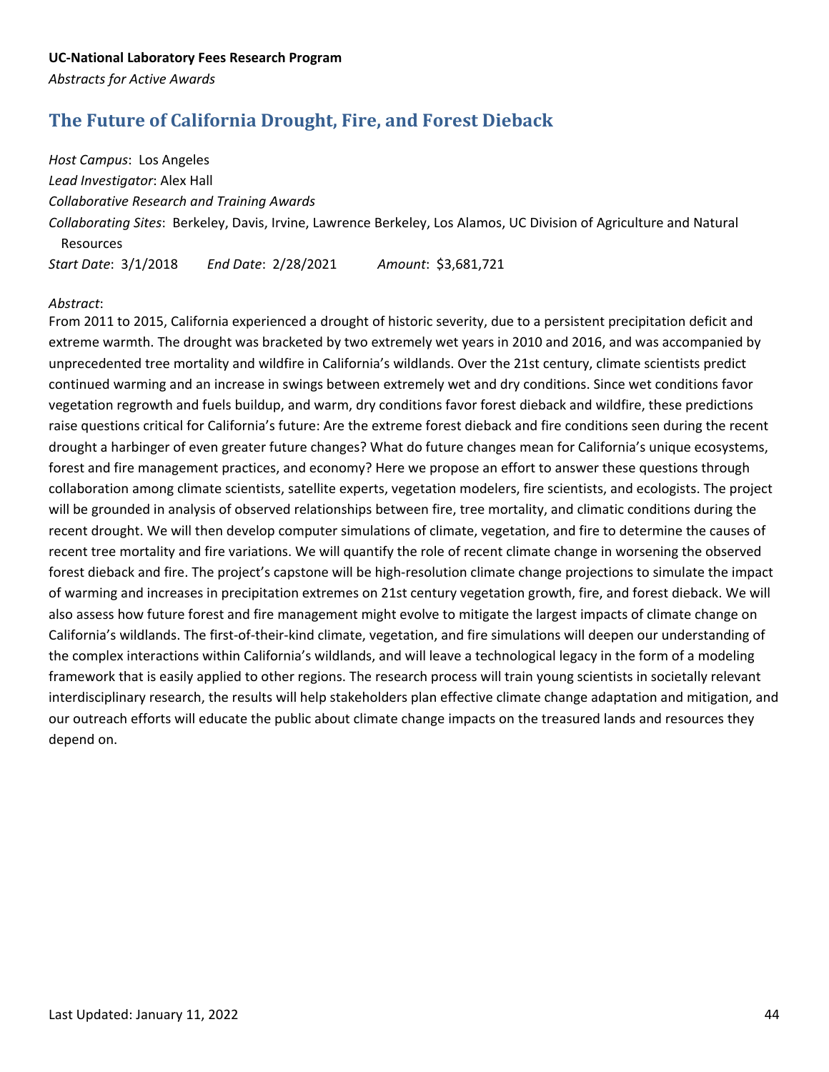**UC-National Laboratory Fees Research Program**

*Abstracts for Active Awards*

## The Future of California Drought, Fire, and Forest Dieback

*Host Campus*: Los Angeles
*Lead Investigator*: Alex Hall
*Collaborative Research and Training Awards*
*Collaborating Sites*: Berkeley, Davis, Irvine, Lawrence Berkeley, Los Alamos, UC Division of Agriculture and Natural Resources
*Start Date*: 3/1/2018 *End Date*: 2/28/2021 *Amount*: $3,681,721

*Abstract*:
From 2011 to 2015, California experienced a drought of historic severity, due to a persistent precipitation deficit and extreme warmth. The drought was bracketed by two extremely wet years in 2010 and 2016, and was accompanied by unprecedented tree mortality and wildfire in California's wildlands. Over the 21st century, climate scientists predict continued warming and an increase in swings between extremely wet and dry conditions. Since wet conditions favor vegetation regrowth and fuels buildup, and warm, dry conditions favor forest dieback and wildfire, these predictions raise questions critical for California's future: Are the extreme forest dieback and fire conditions seen during the recent drought a harbinger of even greater future changes? What do future changes mean for California's unique ecosystems, forest and fire management practices, and economy? Here we propose an effort to answer these questions through collaboration among climate scientists, satellite experts, vegetation modelers, fire scientists, and ecologists. The project will be grounded in analysis of observed relationships between fire, tree mortality, and climatic conditions during the recent drought. We will then develop computer simulations of climate, vegetation, and fire to determine the causes of recent tree mortality and fire variations. We will quantify the role of recent climate change in worsening the observed forest dieback and fire. The project's capstone will be high-resolution climate change projections to simulate the impact of warming and increases in precipitation extremes on 21st century vegetation growth, fire, and forest dieback. We will also assess how future forest and fire management might evolve to mitigate the largest impacts of climate change on California's wildlands. The first-of-their-kind climate, vegetation, and fire simulations will deepen our understanding of the complex interactions within California's wildlands, and will leave a technological legacy in the form of a modeling framework that is easily applied to other regions. The research process will train young scientists in societally relevant interdisciplinary research, the results will help stakeholders plan effective climate change adaptation and mitigation, and our outreach efforts will educate the public about climate change impacts on the treasured lands and resources they depend on.

Last Updated: January 11, 2022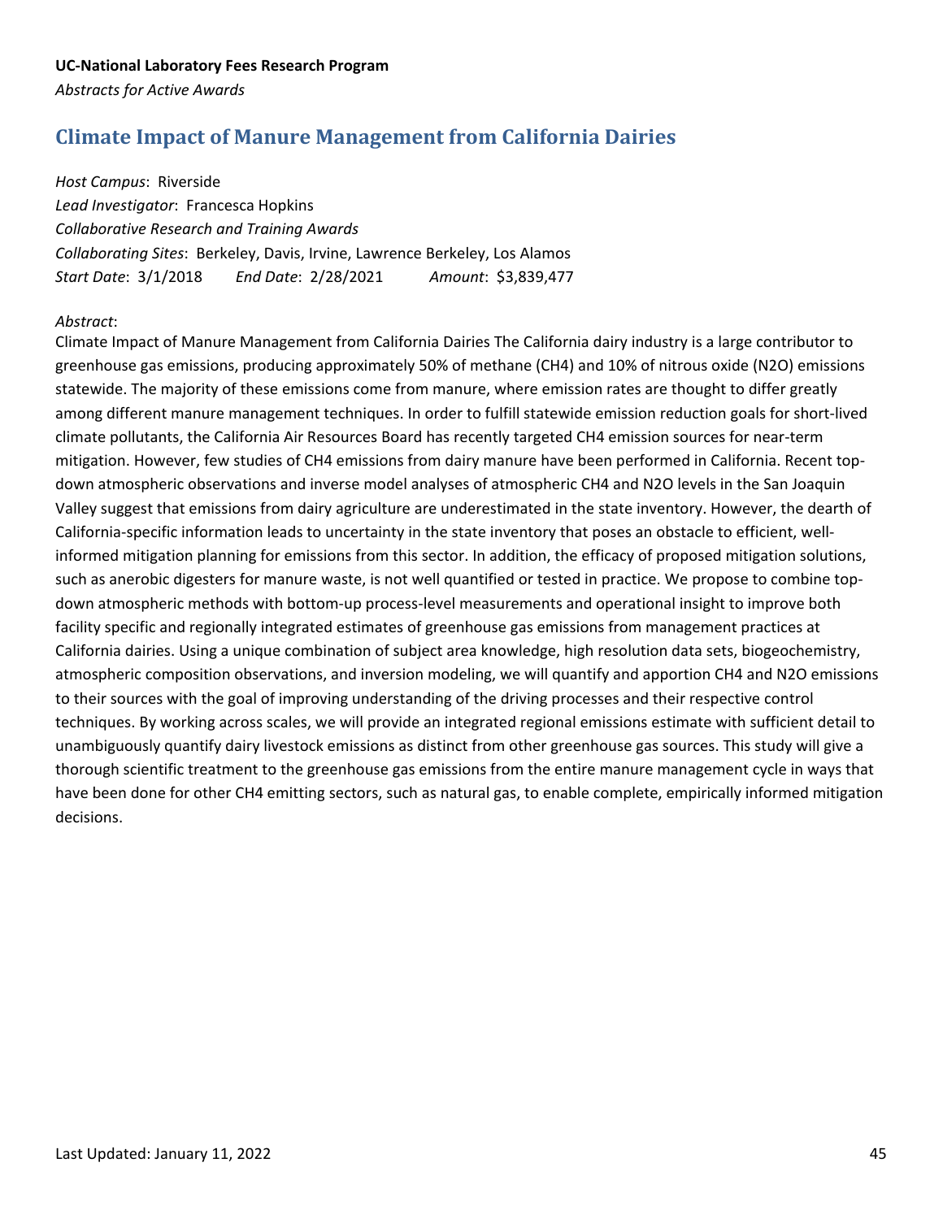**UC-National Laboratory Fees Research Program**

*Abstracts for Active Awards*

## Climate Impact of Manure Management from California Dairies

*Host Campus*: Riverside
*Lead Investigator*: Francesca Hopkins
*Collaborative Research and Training Awards*
*Collaborating Sites*: Berkeley, Davis, Irvine, Lawrence Berkeley, Los Alamos
*Start Date*: 3/1/2018 *End Date*: 2/28/2021 *Amount*: $3,839,477

*Abstract*:
Climate Impact of Manure Management from California Dairies The California dairy industry is a large contributor to greenhouse gas emissions, producing approximately 50% of methane ($CH_4$) and 10% of nitrous oxide ($N_2O$) emissions statewide. The majority of these emissions come from manure, where emission rates are thought to differ greatly among different manure management techniques. In order to fulfill statewide emission reduction goals for short-lived climate pollutants, the California Air Resources Board has recently targeted $CH_4$ emission sources for near-term mitigation. However, few studies of $CH_4$ emissions from dairy manure have been performed in California. Recent top-down atmospheric observations and inverse model analyses of atmospheric $CH_4$ and $N_2O$ levels in the San Joaquin Valley suggest that emissions from dairy agriculture are underestimated in the state inventory. However, the dearth of California-specific information leads to uncertainty in the state inventory that poses an obstacle to efficient, well-informed mitigation planning for emissions from this sector. In addition, the efficacy of proposed mitigation solutions, such as anerobic digesters for manure waste, is not well quantified or tested in practice. We propose to combine top-down atmospheric methods with bottom-up process-level measurements and operational insight to improve both facility specific and regionally integrated estimates of greenhouse gas emissions from management practices at California dairies. Using a unique combination of subject area knowledge, high resolution data sets, biogeochemistry, atmospheric composition observations, and inversion modeling, we will quantify and apportion $CH_4$ and $N_2O$ emissions to their sources with the goal of improving understanding of the driving processes and their respective control techniques. By working across scales, we will provide an integrated regional emissions estimate with sufficient detail to unambiguously quantify dairy livestock emissions as distinct from other greenhouse gas sources. This study will give a thorough scientific treatment to the greenhouse gas emissions from the entire manure management cycle in ways that have been done for other $CH_4$ emitting sectors, such as natural gas, to enable complete, empirically informed mitigation decisions.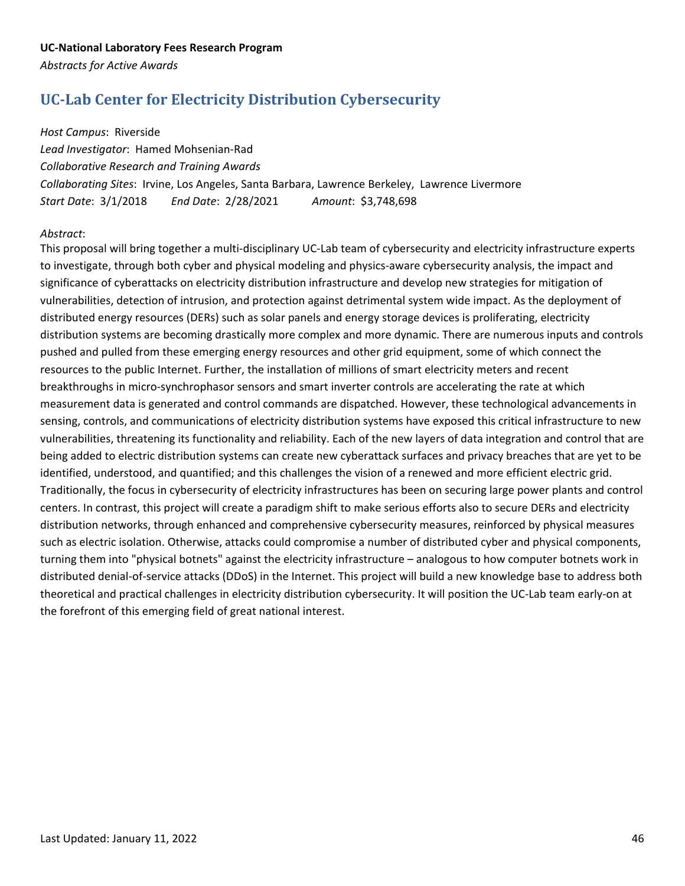## UC-Lab Center for Electricity Distribution Cybersecurity

*Host Campus*: Riverside
*Lead Investigator*: Hamed Mohsenian-Rad
*Collaborative Research and Training Awards*
*Collaborating Sites*: Irvine, Los Angeles, Santa Barbara, Lawrence Berkeley, Lawrence Livermore
*Start Date*: 3/1/2018 *End Date*: 2/28/2021 *Amount*: $3,748,698

*Abstract*:
This proposal will bring together a multi-disciplinary UC-Lab team of cybersecurity and electricity infrastructure experts to investigate, through both cyber and physical modeling and physics-aware cybersecurity analysis, the impact and significance of cyberattacks on electricity distribution infrastructure and develop new strategies for mitigation of vulnerabilities, detection of intrusion, and protection against detrimental system wide impact. As the deployment of distributed energy resources (DERs) such as solar panels and energy storage devices is proliferating, electricity distribution systems are becoming drastically more complex and more dynamic. There are numerous inputs and controls pushed and pulled from these emerging energy resources and other grid equipment, some of which connect the resources to the public Internet. Further, the installation of millions of smart electricity meters and recent breakthroughs in micro-synchrophasor sensors and smart inverter controls are accelerating the rate at which measurement data is generated and control commands are dispatched. However, these technological advancements in sensing, controls, and communications of electricity distribution systems have exposed this critical infrastructure to new vulnerabilities, threatening its functionality and reliability. Each of the new layers of data integration and control that are being added to electric distribution systems can create new cyberattack surfaces and privacy breaches that are yet to be identified, understood, and quantified; and this challenges the vision of a renewed and more efficient electric grid. Traditionally, the focus in cybersecurity of electricity infrastructures has been on securing large power plants and control centers. In contrast, this project will create a paradigm shift to make serious efforts also to secure DERs and electricity distribution networks, through enhanced and comprehensive cybersecurity measures, reinforced by physical measures such as electric isolation. Otherwise, attacks could compromise a number of distributed cyber and physical components, turning them into "physical botnets" against the electricity infrastructure – analogous to how computer botnets work in distributed denial-of-service attacks (DDoS) in the Internet. This project will build a new knowledge base to address both theoretical and practical challenges in electricity distribution cybersecurity. It will position the UC-Lab team early-on at the forefront of this emerging field of great national interest.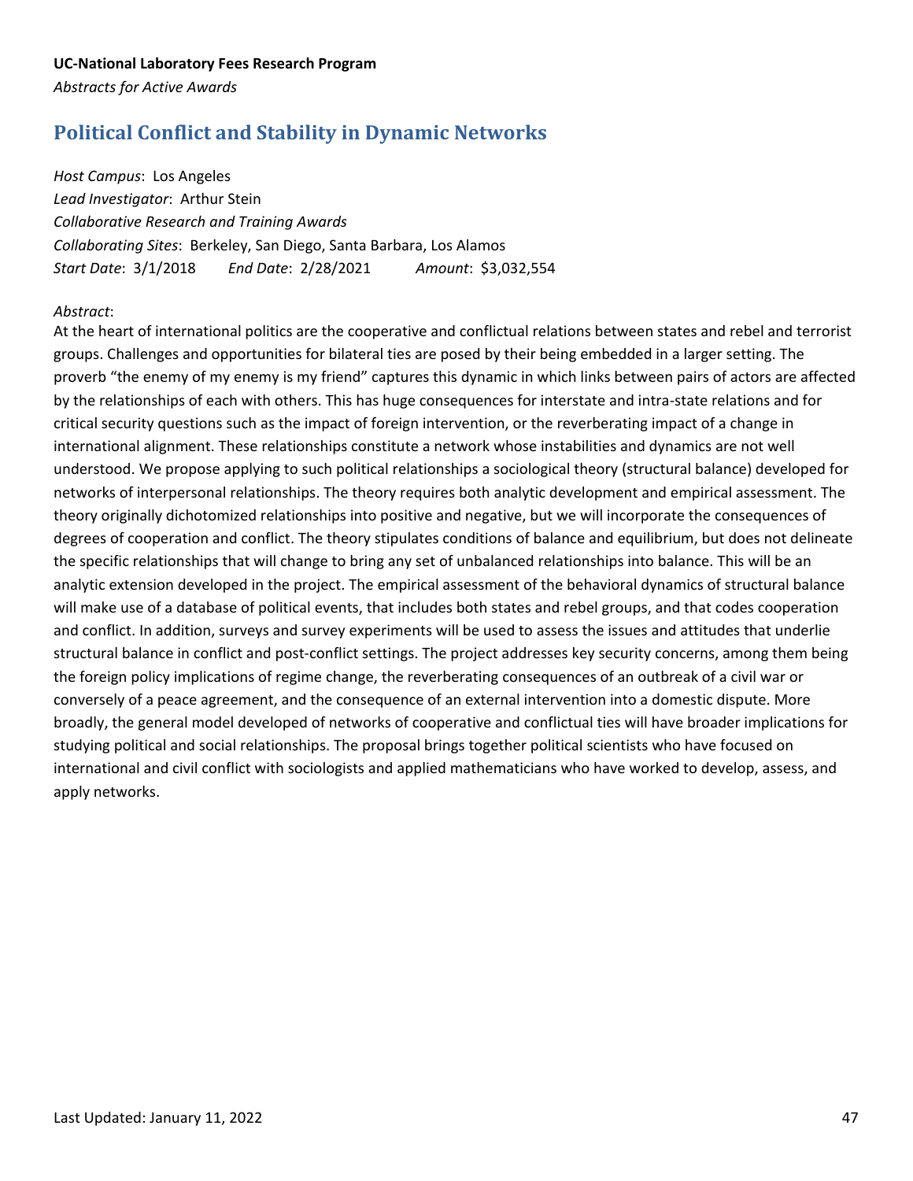# Political Conflict and Stability in Dynamic Networks

*Host Campus*: Los Angeles
*Lead Investigator*: Arthur Stein
*Collaborative Research and Training Awards*
*Collaborating Sites*: Berkeley, San Diego, Santa Barbara, Los Alamos
*Start Date*: 3/1/2018 *End Date*: 2/28/2021 *Amount*: $3,032,554

*Abstract*:
At the heart of international politics are the cooperative and conflictual relations between states and rebel and terrorist groups. Challenges and opportunities for bilateral ties are posed by their being embedded in a larger setting. The proverb "the enemy of my enemy is my friend" captures this dynamic in which links between pairs of actors are affected by the relationships of each with others. This has huge consequences for interstate and intra-state relations and for critical security questions such as the impact of foreign intervention, or the reverberating impact of a change in international alignment. These relationships constitute a network whose instabilities and dynamics are not well understood. We propose applying to such political relationships a sociological theory (structural balance) developed for networks of interpersonal relationships. The theory requires both analytic development and empirical assessment. The theory originally dichotomized relationships into positive and negative, but we will incorporate the consequences of degrees of cooperation and conflict. The theory stipulates conditions of balance and equilibrium, but does not delineate the specific relationships that will change to bring any set of unbalanced relationships into balance. This will be an analytic extension developed in the project. The empirical assessment of the behavioral dynamics of structural balance will make use of a database of political events, that includes both states and rebel groups, and that codes cooperation and conflict. In addition, surveys and survey experiments will be used to assess the issues and attitudes that underlie structural balance in conflict and post-conflict settings. The project addresses key security concerns, among them being the foreign policy implications of regime change, the reverberating consequences of an outbreak of a civil war or conversely of a peace agreement, and the consequence of an external intervention into a domestic dispute. More broadly, the general model developed of networks of cooperative and conflictual ties will have broader implications for studying political and social relationships. The proposal brings together political scientists who have focused on international and civil conflict with sociologists and applied mathematicians who have worked to develop, assess, and apply networks.